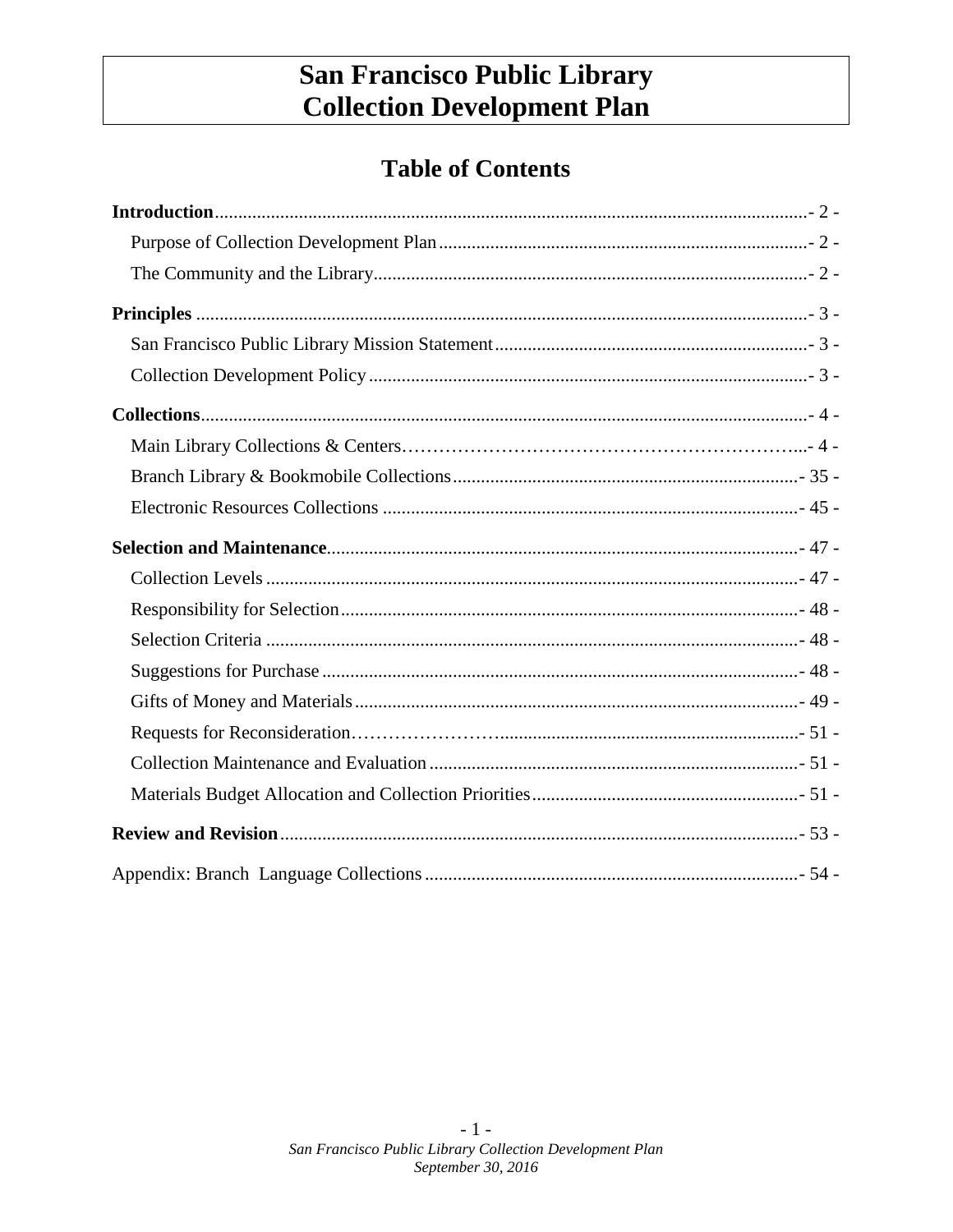# San Francisco Public Library
# Collection Development Plan

## Table of Contents

**Introduction** .................................................................................................. - 2 -
- Purpose of Collection Development Plan .................................................. - 2 -
- The Community and the Library ................................................................ - 2 -

**Principles** ...................................................................................................... - 3 -
- San Francisco Public Library Mission Statement ........................................ - 3 -
- Collection Development Policy ................................................................... - 3 -

**Collections** .................................................................................................... - 4 -
- Main Library Collections & Centers ............................................................ - 4 -
- Branch Library & Bookmobile Collections .................................................. - 35 -
- Electronic Resources Collections ............................................................... - 45 -

**Selection and Maintenance** ........................................................................... - 47 -
- Collection Levels ........................................................................................ - 47 -
- Responsibility for Selection ........................................................................ - 48 -
- Selection Criteria ........................................................................................ - 48 -
- Suggestions for Purchase ............................................................................ - 48 -
- Gifts of Money and Materials ..................................................................... - 49 -
- Requests for Reconsideration ..................................................................... - 51 -
- Collection Maintenance and Evaluation ...................................................... - 51 -
- Materials Budget Allocation and Collection Priorities ................................. - 51 -

**Review and Revision** ..................................................................................... - 53 -

Appendix: Branch Language Collections ......................................................... - 54 -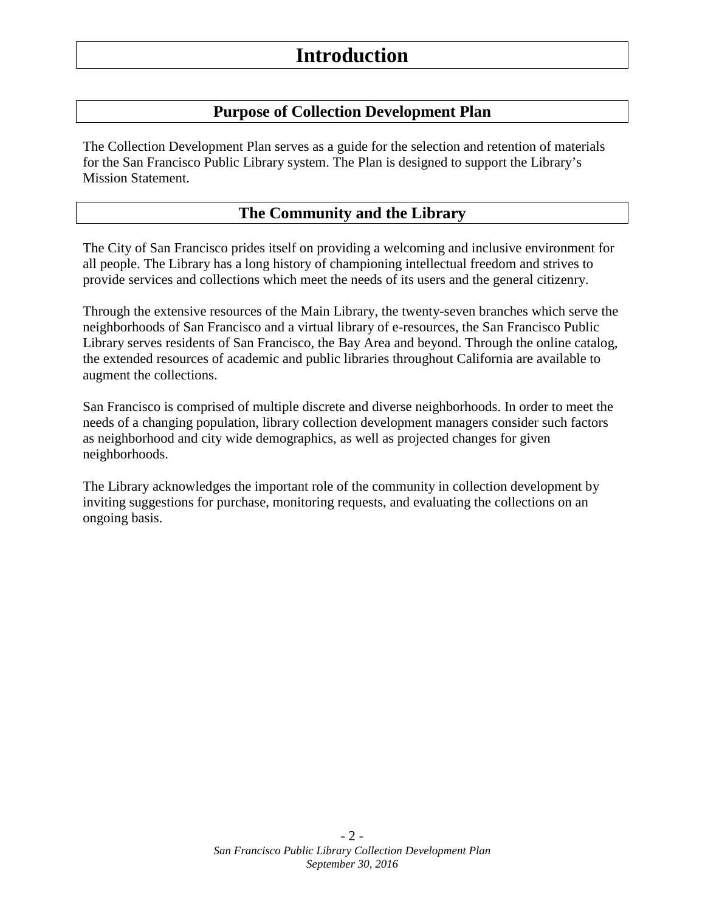# Introduction

## Purpose of Collection Development Plan

The Collection Development Plan serves as a guide for the selection and retention of materials for the San Francisco Public Library system. The Plan is designed to support the Library's Mission Statement.

## The Community and the Library

The City of San Francisco prides itself on providing a welcoming and inclusive environment for all people. The Library has a long history of championing intellectual freedom and strives to provide services and collections which meet the needs of its users and the general citizenry.

Through the extensive resources of the Main Library, the twenty-seven branches which serve the neighborhoods of San Francisco and a virtual library of e-resources, the San Francisco Public Library serves residents of San Francisco, the Bay Area and beyond. Through the online catalog, the extended resources of academic and public libraries throughout California are available to augment the collections.

San Francisco is comprised of multiple discrete and diverse neighborhoods. In order to meet the needs of a changing population, library collection development managers consider such factors as neighborhood and city wide demographics, as well as projected changes for given neighborhoods.

The Library acknowledges the important role of the community in collection development by inviting suggestions for purchase, monitoring requests, and evaluating the collections on an ongoing basis.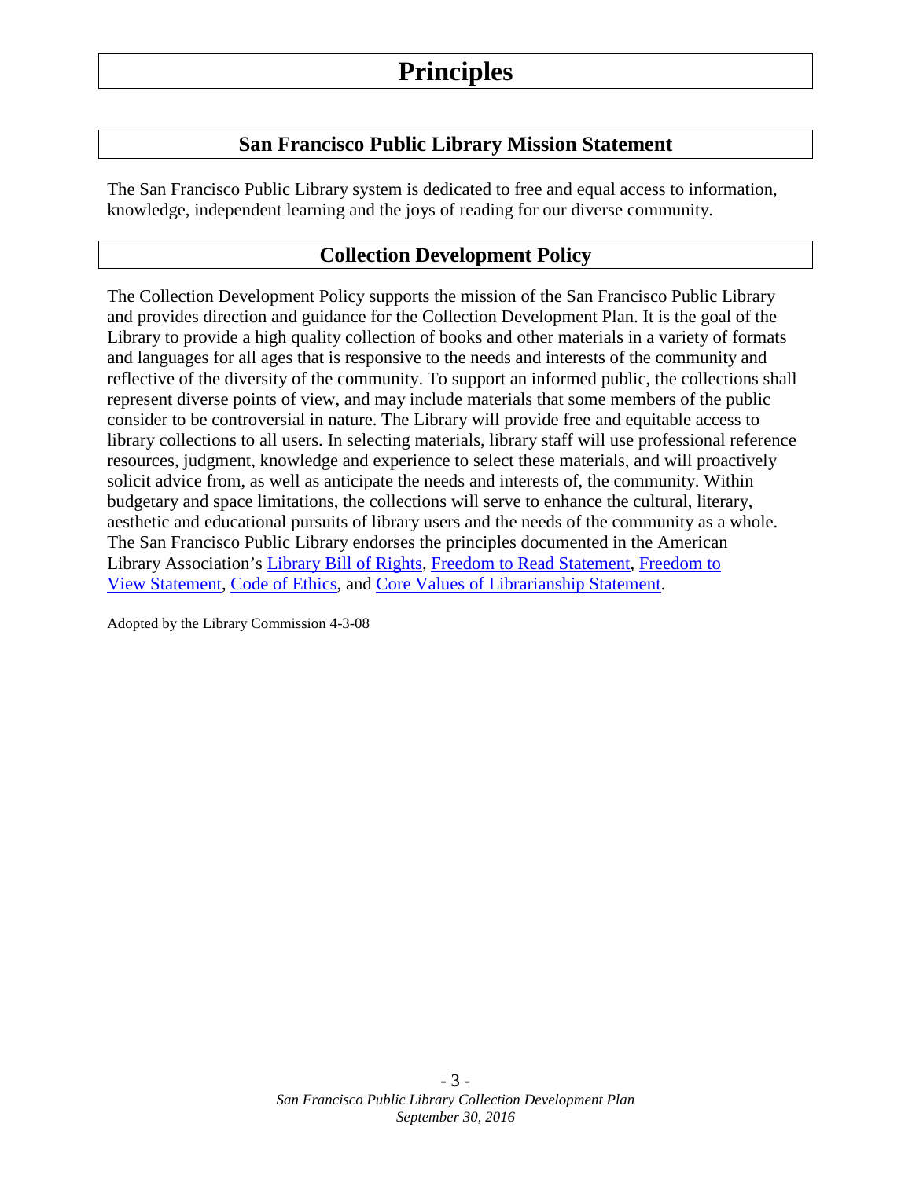# Principles

## San Francisco Public Library Mission Statement

The San Francisco Public Library system is dedicated to free and equal access to information, knowledge, independent learning and the joys of reading for our diverse community.

## Collection Development Policy

The Collection Development Policy supports the mission of the San Francisco Public Library and provides direction and guidance for the Collection Development Plan. It is the goal of the Library to provide a high quality collection of books and other materials in a variety of formats and languages for all ages that is responsive to the needs and interests of the community and reflective of the diversity of the community. To support an informed public, the collections shall represent diverse points of view, and may include materials that some members of the public consider to be controversial in nature. The Library will provide free and equitable access to library collections to all users. In selecting materials, library staff will use professional reference resources, judgment, knowledge and experience to select these materials, and will proactively solicit advice from, as well as anticipate the needs and interests of, the community. Within budgetary and space limitations, the collections will serve to enhance the cultural, literary, aesthetic and educational pursuits of library users and the needs of the community as a whole. The San Francisco Public Library endorses the principles documented in the American Library Association's Library Bill of Rights, Freedom to Read Statement, Freedom to View Statement, Code of Ethics, and Core Values of Librarianship Statement.

Adopted by the Library Commission 4-3-08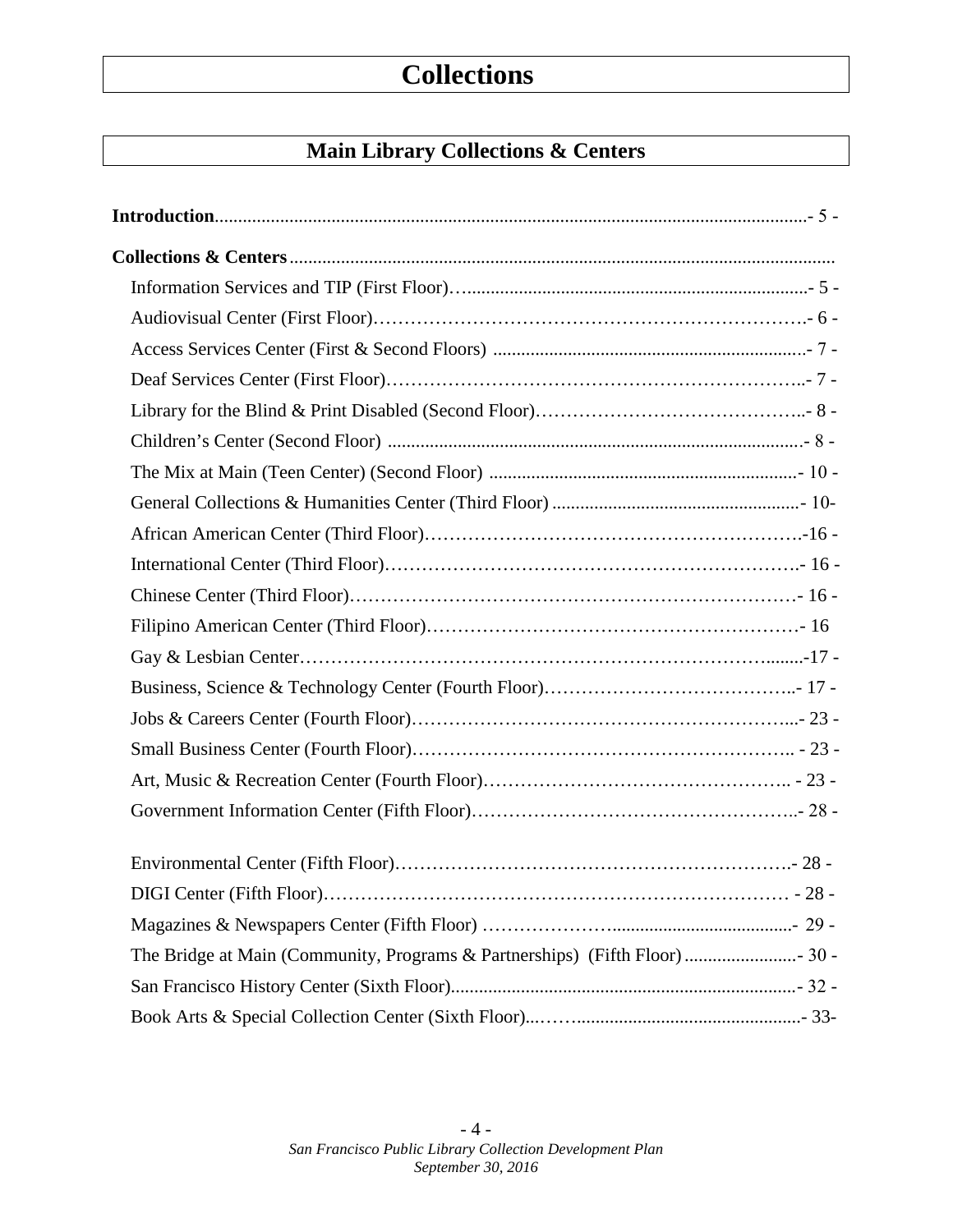# Collections

## Main Library Collections & Centers

**Introduction** - 5 -

**Collections & Centers**

- Information Services and TIP (First Floor) - 5 -
- Audiovisual Center (First Floor) - 6 -
- Access Services Center (First & Second Floors) - 7 -
- Deaf Services Center (First Floor) - 7 -
- Library for the Blind & Print Disabled (Second Floor) - 8 -
- Children's Center (Second Floor) - 8 -
- The Mix at Main (Teen Center) (Second Floor) - 10 -
- General Collections & Humanities Center (Third Floor) - 10-
- African American Center (Third Floor) -16 -
- International Center (Third Floor) - 16 -
- Chinese Center (Third Floor) - 16 -
- Filipino American Center (Third Floor) - 16
- Gay & Lesbian Center -17 -
- Business, Science & Technology Center (Fourth Floor) - 17 -
- Jobs & Careers Center (Fourth Floor) - 23 -
- Small Business Center (Fourth Floor) - 23 -
- Art, Music & Recreation Center (Fourth Floor) - 23 -
- Government Information Center (Fifth Floor) - 28 -
- Environmental Center (Fifth Floor) - 28 -
- DIGI Center (Fifth Floor) - 28 -
- Magazines & Newspapers Center (Fifth Floor) - 29 -
- The Bridge at Main (Community, Programs & Partnerships) (Fifth Floor) - 30 -
- San Francisco History Center (Sixth Floor) - 32 -
- Book Arts & Special Collection Center (Sixth Floor) - 33-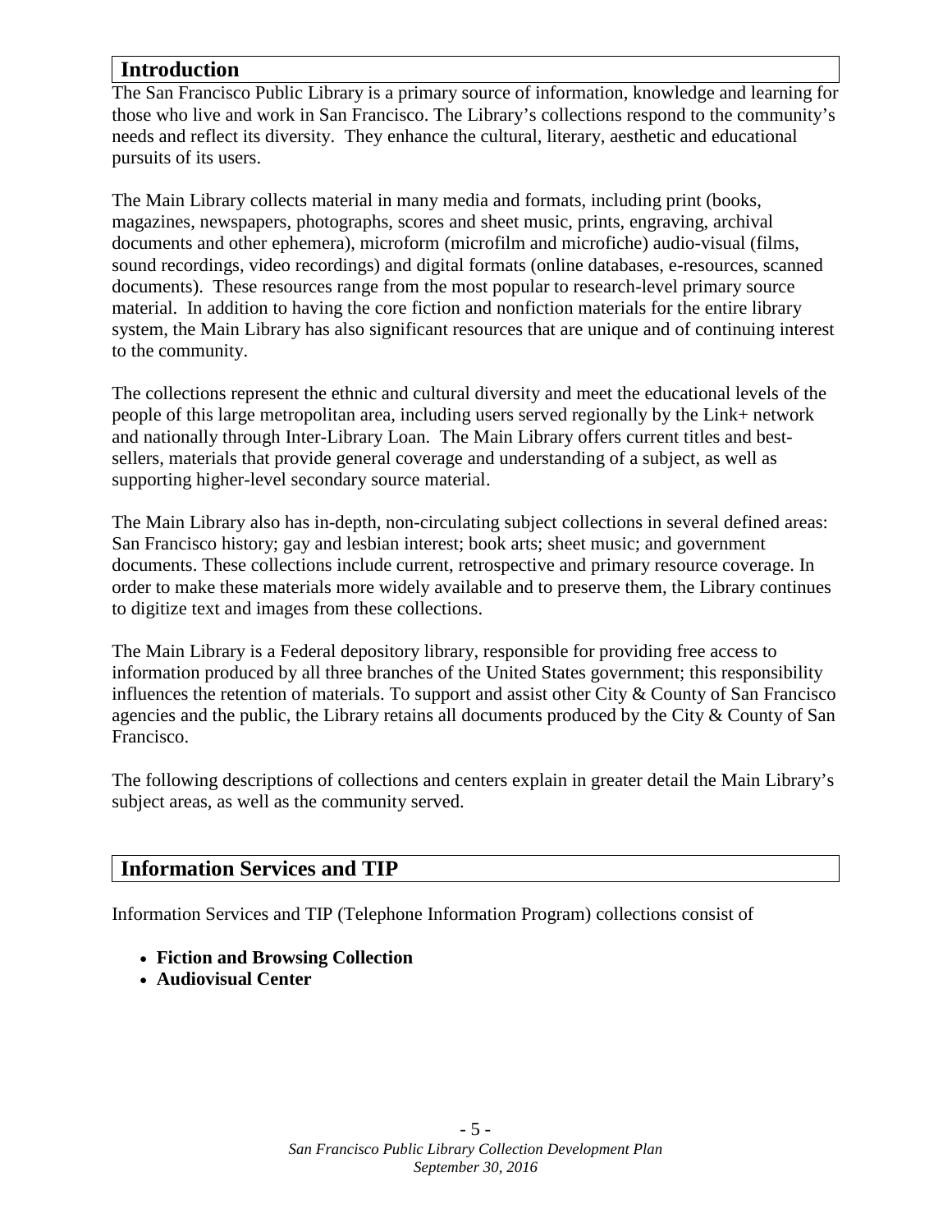## Introduction

The San Francisco Public Library is a primary source of information, knowledge and learning for those who live and work in San Francisco. The Library's collections respond to the community's needs and reflect its diversity. They enhance the cultural, literary, aesthetic and educational pursuits of its users.

The Main Library collects material in many media and formats, including print (books, magazines, newspapers, photographs, scores and sheet music, prints, engraving, archival documents and other ephemera), microform (microfilm and microfiche) audio-visual (films, sound recordings, video recordings) and digital formats (online databases, e-resources, scanned documents). These resources range from the most popular to research-level primary source material. In addition to having the core fiction and nonfiction materials for the entire library system, the Main Library has also significant resources that are unique and of continuing interest to the community.

The collections represent the ethnic and cultural diversity and meet the educational levels of the people of this large metropolitan area, including users served regionally by the Link+ network and nationally through Inter-Library Loan. The Main Library offers current titles and best-sellers, materials that provide general coverage and understanding of a subject, as well as supporting higher-level secondary source material.

The Main Library also has in-depth, non-circulating subject collections in several defined areas: San Francisco history; gay and lesbian interest; book arts; sheet music; and government documents. These collections include current, retrospective and primary resource coverage. In order to make these materials more widely available and to preserve them, the Library continues to digitize text and images from these collections.

The Main Library is a Federal depository library, responsible for providing free access to information produced by all three branches of the United States government; this responsibility influences the retention of materials. To support and assist other City & County of San Francisco agencies and the public, the Library retains all documents produced by the City & County of San Francisco.

The following descriptions of collections and centers explain in greater detail the Main Library's subject areas, as well as the community served.

## Information Services and TIP

Information Services and TIP (Telephone Information Program) collections consist of

- **Fiction and Browsing Collection**
- **Audiovisual Center**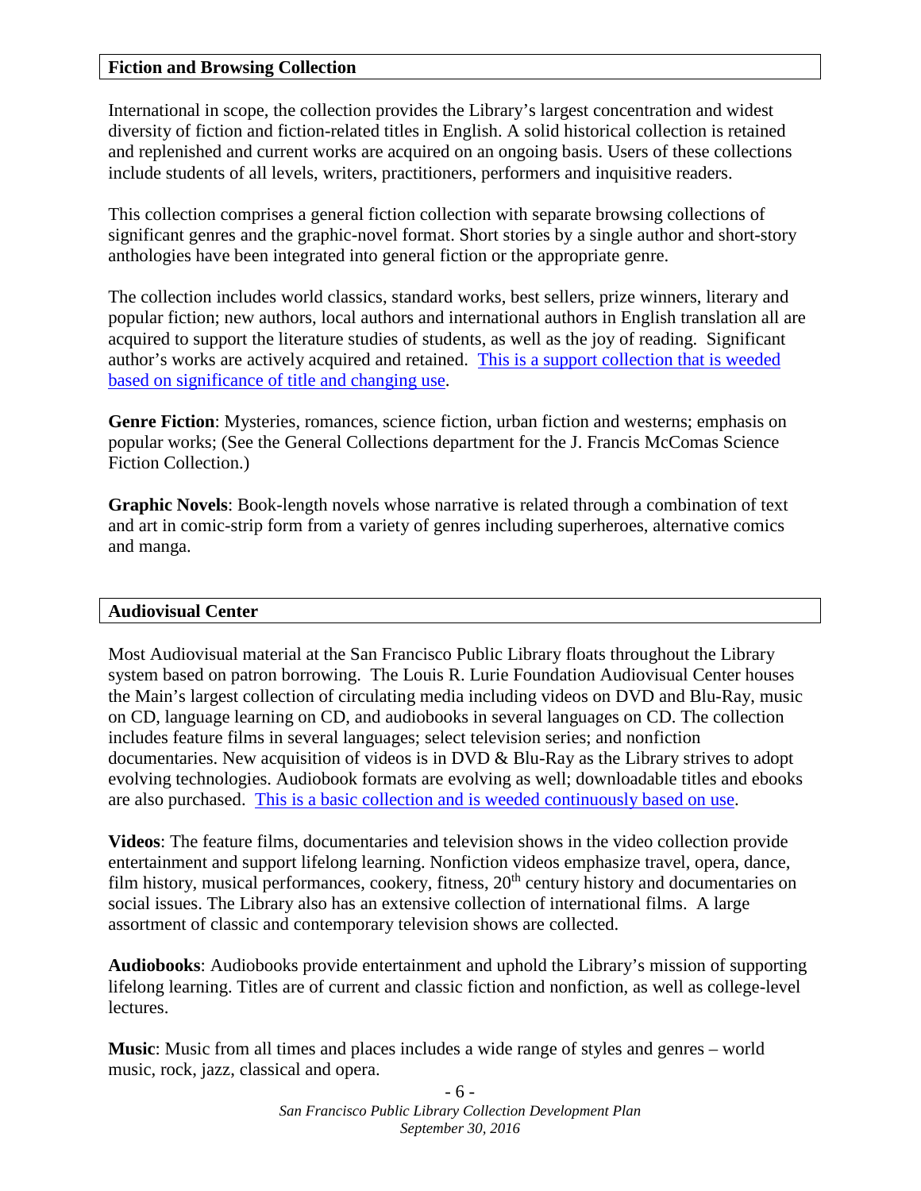## Fiction and Browsing Collection

International in scope, the collection provides the Library's largest concentration and widest diversity of fiction and fiction-related titles in English. A solid historical collection is retained and replenished and current works are acquired on an ongoing basis. Users of these collections include students of all levels, writers, practitioners, performers and inquisitive readers.

This collection comprises a general fiction collection with separate browsing collections of significant genres and the graphic-novel format. Short stories by a single author and short-story anthologies have been integrated into general fiction or the appropriate genre.

The collection includes world classics, standard works, best sellers, prize winners, literary and popular fiction; new authors, local authors and international authors in English translation all are acquired to support the literature studies of students, as well as the joy of reading. Significant author's works are actively acquired and retained. This is a support collection that is weeded based on significance of title and changing use.

**Genre Fiction**: Mysteries, romances, science fiction, urban fiction and westerns; emphasis on popular works; (See the General Collections department for the J. Francis McComas Science Fiction Collection.)

**Graphic Novels**: Book-length novels whose narrative is related through a combination of text and art in comic-strip form from a variety of genres including superheroes, alternative comics and manga.

## Audiovisual Center

Most Audiovisual material at the San Francisco Public Library floats throughout the Library system based on patron borrowing. The Louis R. Lurie Foundation Audiovisual Center houses the Main's largest collection of circulating media including videos on DVD and Blu-Ray, music on CD, language learning on CD, and audiobooks in several languages on CD. The collection includes feature films in several languages; select television series; and nonfiction documentaries. New acquisition of videos is in DVD & Blu-Ray as the Library strives to adopt evolving technologies. Audiobook formats are evolving as well; downloadable titles and ebooks are also purchased. This is a basic collection and is weeded continuously based on use.

**Videos**: The feature films, documentaries and television shows in the video collection provide entertainment and support lifelong learning. Nonfiction videos emphasize travel, opera, dance, film history, musical performances, cookery, fitness, 20th century history and documentaries on social issues. The Library also has an extensive collection of international films. A large assortment of classic and contemporary television shows are collected.

**Audiobooks**: Audiobooks provide entertainment and uphold the Library's mission of supporting lifelong learning. Titles are of current and classic fiction and nonfiction, as well as college-level lectures.

**Music**: Music from all times and places includes a wide range of styles and genres – world music, rock, jazz, classical and opera.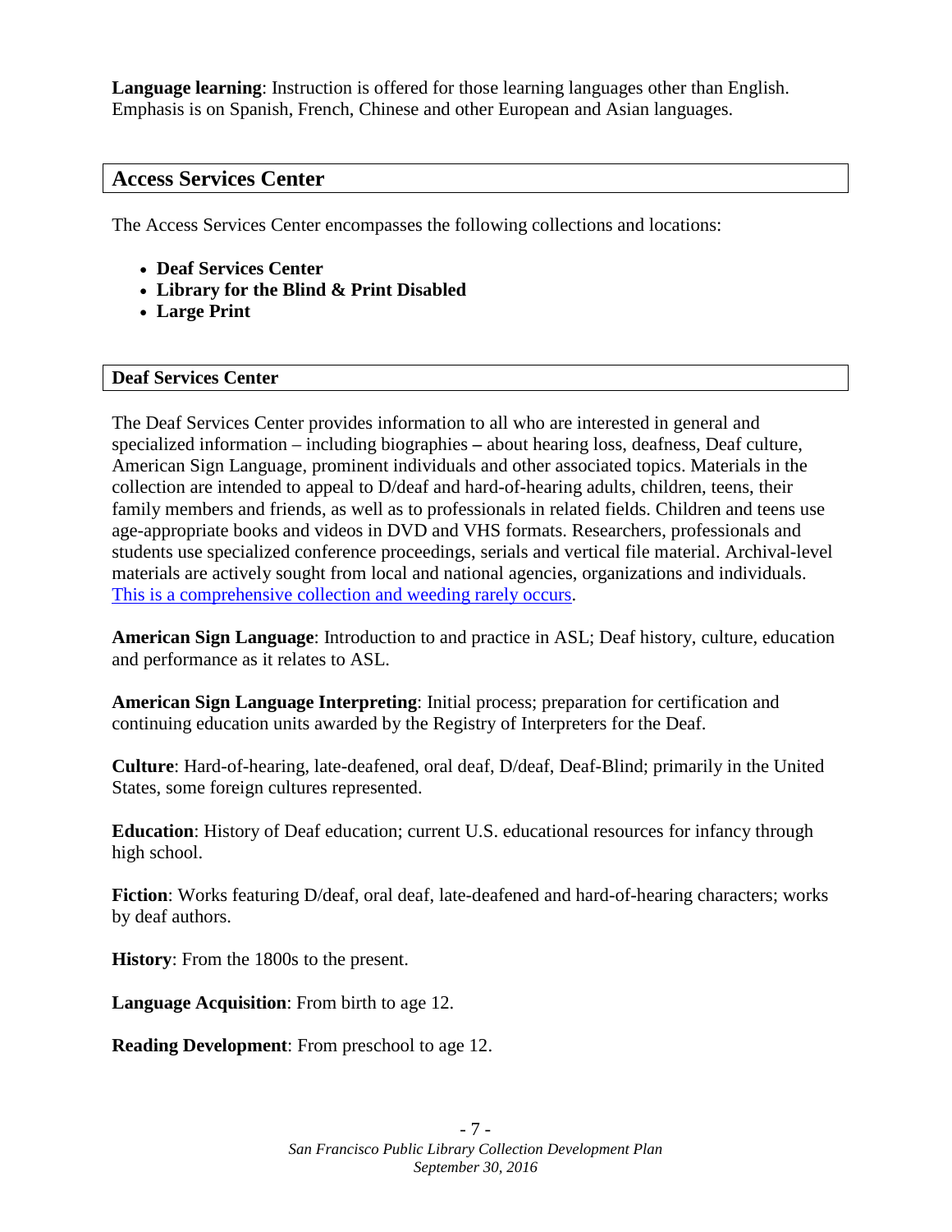**Language learning**: Instruction is offered for those learning languages other than English. Emphasis is on Spanish, French, Chinese and other European and Asian languages.

## Access Services Center

The Access Services Center encompasses the following collections and locations:

- **Deaf Services Center**
- **Library for the Blind & Print Disabled**
- **Large Print**

### Deaf Services Center

The Deaf Services Center provides information to all who are interested in general and specialized information – including biographies **–** about hearing loss, deafness, Deaf culture, American Sign Language, prominent individuals and other associated topics. Materials in the collection are intended to appeal to D/deaf and hard-of-hearing adults, children, teens, their family members and friends, as well as to professionals in related fields. Children and teens use age-appropriate books and videos in DVD and VHS formats. Researchers, professionals and students use specialized conference proceedings, serials and vertical file material. Archival-level materials are actively sought from local and national agencies, organizations and individuals. This is a comprehensive collection and weeding rarely occurs.

**American Sign Language**: Introduction to and practice in ASL; Deaf history, culture, education and performance as it relates to ASL.

**American Sign Language Interpreting**: Initial process; preparation for certification and continuing education units awarded by the Registry of Interpreters for the Deaf.

**Culture**: Hard-of-hearing, late-deafened, oral deaf, D/deaf, Deaf-Blind; primarily in the United States, some foreign cultures represented.

**Education**: History of Deaf education; current U.S. educational resources for infancy through high school.

**Fiction**: Works featuring D/deaf, oral deaf, late-deafened and hard-of-hearing characters; works by deaf authors.

**History**: From the 1800s to the present.

**Language Acquisition**: From birth to age 12.

**Reading Development**: From preschool to age 12.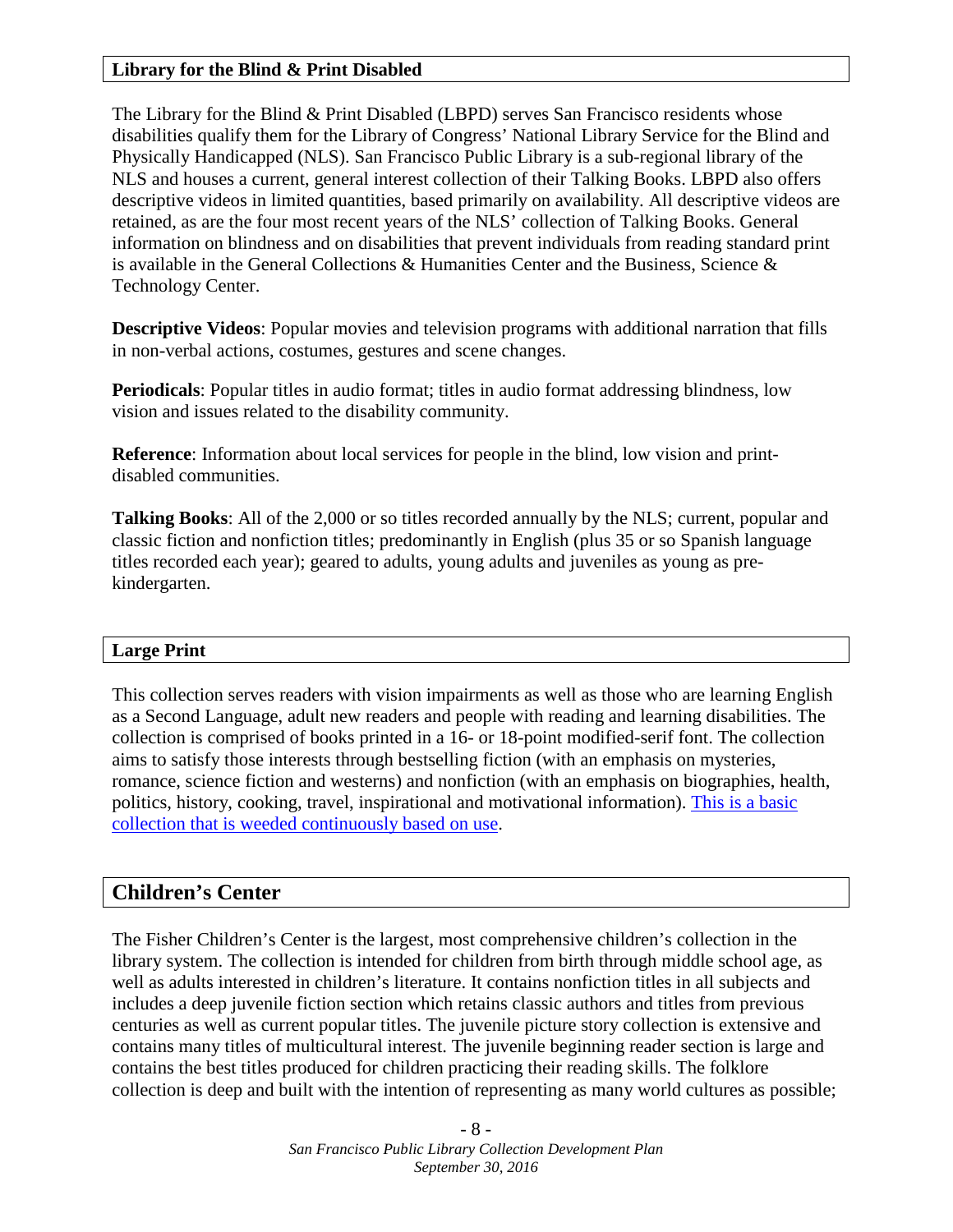### Library for the Blind & Print Disabled

The Library for the Blind & Print Disabled (LBPD) serves San Francisco residents whose disabilities qualify them for the Library of Congress' National Library Service for the Blind and Physically Handicapped (NLS). San Francisco Public Library is a sub-regional library of the NLS and houses a current, general interest collection of their Talking Books. LBPD also offers descriptive videos in limited quantities, based primarily on availability. All descriptive videos are retained, as are the four most recent years of the NLS' collection of Talking Books. General information on blindness and on disabilities that prevent individuals from reading standard print is available in the General Collections & Humanities Center and the Business, Science & Technology Center.

**Descriptive Videos**: Popular movies and television programs with additional narration that fills in non-verbal actions, costumes, gestures and scene changes.

**Periodicals**: Popular titles in audio format; titles in audio format addressing blindness, low vision and issues related to the disability community.

**Reference**: Information about local services for people in the blind, low vision and print-disabled communities.

**Talking Books**: All of the 2,000 or so titles recorded annually by the NLS; current, popular and classic fiction and nonfiction titles; predominantly in English (plus 35 or so Spanish language titles recorded each year); geared to adults, young adults and juveniles as young as pre-kindergarten.

### Large Print

This collection serves readers with vision impairments as well as those who are learning English as a Second Language, adult new readers and people with reading and learning disabilities. The collection is comprised of books printed in a 16- or 18-point modified-serif font. The collection aims to satisfy those interests through bestselling fiction (with an emphasis on mysteries, romance, science fiction and westerns) and nonfiction (with an emphasis on biographies, health, politics, history, cooking, travel, inspirational and motivational information). This is a basic collection that is weeded continuously based on use.

## Children's Center

The Fisher Children's Center is the largest, most comprehensive children's collection in the library system. The collection is intended for children from birth through middle school age, as well as adults interested in children's literature. It contains nonfiction titles in all subjects and includes a deep juvenile fiction section which retains classic authors and titles from previous centuries as well as current popular titles. The juvenile picture story collection is extensive and contains many titles of multicultural interest. The juvenile beginning reader section is large and contains the best titles produced for children practicing their reading skills. The folklore collection is deep and built with the intention of representing as many world cultures as possible;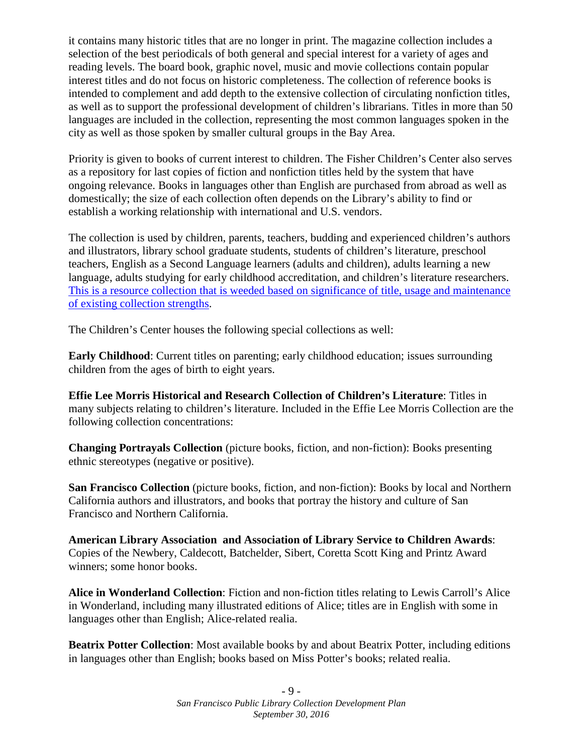it contains many historic titles that are no longer in print. The magazine collection includes a selection of the best periodicals of both general and special interest for a variety of ages and reading levels. The board book, graphic novel, music and movie collections contain popular interest titles and do not focus on historic completeness. The collection of reference books is intended to complement and add depth to the extensive collection of circulating nonfiction titles, as well as to support the professional development of children's librarians. Titles in more than 50 languages are included in the collection, representing the most common languages spoken in the city as well as those spoken by smaller cultural groups in the Bay Area.

Priority is given to books of current interest to children. The Fisher Children's Center also serves as a repository for last copies of fiction and nonfiction titles held by the system that have ongoing relevance. Books in languages other than English are purchased from abroad as well as domestically; the size of each collection often depends on the Library's ability to find or establish a working relationship with international and U.S. vendors.

The collection is used by children, parents, teachers, budding and experienced children's authors and illustrators, library school graduate students, students of children's literature, preschool teachers, English as a Second Language learners (adults and children), adults learning a new language, adults studying for early childhood accreditation, and children's literature researchers. This is a resource collection that is weeded based on significance of title, usage and maintenance of existing collection strengths.

The Children's Center houses the following special collections as well:

**Early Childhood**: Current titles on parenting; early childhood education; issues surrounding children from the ages of birth to eight years.

**Effie Lee Morris Historical and Research Collection of Children's Literature**: Titles in many subjects relating to children's literature. Included in the Effie Lee Morris Collection are the following collection concentrations:

**Changing Portrayals Collection** (picture books, fiction, and non-fiction): Books presenting ethnic stereotypes (negative or positive).

**San Francisco Collection** (picture books, fiction, and non-fiction): Books by local and Northern California authors and illustrators, and books that portray the history and culture of San Francisco and Northern California.

**American Library Association and Association of Library Service to Children Awards**: Copies of the Newbery, Caldecott, Batchelder, Sibert, Coretta Scott King and Printz Award winners; some honor books.

**Alice in Wonderland Collection**: Fiction and non-fiction titles relating to Lewis Carroll's Alice in Wonderland, including many illustrated editions of Alice; titles are in English with some in languages other than English; Alice-related realia.

**Beatrix Potter Collection**: Most available books by and about Beatrix Potter, including editions in languages other than English; books based on Miss Potter's books; related realia.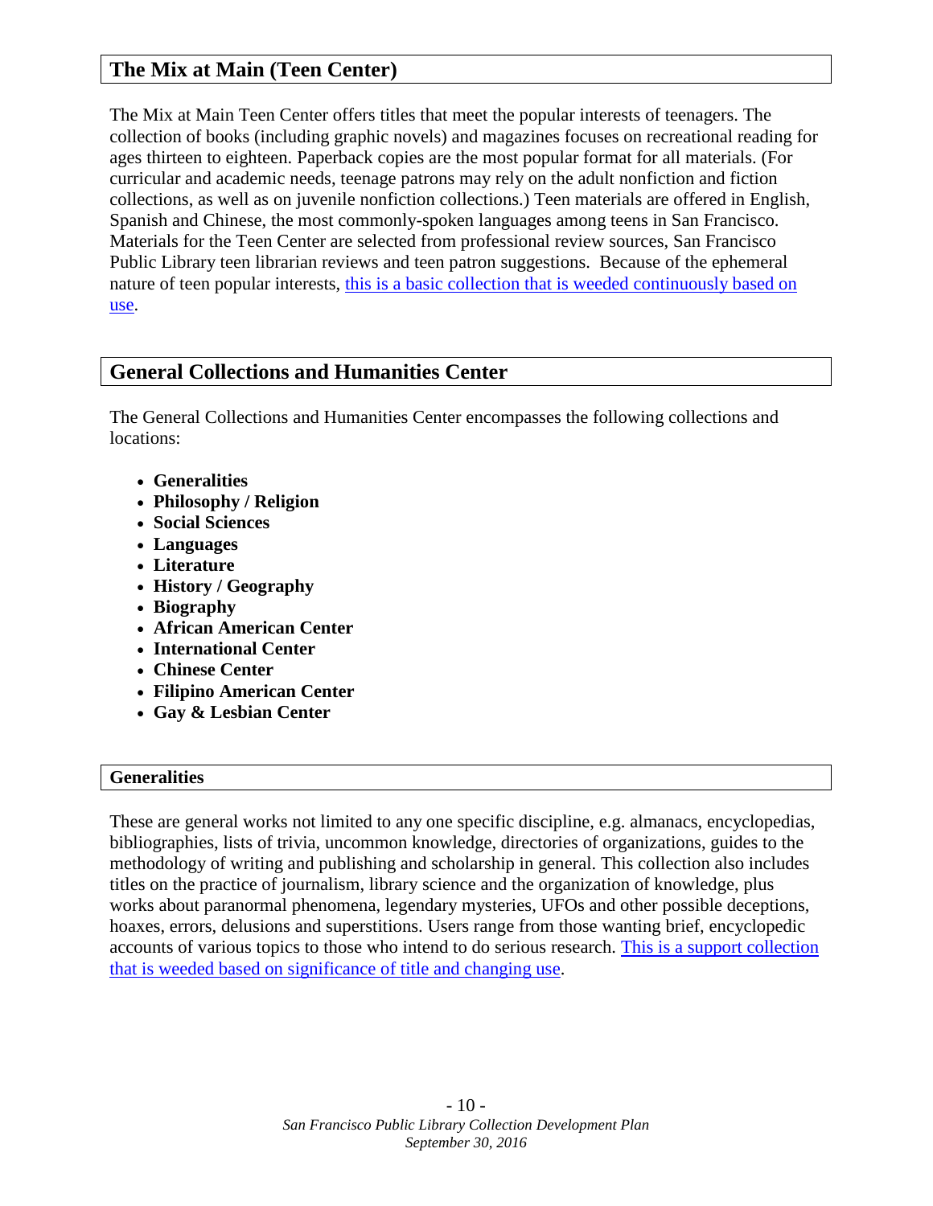## The Mix at Main (Teen Center)

The Mix at Main Teen Center offers titles that meet the popular interests of teenagers. The collection of books (including graphic novels) and magazines focuses on recreational reading for ages thirteen to eighteen. Paperback copies are the most popular format for all materials. (For curricular and academic needs, teenage patrons may rely on the adult nonfiction and fiction collections, as well as on juvenile nonfiction collections.) Teen materials are offered in English, Spanish and Chinese, the most commonly-spoken languages among teens in San Francisco. Materials for the Teen Center are selected from professional review sources, San Francisco Public Library teen librarian reviews and teen patron suggestions. Because of the ephemeral nature of teen popular interests, this is a basic collection that is weeded continuously based on use.

## General Collections and Humanities Center

The General Collections and Humanities Center encompasses the following collections and locations:

- **Generalities**
- **Philosophy / Religion**
- **Social Sciences**
- **Languages**
- **Literature**
- **History / Geography**
- **Biography**
- **African American Center**
- **International Center**
- **Chinese Center**
- **Filipino American Center**
- **Gay & Lesbian Center**

### Generalities

These are general works not limited to any one specific discipline, e.g. almanacs, encyclopedias, bibliographies, lists of trivia, uncommon knowledge, directories of organizations, guides to the methodology of writing and publishing and scholarship in general. This collection also includes titles on the practice of journalism, library science and the organization of knowledge, plus works about paranormal phenomena, legendary mysteries, UFOs and other possible deceptions, hoaxes, errors, delusions and superstitions. Users range from those wanting brief, encyclopedic accounts of various topics to those who intend to do serious research. This is a support collection that is weeded based on significance of title and changing use.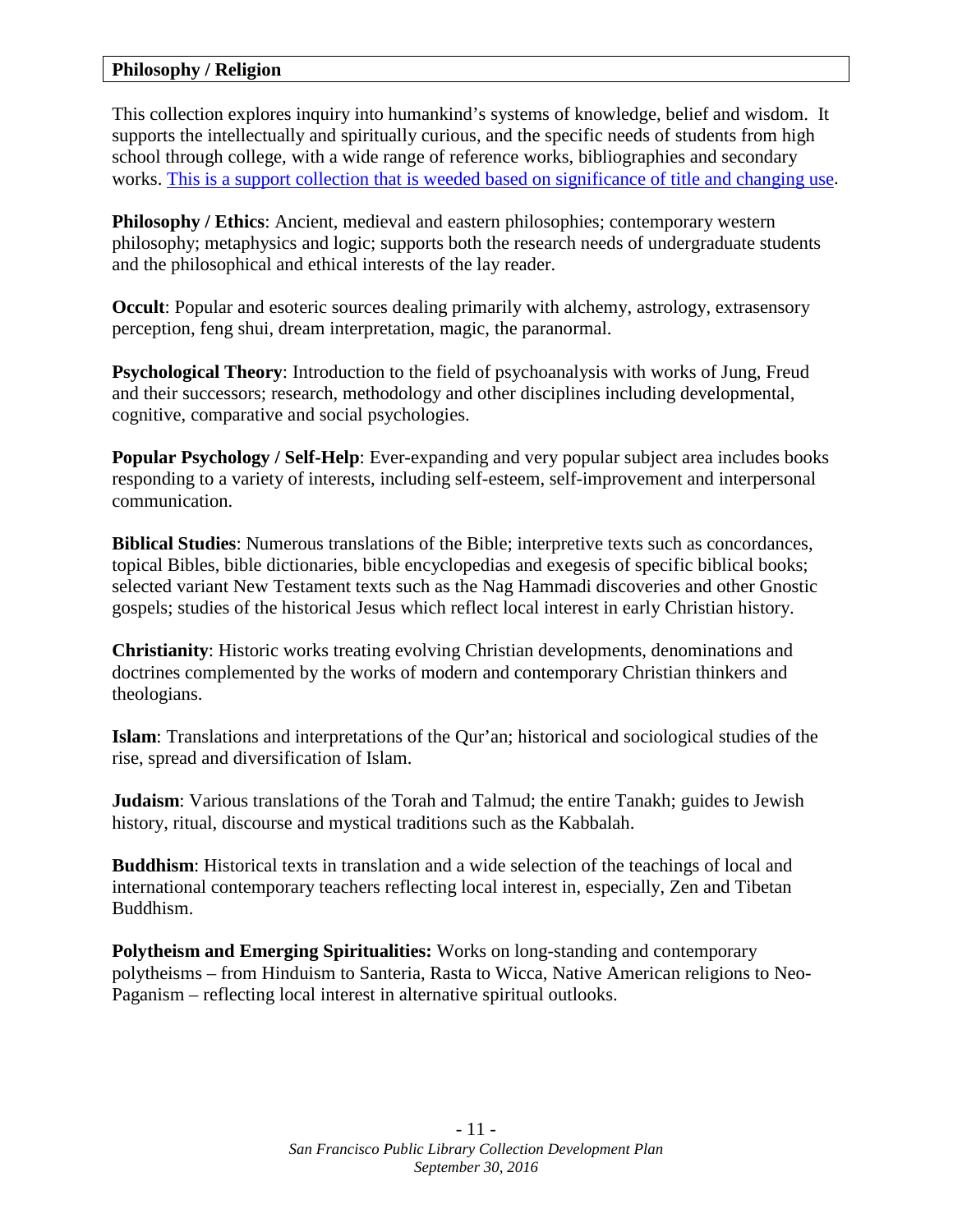## Philosophy / Religion

This collection explores inquiry into humankind's systems of knowledge, belief and wisdom. It supports the intellectually and spiritually curious, and the specific needs of students from high school through college, with a wide range of reference works, bibliographies and secondary works. This is a support collection that is weeded based on significance of title and changing use.

**Philosophy / Ethics**: Ancient, medieval and eastern philosophies; contemporary western philosophy; metaphysics and logic; supports both the research needs of undergraduate students and the philosophical and ethical interests of the lay reader.

**Occult**: Popular and esoteric sources dealing primarily with alchemy, astrology, extrasensory perception, feng shui, dream interpretation, magic, the paranormal.

**Psychological Theory**: Introduction to the field of psychoanalysis with works of Jung, Freud and their successors; research, methodology and other disciplines including developmental, cognitive, comparative and social psychologies.

**Popular Psychology / Self-Help**: Ever-expanding and very popular subject area includes books responding to a variety of interests, including self-esteem, self-improvement and interpersonal communication.

**Biblical Studies**: Numerous translations of the Bible; interpretive texts such as concordances, topical Bibles, bible dictionaries, bible encyclopedias and exegesis of specific biblical books; selected variant New Testament texts such as the Nag Hammadi discoveries and other Gnostic gospels; studies of the historical Jesus which reflect local interest in early Christian history.

**Christianity**: Historic works treating evolving Christian developments, denominations and doctrines complemented by the works of modern and contemporary Christian thinkers and theologians.

**Islam**: Translations and interpretations of the Qur'an; historical and sociological studies of the rise, spread and diversification of Islam.

**Judaism**: Various translations of the Torah and Talmud; the entire Tanakh; guides to Jewish history, ritual, discourse and mystical traditions such as the Kabbalah.

**Buddhism**: Historical texts in translation and a wide selection of the teachings of local and international contemporary teachers reflecting local interest in, especially, Zen and Tibetan Buddhism.

**Polytheism and Emerging Spiritualities:** Works on long-standing and contemporary polytheisms – from Hinduism to Santeria, Rasta to Wicca, Native American religions to Neo-Paganism – reflecting local interest in alternative spiritual outlooks.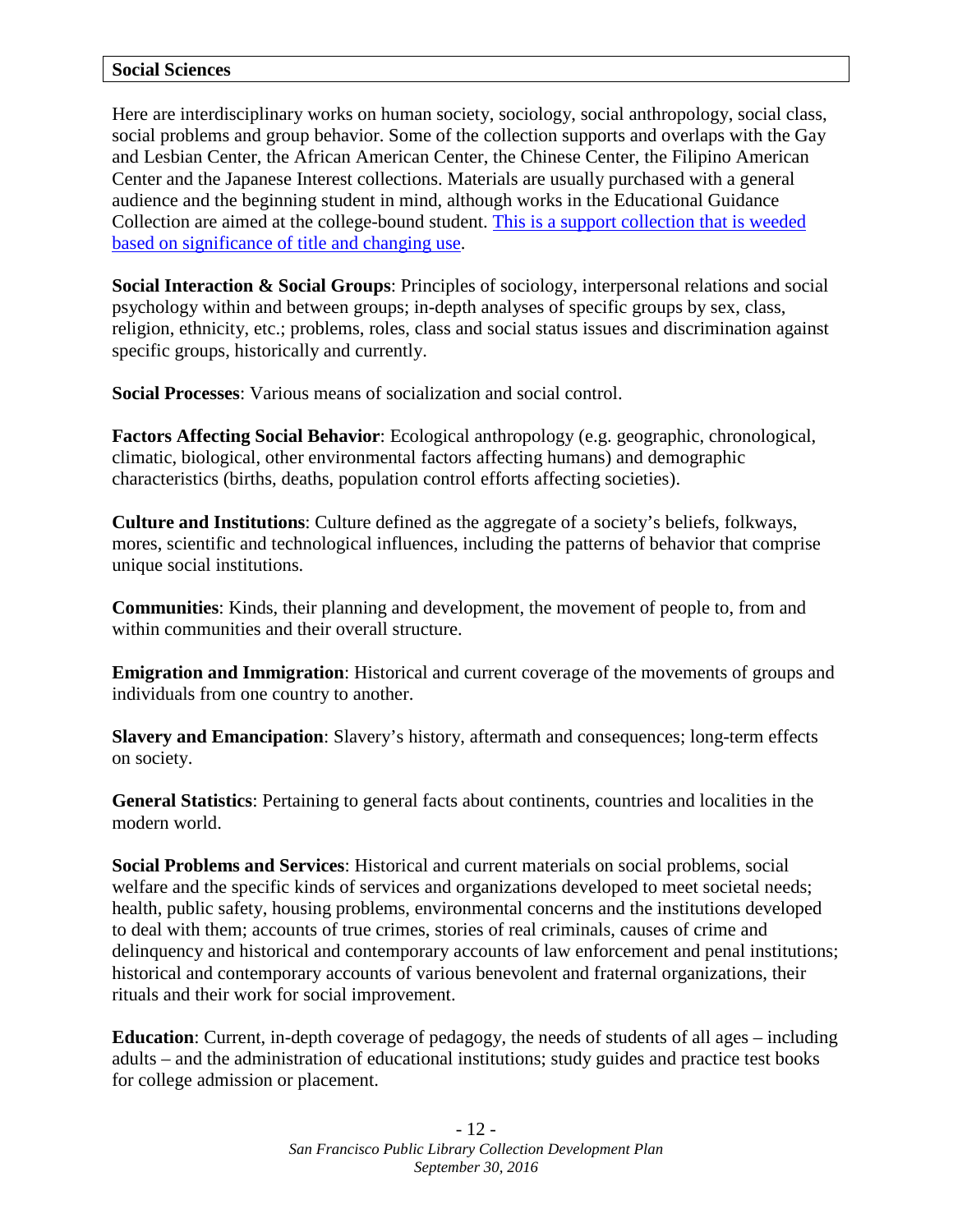## Social Sciences

Here are interdisciplinary works on human society, sociology, social anthropology, social class, social problems and group behavior. Some of the collection supports and overlaps with the Gay and Lesbian Center, the African American Center, the Chinese Center, the Filipino American Center and the Japanese Interest collections. Materials are usually purchased with a general audience and the beginning student in mind, although works in the Educational Guidance Collection are aimed at the college-bound student. This is a support collection that is weeded based on significance of title and changing use.

**Social Interaction & Social Groups**: Principles of sociology, interpersonal relations and social psychology within and between groups; in-depth analyses of specific groups by sex, class, religion, ethnicity, etc.; problems, roles, class and social status issues and discrimination against specific groups, historically and currently.

**Social Processes**: Various means of socialization and social control.

**Factors Affecting Social Behavior**: Ecological anthropology (e.g. geographic, chronological, climatic, biological, other environmental factors affecting humans) and demographic characteristics (births, deaths, population control efforts affecting societies).

**Culture and Institutions**: Culture defined as the aggregate of a society's beliefs, folkways, mores, scientific and technological influences, including the patterns of behavior that comprise unique social institutions.

**Communities**: Kinds, their planning and development, the movement of people to, from and within communities and their overall structure.

**Emigration and Immigration**: Historical and current coverage of the movements of groups and individuals from one country to another.

**Slavery and Emancipation**: Slavery's history, aftermath and consequences; long-term effects on society.

**General Statistics**: Pertaining to general facts about continents, countries and localities in the modern world.

**Social Problems and Services**: Historical and current materials on social problems, social welfare and the specific kinds of services and organizations developed to meet societal needs; health, public safety, housing problems, environmental concerns and the institutions developed to deal with them; accounts of true crimes, stories of real criminals, causes of crime and delinquency and historical and contemporary accounts of law enforcement and penal institutions; historical and contemporary accounts of various benevolent and fraternal organizations, their rituals and their work for social improvement.

**Education**: Current, in-depth coverage of pedagogy, the needs of students of all ages – including adults – and the administration of educational institutions; study guides and practice test books for college admission or placement.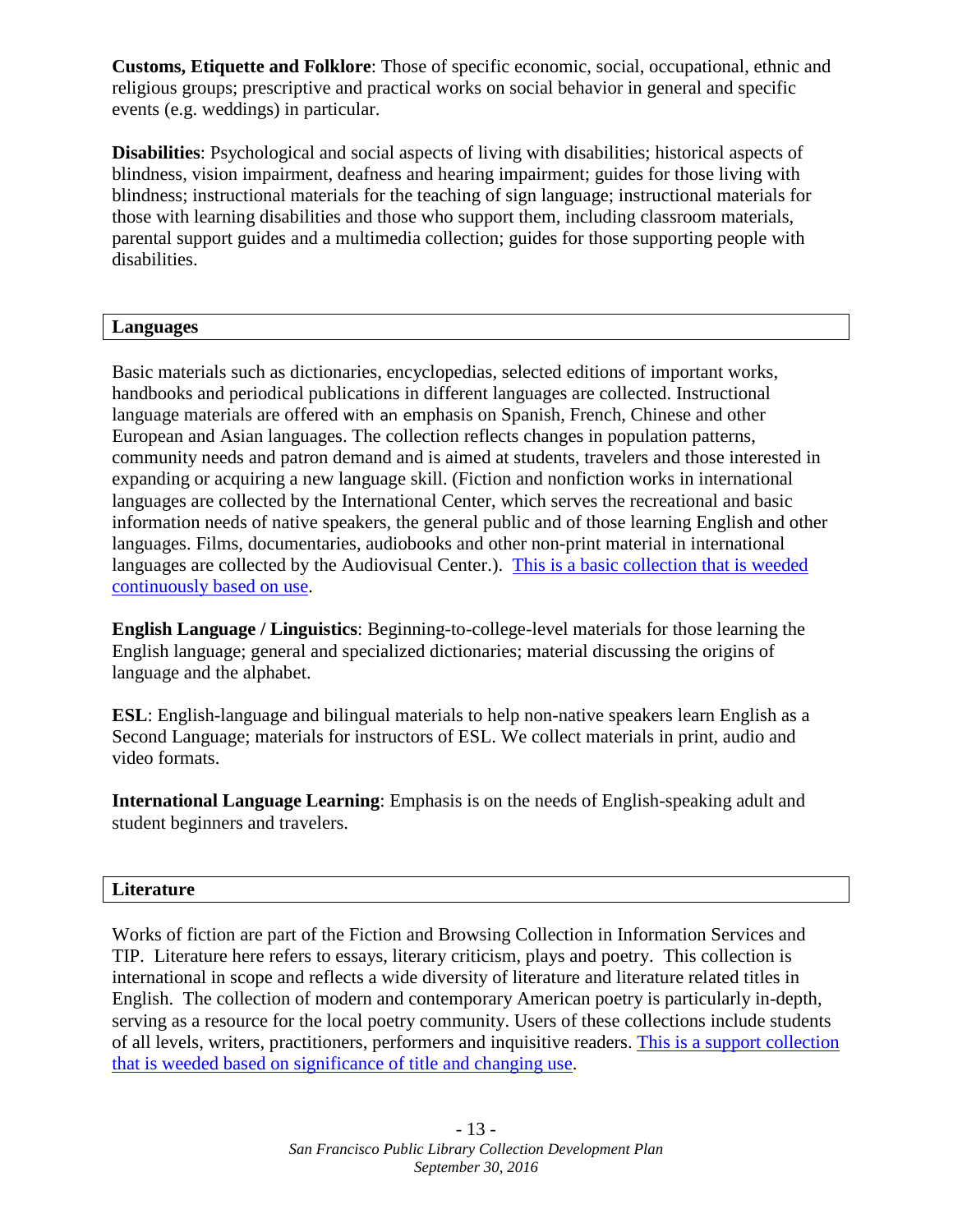**Customs, Etiquette and Folklore**: Those of specific economic, social, occupational, ethnic and religious groups; prescriptive and practical works on social behavior in general and specific events (e.g. weddings) in particular.

**Disabilities**: Psychological and social aspects of living with disabilities; historical aspects of blindness, vision impairment, deafness and hearing impairment; guides for those living with blindness; instructional materials for the teaching of sign language; instructional materials for those with learning disabilities and those who support them, including classroom materials, parental support guides and a multimedia collection; guides for those supporting people with disabilities.

## Languages

Basic materials such as dictionaries, encyclopedias, selected editions of important works, handbooks and periodical publications in different languages are collected. Instructional language materials are offered with an emphasis on Spanish, French, Chinese and other European and Asian languages. The collection reflects changes in population patterns, community needs and patron demand and is aimed at students, travelers and those interested in expanding or acquiring a new language skill. (Fiction and nonfiction works in international languages are collected by the International Center, which serves the recreational and basic information needs of native speakers, the general public and of those learning English and other languages. Films, documentaries, audiobooks and other non-print material in international languages are collected by the Audiovisual Center.). This is a basic collection that is weeded continuously based on use.

**English Language / Linguistics**: Beginning-to-college-level materials for those learning the English language; general and specialized dictionaries; material discussing the origins of language and the alphabet.

**ESL**: English-language and bilingual materials to help non-native speakers learn English as a Second Language; materials for instructors of ESL. We collect materials in print, audio and video formats.

**International Language Learning**: Emphasis is on the needs of English-speaking adult and student beginners and travelers.

## Literature

Works of fiction are part of the Fiction and Browsing Collection in Information Services and TIP. Literature here refers to essays, literary criticism, plays and poetry. This collection is international in scope and reflects a wide diversity of literature and literature related titles in English. The collection of modern and contemporary American poetry is particularly in-depth, serving as a resource for the local poetry community. Users of these collections include students of all levels, writers, practitioners, performers and inquisitive readers. This is a support collection that is weeded based on significance of title and changing use.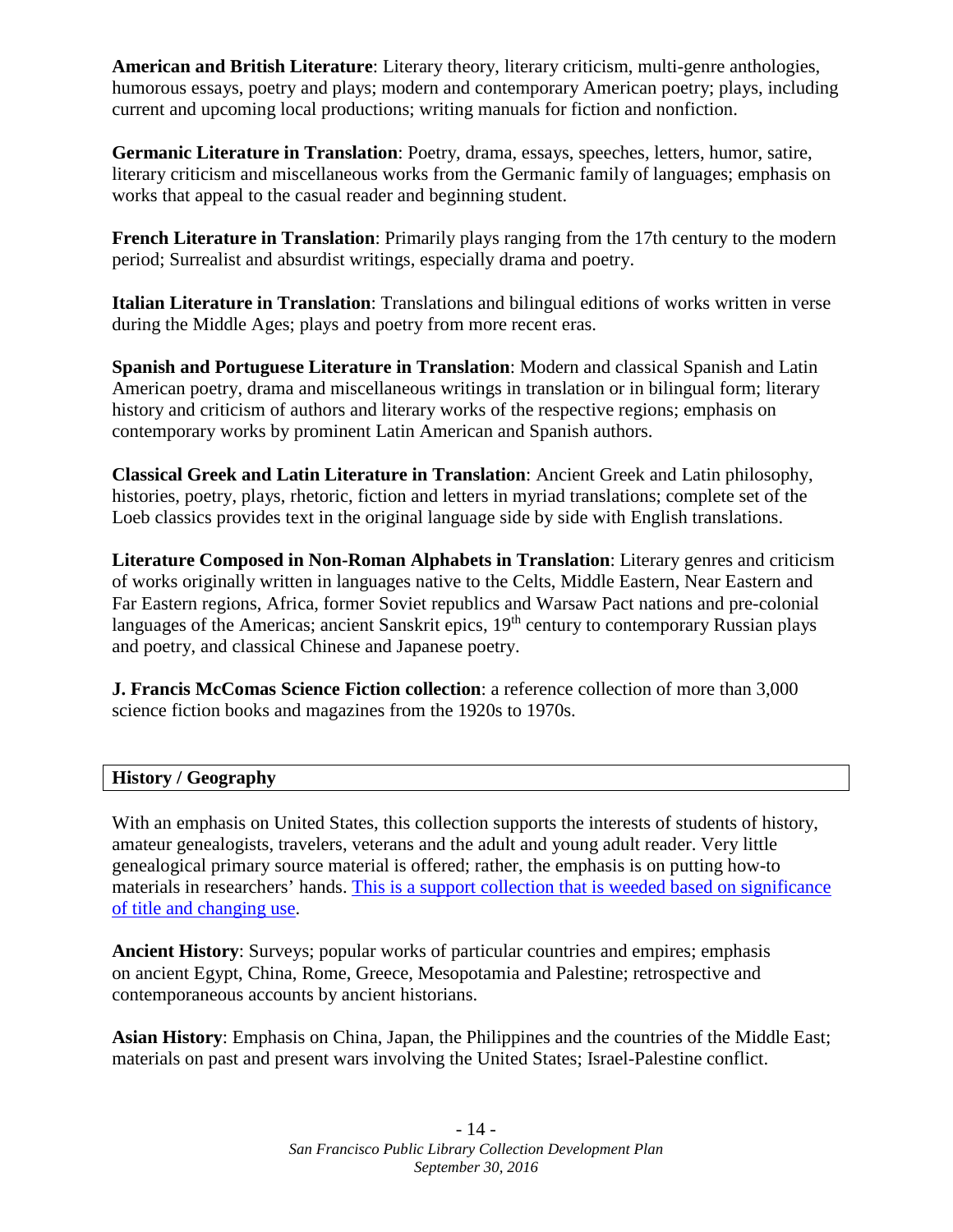**American and British Literature**: Literary theory, literary criticism, multi-genre anthologies, humorous essays, poetry and plays; modern and contemporary American poetry; plays, including current and upcoming local productions; writing manuals for fiction and nonfiction.

**Germanic Literature in Translation**: Poetry, drama, essays, speeches, letters, humor, satire, literary criticism and miscellaneous works from the Germanic family of languages; emphasis on works that appeal to the casual reader and beginning student.

**French Literature in Translation**: Primarily plays ranging from the 17th century to the modern period; Surrealist and absurdist writings, especially drama and poetry.

**Italian Literature in Translation**: Translations and bilingual editions of works written in verse during the Middle Ages; plays and poetry from more recent eras.

**Spanish and Portuguese Literature in Translation**: Modern and classical Spanish and Latin American poetry, drama and miscellaneous writings in translation or in bilingual form; literary history and criticism of authors and literary works of the respective regions; emphasis on contemporary works by prominent Latin American and Spanish authors.

**Classical Greek and Latin Literature in Translation**: Ancient Greek and Latin philosophy, histories, poetry, plays, rhetoric, fiction and letters in myriad translations; complete set of the Loeb classics provides text in the original language side by side with English translations.

**Literature Composed in Non-Roman Alphabets in Translation**: Literary genres and criticism of works originally written in languages native to the Celts, Middle Eastern, Near Eastern and Far Eastern regions, Africa, former Soviet republics and Warsaw Pact nations and pre-colonial languages of the Americas; ancient Sanskrit epics, 19th century to contemporary Russian plays and poetry, and classical Chinese and Japanese poetry.

**J. Francis McComas Science Fiction collection**: a reference collection of more than 3,000 science fiction books and magazines from the 1920s to 1970s.

## History / Geography

With an emphasis on United States, this collection supports the interests of students of history, amateur genealogists, travelers, veterans and the adult and young adult reader. Very little genealogical primary source material is offered; rather, the emphasis is on putting how-to materials in researchers' hands. This is a support collection that is weeded based on significance of title and changing use.

**Ancient History**: Surveys; popular works of particular countries and empires; emphasis on ancient Egypt, China, Rome, Greece, Mesopotamia and Palestine; retrospective and contemporaneous accounts by ancient historians.

**Asian History**: Emphasis on China, Japan, the Philippines and the countries of the Middle East; materials on past and present wars involving the United States; Israel-Palestine conflict.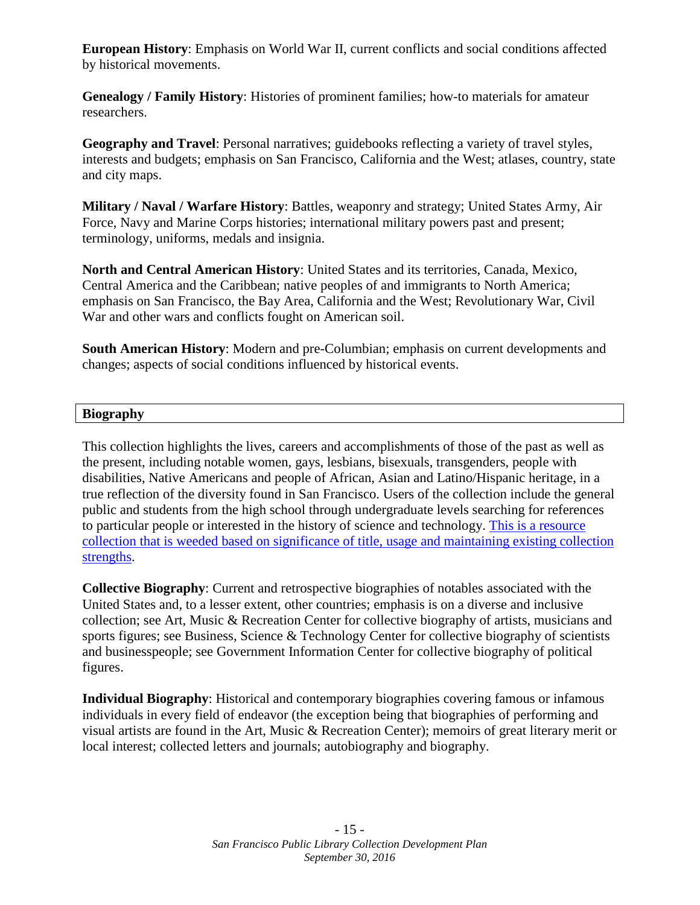**European History**: Emphasis on World War II, current conflicts and social conditions affected by historical movements.

**Genealogy / Family History**: Histories of prominent families; how-to materials for amateur researchers.

**Geography and Travel**: Personal narratives; guidebooks reflecting a variety of travel styles, interests and budgets; emphasis on San Francisco, California and the West; atlases, country, state and city maps.

**Military / Naval / Warfare History**: Battles, weaponry and strategy; United States Army, Air Force, Navy and Marine Corps histories; international military powers past and present; terminology, uniforms, medals and insignia.

**North and Central American History**: United States and its territories, Canada, Mexico, Central America and the Caribbean; native peoples of and immigrants to North America; emphasis on San Francisco, the Bay Area, California and the West; Revolutionary War, Civil War and other wars and conflicts fought on American soil.

**South American History**: Modern and pre-Columbian; emphasis on current developments and changes; aspects of social conditions influenced by historical events.

## Biography

This collection highlights the lives, careers and accomplishments of those of the past as well as the present, including notable women, gays, lesbians, bisexuals, transgenders, people with disabilities, Native Americans and people of African, Asian and Latino/Hispanic heritage, in a true reflection of the diversity found in San Francisco. Users of the collection include the general public and students from the high school through undergraduate levels searching for references to particular people or interested in the history of science and technology. This is a resource collection that is weeded based on significance of title, usage and maintaining existing collection strengths.

**Collective Biography**: Current and retrospective biographies of notables associated with the United States and, to a lesser extent, other countries; emphasis is on a diverse and inclusive collection; see Art, Music & Recreation Center for collective biography of artists, musicians and sports figures; see Business, Science & Technology Center for collective biography of scientists and businesspeople; see Government Information Center for collective biography of political figures.

**Individual Biography**: Historical and contemporary biographies covering famous or infamous individuals in every field of endeavor (the exception being that biographies of performing and visual artists are found in the Art, Music & Recreation Center); memoirs of great literary merit or local interest; collected letters and journals; autobiography and biography.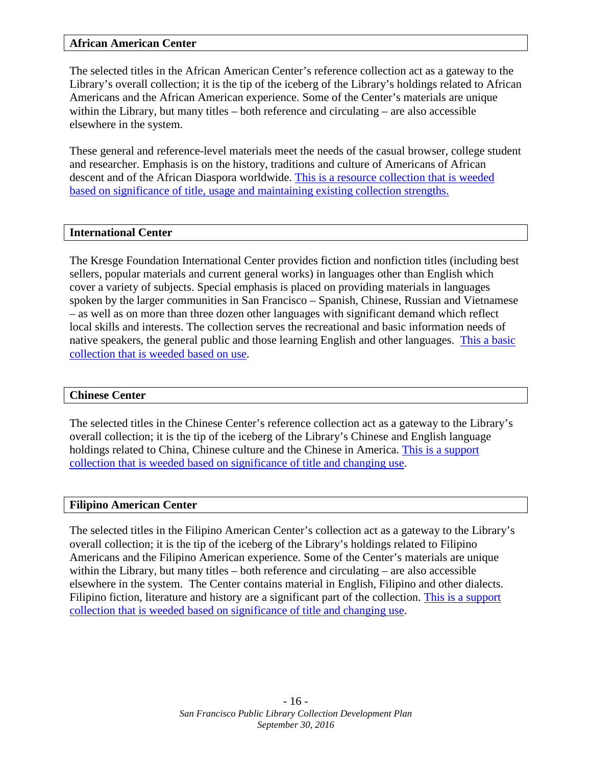### African American Center

The selected titles in the African American Center's reference collection act as a gateway to the Library's overall collection; it is the tip of the iceberg of the Library's holdings related to African Americans and the African American experience. Some of the Center's materials are unique within the Library, but many titles – both reference and circulating – are also accessible elsewhere in the system.

These general and reference-level materials meet the needs of the casual browser, college student and researcher. Emphasis is on the history, traditions and culture of Americans of African descent and of the African Diaspora worldwide. This is a resource collection that is weeded based on significance of title, usage and maintaining existing collection strengths.

### International Center

The Kresge Foundation International Center provides fiction and nonfiction titles (including best sellers, popular materials and current general works) in languages other than English which cover a variety of subjects. Special emphasis is placed on providing materials in languages spoken by the larger communities in San Francisco – Spanish, Chinese, Russian and Vietnamese – as well as on more than three dozen other languages with significant demand which reflect local skills and interests. The collection serves the recreational and basic information needs of native speakers, the general public and those learning English and other languages. This a basic collection that is weeded based on use.

### Chinese Center

The selected titles in the Chinese Center's reference collection act as a gateway to the Library's overall collection; it is the tip of the iceberg of the Library's Chinese and English language holdings related to China, Chinese culture and the Chinese in America. This is a support collection that is weeded based on significance of title and changing use.

### Filipino American Center

The selected titles in the Filipino American Center's collection act as a gateway to the Library's overall collection; it is the tip of the iceberg of the Library's holdings related to Filipino Americans and the Filipino American experience. Some of the Center's materials are unique within the Library, but many titles – both reference and circulating – are also accessible elsewhere in the system. The Center contains material in English, Filipino and other dialects. Filipino fiction, literature and history are a significant part of the collection. This is a support collection that is weeded based on significance of title and changing use.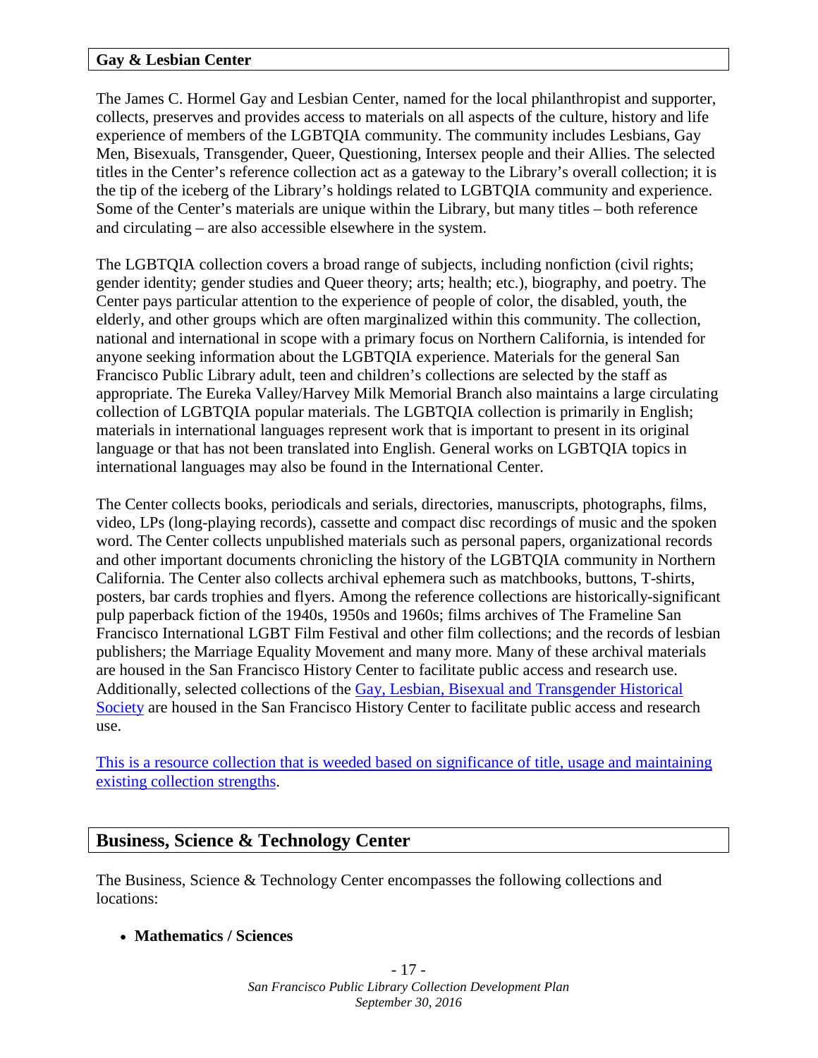## Gay & Lesbian Center

The James C. Hormel Gay and Lesbian Center, named for the local philanthropist and supporter, collects, preserves and provides access to materials on all aspects of the culture, history and life experience of members of the LGBTQIA community. The community includes Lesbians, Gay Men, Bisexuals, Transgender, Queer, Questioning, Intersex people and their Allies. The selected titles in the Center's reference collection act as a gateway to the Library's overall collection; it is the tip of the iceberg of the Library's holdings related to LGBTQIA community and experience. Some of the Center's materials are unique within the Library, but many titles – both reference and circulating – are also accessible elsewhere in the system.

The LGBTQIA collection covers a broad range of subjects, including nonfiction (civil rights; gender identity; gender studies and Queer theory; arts; health; etc.), biography, and poetry. The Center pays particular attention to the experience of people of color, the disabled, youth, the elderly, and other groups which are often marginalized within this community. The collection, national and international in scope with a primary focus on Northern California, is intended for anyone seeking information about the LGBTQIA experience. Materials for the general San Francisco Public Library adult, teen and children's collections are selected by the staff as appropriate. The Eureka Valley/Harvey Milk Memorial Branch also maintains a large circulating collection of LGBTQIA popular materials. The LGBTQIA collection is primarily in English; materials in international languages represent work that is important to present in its original language or that has not been translated into English. General works on LGBTQIA topics in international languages may also be found in the International Center.

The Center collects books, periodicals and serials, directories, manuscripts, photographs, films, video, LPs (long-playing records), cassette and compact disc recordings of music and the spoken word. The Center collects unpublished materials such as personal papers, organizational records and other important documents chronicling the history of the LGBTQIA community in Northern California. The Center also collects archival ephemera such as matchbooks, buttons, T-shirts, posters, bar cards trophies and flyers. Among the reference collections are historically-significant pulp paperback fiction of the 1940s, 1950s and 1960s; films archives of The Frameline San Francisco International LGBT Film Festival and other film collections; and the records of lesbian publishers; the Marriage Equality Movement and many more. Many of these archival materials are housed in the San Francisco History Center to facilitate public access and research use. Additionally, selected collections of the Gay, Lesbian, Bisexual and Transgender Historical Society are housed in the San Francisco History Center to facilitate public access and research use.

This is a resource collection that is weeded based on significance of title, usage and maintaining existing collection strengths.

## Business, Science & Technology Center

The Business, Science & Technology Center encompasses the following collections and locations:

- **Mathematics / Sciences**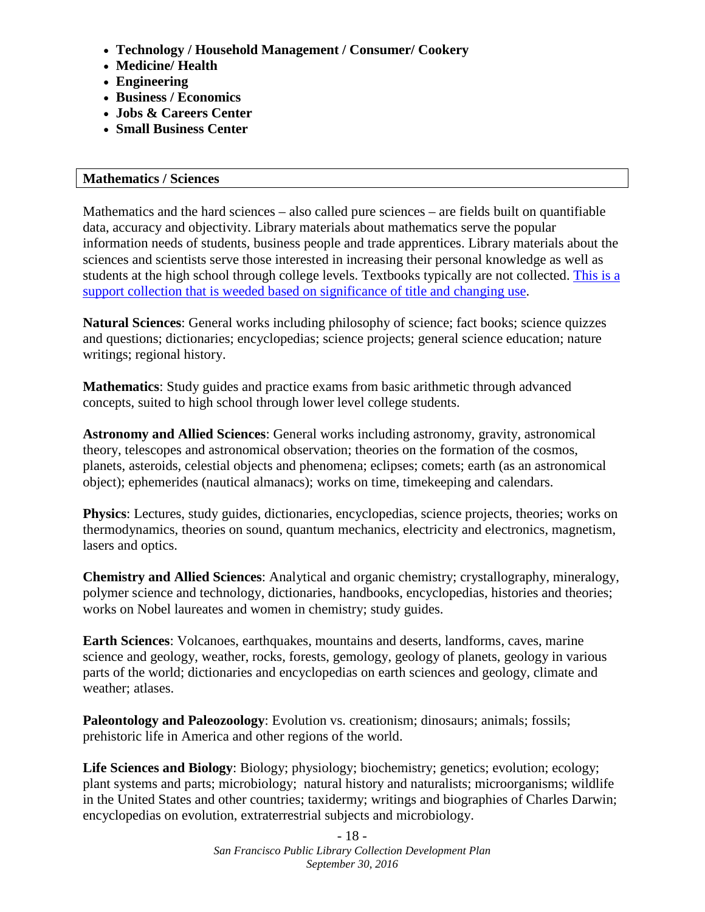- **Technology / Household Management / Consumer/ Cookery**
- **Medicine/ Health**
- **Engineering**
- **Business / Economics**
- **Jobs & Careers Center**
- **Small Business Center**

## Mathematics / Sciences

Mathematics and the hard sciences – also called pure sciences – are fields built on quantifiable data, accuracy and objectivity. Library materials about mathematics serve the popular information needs of students, business people and trade apprentices. Library materials about the sciences and scientists serve those interested in increasing their personal knowledge as well as students at the high school through college levels. Textbooks typically are not collected. This is a support collection that is weeded based on significance of title and changing use.

**Natural Sciences**: General works including philosophy of science; fact books; science quizzes and questions; dictionaries; encyclopedias; science projects; general science education; nature writings; regional history.

**Mathematics**: Study guides and practice exams from basic arithmetic through advanced concepts, suited to high school through lower level college students.

**Astronomy and Allied Sciences**: General works including astronomy, gravity, astronomical theory, telescopes and astronomical observation; theories on the formation of the cosmos, planets, asteroids, celestial objects and phenomena; eclipses; comets; earth (as an astronomical object); ephemerides (nautical almanacs); works on time, timekeeping and calendars.

**Physics**: Lectures, study guides, dictionaries, encyclopedias, science projects, theories; works on thermodynamics, theories on sound, quantum mechanics, electricity and electronics, magnetism, lasers and optics.

**Chemistry and Allied Sciences**: Analytical and organic chemistry; crystallography, mineralogy, polymer science and technology, dictionaries, handbooks, encyclopedias, histories and theories; works on Nobel laureates and women in chemistry; study guides.

**Earth Sciences**: Volcanoes, earthquakes, mountains and deserts, landforms, caves, marine science and geology, weather, rocks, forests, gemology, geology of planets, geology in various parts of the world; dictionaries and encyclopedias on earth sciences and geology, climate and weather; atlases.

**Paleontology and Paleozoology**: Evolution vs. creationism; dinosaurs; animals; fossils; prehistoric life in America and other regions of the world.

**Life Sciences and Biology**: Biology; physiology; biochemistry; genetics; evolution; ecology; plant systems and parts; microbiology; natural history and naturalists; microorganisms; wildlife in the United States and other countries; taxidermy; writings and biographies of Charles Darwin; encyclopedias on evolution, extraterrestrial subjects and microbiology.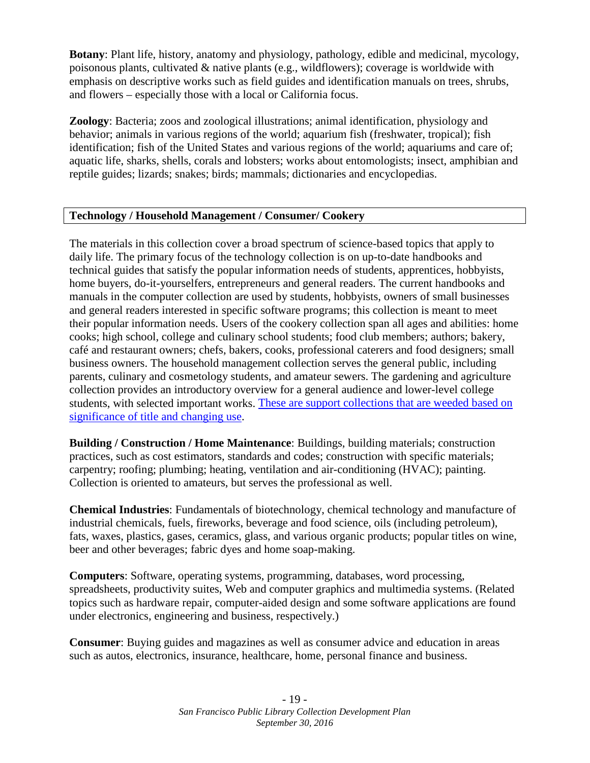**Botany**: Plant life, history, anatomy and physiology, pathology, edible and medicinal, mycology, poisonous plants, cultivated & native plants (e.g., wildflowers); coverage is worldwide with emphasis on descriptive works such as field guides and identification manuals on trees, shrubs, and flowers – especially those with a local or California focus.

**Zoology**: Bacteria; zoos and zoological illustrations; animal identification, physiology and behavior; animals in various regions of the world; aquarium fish (freshwater, tropical); fish identification; fish of the United States and various regions of the world; aquariums and care of; aquatic life, sharks, shells, corals and lobsters; works about entomologists; insect, amphibian and reptile guides; lizards; snakes; birds; mammals; dictionaries and encyclopedias.

## Technology / Household Management / Consumer/ Cookery

The materials in this collection cover a broad spectrum of science-based topics that apply to daily life. The primary focus of the technology collection is on up-to-date handbooks and technical guides that satisfy the popular information needs of students, apprentices, hobbyists, home buyers, do-it-yourselfers, entrepreneurs and general readers. The current handbooks and manuals in the computer collection are used by students, hobbyists, owners of small businesses and general readers interested in specific software programs; this collection is meant to meet their popular information needs. Users of the cookery collection span all ages and abilities: home cooks; high school, college and culinary school students; food club members; authors; bakery, café and restaurant owners; chefs, bakers, cooks, professional caterers and food designers; small business owners. The household management collection serves the general public, including parents, culinary and cosmetology students, and amateur sewers. The gardening and agriculture collection provides an introductory overview for a general audience and lower-level college students, with selected important works. These are support collections that are weeded based on significance of title and changing use.

**Building / Construction / Home Maintenance**: Buildings, building materials; construction practices, such as cost estimators, standards and codes; construction with specific materials; carpentry; roofing; plumbing; heating, ventilation and air-conditioning (HVAC); painting. Collection is oriented to amateurs, but serves the professional as well.

**Chemical Industries**: Fundamentals of biotechnology, chemical technology and manufacture of industrial chemicals, fuels, fireworks, beverage and food science, oils (including petroleum), fats, waxes, plastics, gases, ceramics, glass, and various organic products; popular titles on wine, beer and other beverages; fabric dyes and home soap-making.

**Computers**: Software, operating systems, programming, databases, word processing, spreadsheets, productivity suites, Web and computer graphics and multimedia systems. (Related topics such as hardware repair, computer-aided design and some software applications are found under electronics, engineering and business, respectively.)

**Consumer**: Buying guides and magazines as well as consumer advice and education in areas such as autos, electronics, insurance, healthcare, home, personal finance and business.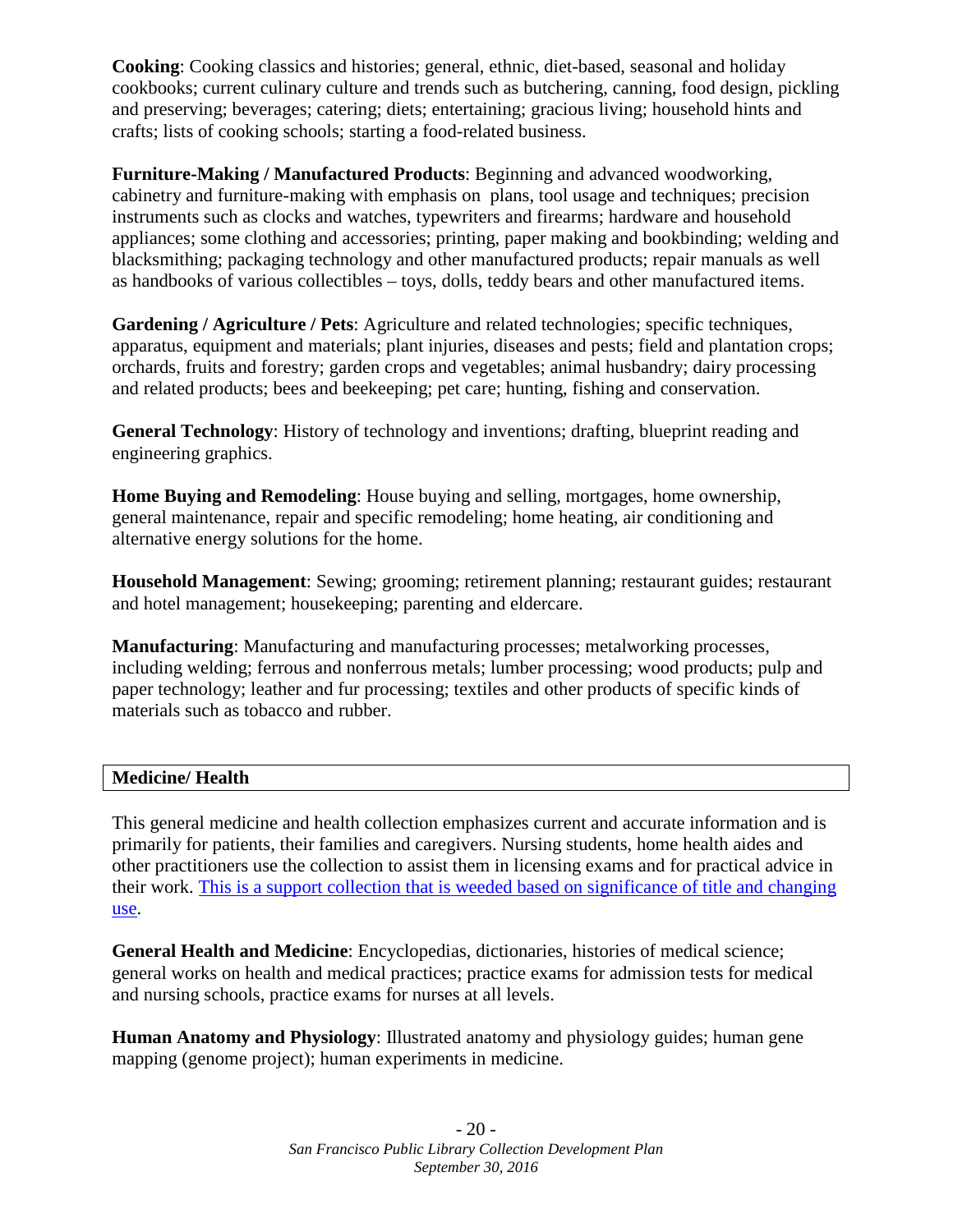**Cooking**: Cooking classics and histories; general, ethnic, diet-based, seasonal and holiday cookbooks; current culinary culture and trends such as butchering, canning, food design, pickling and preserving; beverages; catering; diets; entertaining; gracious living; household hints and crafts; lists of cooking schools; starting a food-related business.

**Furniture-Making / Manufactured Products**: Beginning and advanced woodworking, cabinetry and furniture-making with emphasis on plans, tool usage and techniques; precision instruments such as clocks and watches, typewriters and firearms; hardware and household appliances; some clothing and accessories; printing, paper making and bookbinding; welding and blacksmithing; packaging technology and other manufactured products; repair manuals as well as handbooks of various collectibles – toys, dolls, teddy bears and other manufactured items.

**Gardening / Agriculture / Pets**: Agriculture and related technologies; specific techniques, apparatus, equipment and materials; plant injuries, diseases and pests; field and plantation crops; orchards, fruits and forestry; garden crops and vegetables; animal husbandry; dairy processing and related products; bees and beekeeping; pet care; hunting, fishing and conservation.

**General Technology**: History of technology and inventions; drafting, blueprint reading and engineering graphics.

**Home Buying and Remodeling**: House buying and selling, mortgages, home ownership, general maintenance, repair and specific remodeling; home heating, air conditioning and alternative energy solutions for the home.

**Household Management**: Sewing; grooming; retirement planning; restaurant guides; restaurant and hotel management; housekeeping; parenting and eldercare.

**Manufacturing**: Manufacturing and manufacturing processes; metalworking processes, including welding; ferrous and nonferrous metals; lumber processing; wood products; pulp and paper technology; leather and fur processing; textiles and other products of specific kinds of materials such as tobacco and rubber.

## Medicine/ Health

This general medicine and health collection emphasizes current and accurate information and is primarily for patients, their families and caregivers. Nursing students, home health aides and other practitioners use the collection to assist them in licensing exams and for practical advice in their work. This is a support collection that is weeded based on significance of title and changing use.

**General Health and Medicine**: Encyclopedias, dictionaries, histories of medical science; general works on health and medical practices; practice exams for admission tests for medical and nursing schools, practice exams for nurses at all levels.

**Human Anatomy and Physiology**: Illustrated anatomy and physiology guides; human gene mapping (genome project); human experiments in medicine.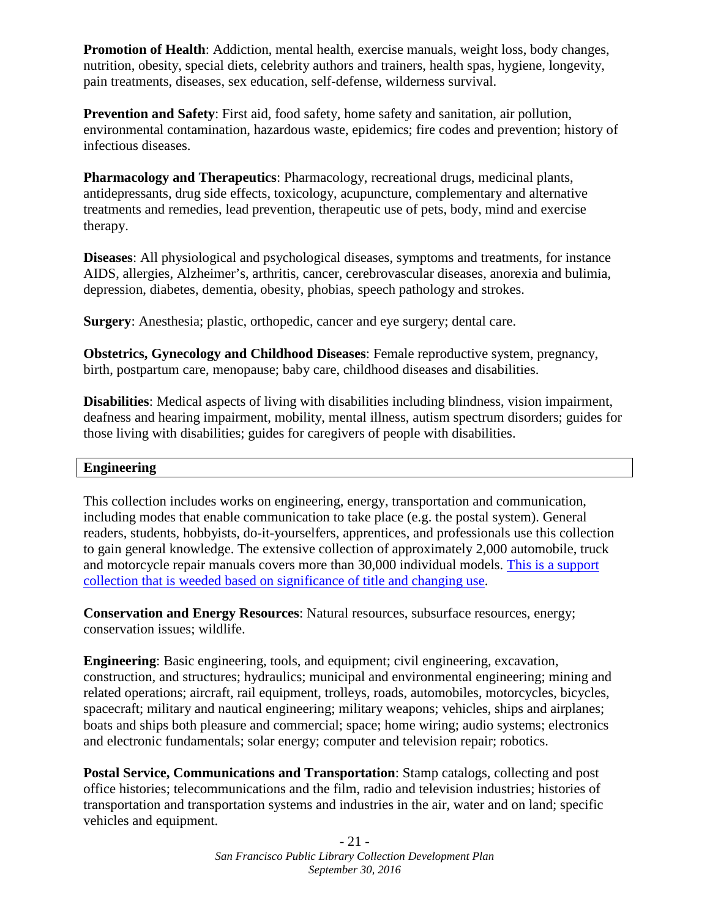**Promotion of Health**: Addiction, mental health, exercise manuals, weight loss, body changes, nutrition, obesity, special diets, celebrity authors and trainers, health spas, hygiene, longevity, pain treatments, diseases, sex education, self-defense, wilderness survival.

**Prevention and Safety**: First aid, food safety, home safety and sanitation, air pollution, environmental contamination, hazardous waste, epidemics; fire codes and prevention; history of infectious diseases.

**Pharmacology and Therapeutics**: Pharmacology, recreational drugs, medicinal plants, antidepressants, drug side effects, toxicology, acupuncture, complementary and alternative treatments and remedies, lead prevention, therapeutic use of pets, body, mind and exercise therapy.

**Diseases**: All physiological and psychological diseases, symptoms and treatments, for instance AIDS, allergies, Alzheimer's, arthritis, cancer, cerebrovascular diseases, anorexia and bulimia, depression, diabetes, dementia, obesity, phobias, speech pathology and strokes.

**Surgery**: Anesthesia; plastic, orthopedic, cancer and eye surgery; dental care.

**Obstetrics, Gynecology and Childhood Diseases**: Female reproductive system, pregnancy, birth, postpartum care, menopause; baby care, childhood diseases and disabilities.

**Disabilities**: Medical aspects of living with disabilities including blindness, vision impairment, deafness and hearing impairment, mobility, mental illness, autism spectrum disorders; guides for those living with disabilities; guides for caregivers of people with disabilities.

## Engineering

This collection includes works on engineering, energy, transportation and communication, including modes that enable communication to take place (e.g. the postal system). General readers, students, hobbyists, do-it-yourselfers, apprentices, and professionals use this collection to gain general knowledge. The extensive collection of approximately 2,000 automobile, truck and motorcycle repair manuals covers more than 30,000 individual models. This is a support collection that is weeded based on significance of title and changing use.

**Conservation and Energy Resources**: Natural resources, subsurface resources, energy; conservation issues; wildlife.

**Engineering**: Basic engineering, tools, and equipment; civil engineering, excavation, construction, and structures; hydraulics; municipal and environmental engineering; mining and related operations; aircraft, rail equipment, trolleys, roads, automobiles, motorcycles, bicycles, spacecraft; military and nautical engineering; military weapons; vehicles, ships and airplanes; boats and ships both pleasure and commercial; space; home wiring; audio systems; electronics and electronic fundamentals; solar energy; computer and television repair; robotics.

**Postal Service, Communications and Transportation**: Stamp catalogs, collecting and post office histories; telecommunications and the film, radio and television industries; histories of transportation and transportation systems and industries in the air, water and on land; specific vehicles and equipment.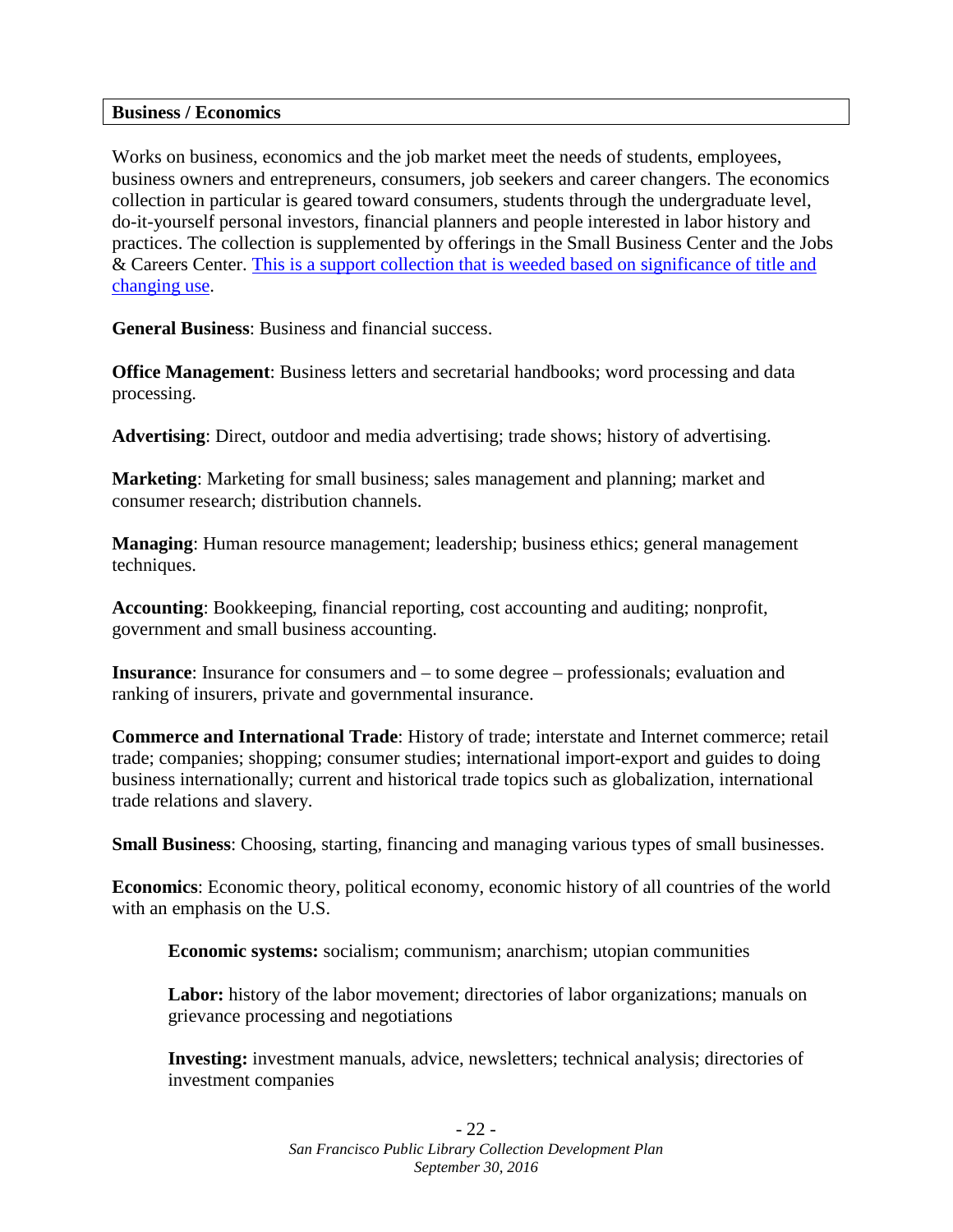## Business / Economics

Works on business, economics and the job market meet the needs of students, employees, business owners and entrepreneurs, consumers, job seekers and career changers. The economics collection in particular is geared toward consumers, students through the undergraduate level, do-it-yourself personal investors, financial planners and people interested in labor history and practices. The collection is supplemented by offerings in the Small Business Center and the Jobs & Careers Center. This is a support collection that is weeded based on significance of title and changing use.

**General Business**: Business and financial success.

**Office Management**: Business letters and secretarial handbooks; word processing and data processing.

**Advertising**: Direct, outdoor and media advertising; trade shows; history of advertising.

**Marketing**: Marketing for small business; sales management and planning; market and consumer research; distribution channels.

**Managing**: Human resource management; leadership; business ethics; general management techniques.

**Accounting**: Bookkeeping, financial reporting, cost accounting and auditing; nonprofit, government and small business accounting.

**Insurance**: Insurance for consumers and – to some degree – professionals; evaluation and ranking of insurers, private and governmental insurance.

**Commerce and International Trade**: History of trade; interstate and Internet commerce; retail trade; companies; shopping; consumer studies; international import-export and guides to doing business internationally; current and historical trade topics such as globalization, international trade relations and slavery.

**Small Business**: Choosing, starting, financing and managing various types of small businesses.

**Economics**: Economic theory, political economy, economic history of all countries of the world with an emphasis on the U.S.

> **Economic systems:** socialism; communism; anarchism; utopian communities
>
> **Labor:** history of the labor movement; directories of labor organizations; manuals on grievance processing and negotiations
>
> **Investing:** investment manuals, advice, newsletters; technical analysis; directories of investment companies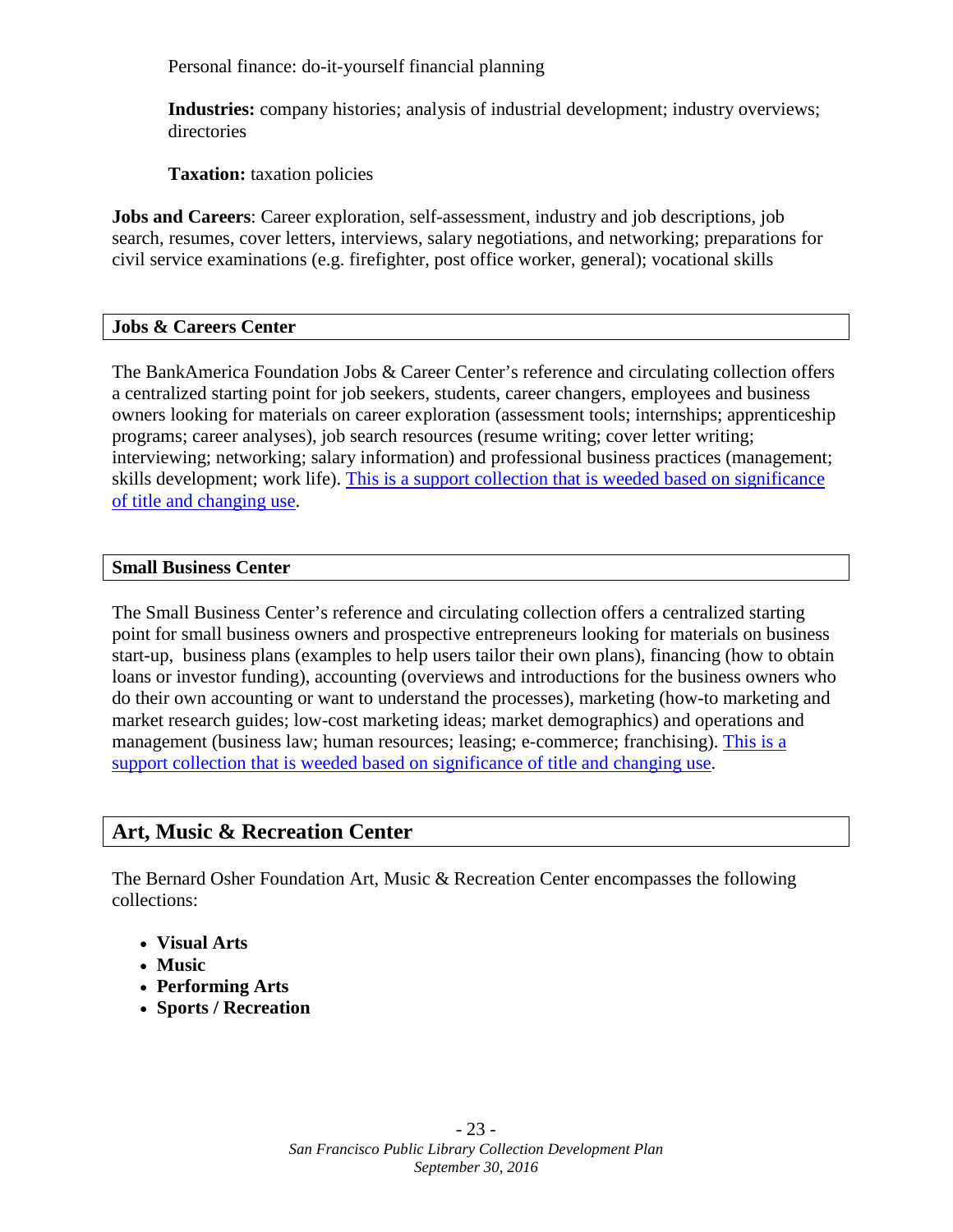Personal finance: do-it-yourself financial planning

**Industries:** company histories; analysis of industrial development; industry overviews; directories

**Taxation:** taxation policies

**Jobs and Careers**: Career exploration, self-assessment, industry and job descriptions, job search, resumes, cover letters, interviews, salary negotiations, and networking; preparations for civil service examinations (e.g. firefighter, post office worker, general); vocational skills

### Jobs & Careers Center

The BankAmerica Foundation Jobs & Career Center's reference and circulating collection offers a centralized starting point for job seekers, students, career changers, employees and business owners looking for materials on career exploration (assessment tools; internships; apprenticeship programs; career analyses), job search resources (resume writing; cover letter writing; interviewing; networking; salary information) and professional business practices (management; skills development; work life). This is a support collection that is weeded based on significance of title and changing use.

### Small Business Center

The Small Business Center's reference and circulating collection offers a centralized starting point for small business owners and prospective entrepreneurs looking for materials on business start-up, business plans (examples to help users tailor their own plans), financing (how to obtain loans or investor funding), accounting (overviews and introductions for the business owners who do their own accounting or want to understand the processes), marketing (how-to marketing and market research guides; low-cost marketing ideas; market demographics) and operations and management (business law; human resources; leasing; e-commerce; franchising). This is a support collection that is weeded based on significance of title and changing use.

## Art, Music & Recreation Center

The Bernard Osher Foundation Art, Music & Recreation Center encompasses the following collections:

- **Visual Arts**
- **Music**
- **Performing Arts**
- **Sports / Recreation**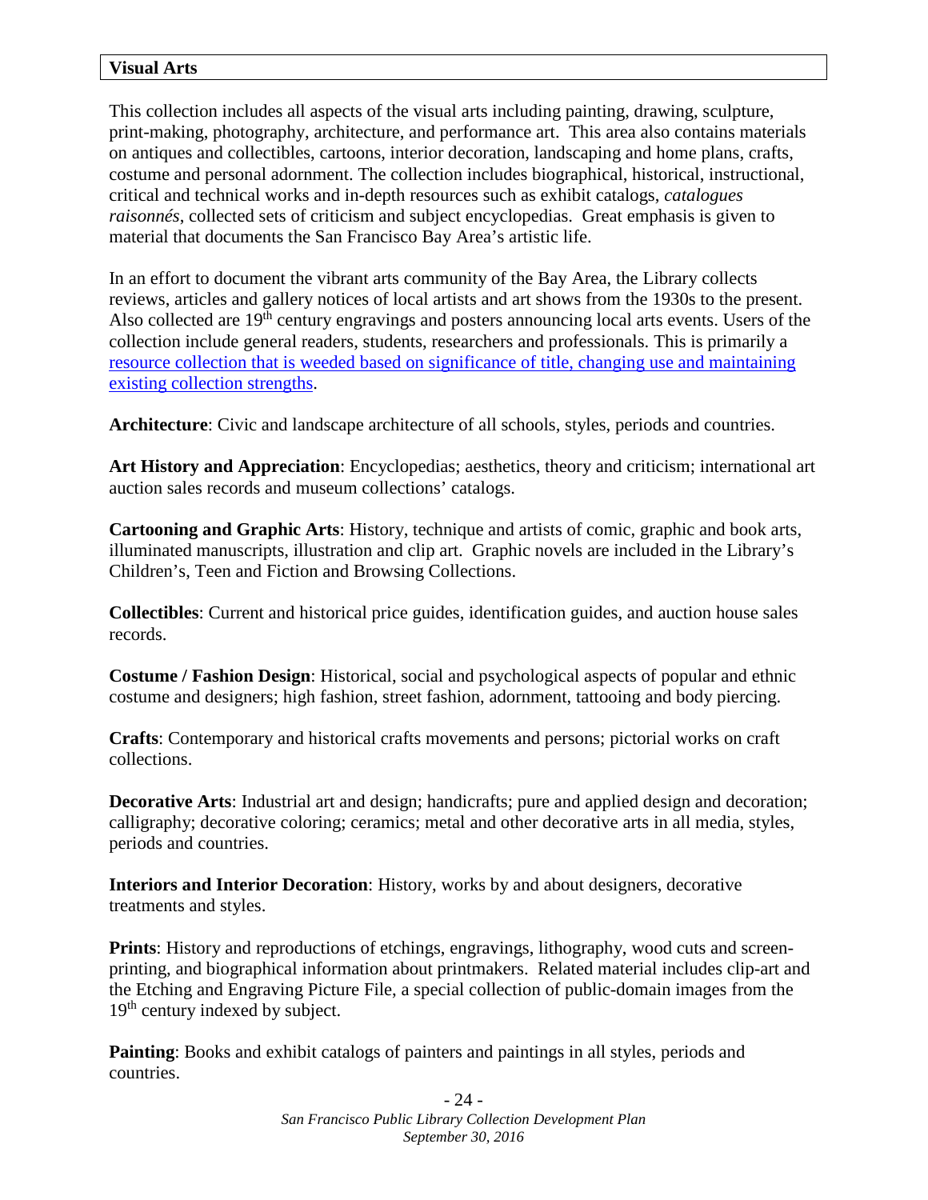## Visual Arts

This collection includes all aspects of the visual arts including painting, drawing, sculpture, print-making, photography, architecture, and performance art. This area also contains materials on antiques and collectibles, cartoons, interior decoration, landscaping and home plans, crafts, costume and personal adornment. The collection includes biographical, historical, instructional, critical and technical works and in-depth resources such as exhibit catalogs, *catalogues raisonnés*, collected sets of criticism and subject encyclopedias. Great emphasis is given to material that documents the San Francisco Bay Area's artistic life.

In an effort to document the vibrant arts community of the Bay Area, the Library collects reviews, articles and gallery notices of local artists and art shows from the 1930s to the present. Also collected are 19th century engravings and posters announcing local arts events. Users of the collection include general readers, students, researchers and professionals. This is primarily a resource collection that is weeded based on significance of title, changing use and maintaining existing collection strengths.

**Architecture**: Civic and landscape architecture of all schools, styles, periods and countries.

**Art History and Appreciation**: Encyclopedias; aesthetics, theory and criticism; international art auction sales records and museum collections' catalogs.

**Cartooning and Graphic Arts**: History, technique and artists of comic, graphic and book arts, illuminated manuscripts, illustration and clip art. Graphic novels are included in the Library's Children's, Teen and Fiction and Browsing Collections.

**Collectibles**: Current and historical price guides, identification guides, and auction house sales records.

**Costume / Fashion Design**: Historical, social and psychological aspects of popular and ethnic costume and designers; high fashion, street fashion, adornment, tattooing and body piercing.

**Crafts**: Contemporary and historical crafts movements and persons; pictorial works on craft collections.

**Decorative Arts**: Industrial art and design; handicrafts; pure and applied design and decoration; calligraphy; decorative coloring; ceramics; metal and other decorative arts in all media, styles, periods and countries.

**Interiors and Interior Decoration**: History, works by and about designers, decorative treatments and styles.

**Prints**: History and reproductions of etchings, engravings, lithography, wood cuts and screen-printing, and biographical information about printmakers. Related material includes clip-art and the Etching and Engraving Picture File, a special collection of public-domain images from the 19th century indexed by subject.

**Painting**: Books and exhibit catalogs of painters and paintings in all styles, periods and countries.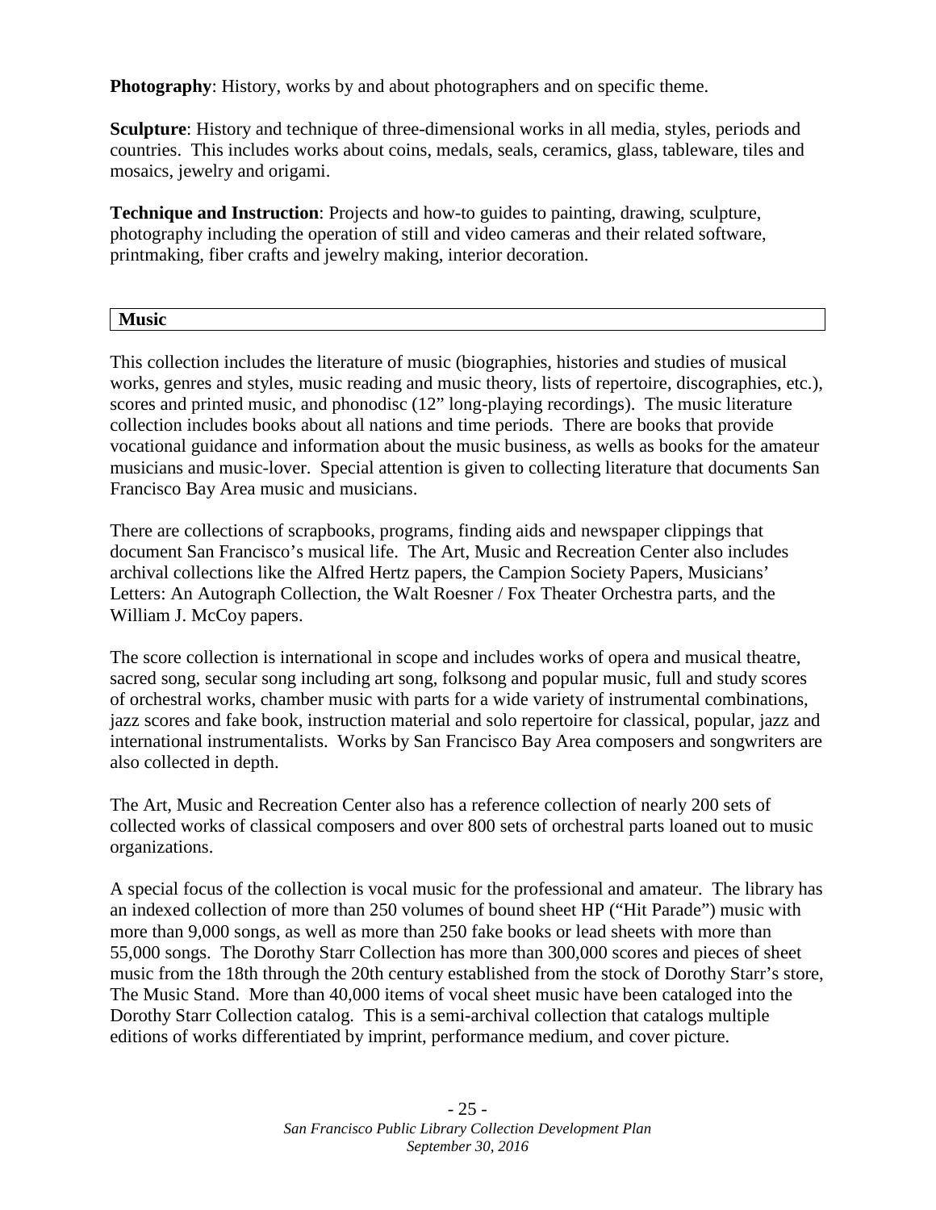**Photography**: History, works by and about photographers and on specific theme.

**Sculpture**: History and technique of three-dimensional works in all media, styles, periods and countries. This includes works about coins, medals, seals, ceramics, glass, tableware, tiles and mosaics, jewelry and origami.

**Technique and Instruction**: Projects and how-to guides to painting, drawing, sculpture, photography including the operation of still and video cameras and their related software, printmaking, fiber crafts and jewelry making, interior decoration.

## Music

This collection includes the literature of music (biographies, histories and studies of musical works, genres and styles, music reading and music theory, lists of repertoire, discographies, etc.), scores and printed music, and phonodisc (12" long-playing recordings). The music literature collection includes books about all nations and time periods. There are books that provide vocational guidance and information about the music business, as wells as books for the amateur musicians and music-lover. Special attention is given to collecting literature that documents San Francisco Bay Area music and musicians.

There are collections of scrapbooks, programs, finding aids and newspaper clippings that document San Francisco's musical life. The Art, Music and Recreation Center also includes archival collections like the Alfred Hertz papers, the Campion Society Papers, Musicians' Letters: An Autograph Collection, the Walt Roesner / Fox Theater Orchestra parts, and the William J. McCoy papers.

The score collection is international in scope and includes works of opera and musical theatre, sacred song, secular song including art song, folksong and popular music, full and study scores of orchestral works, chamber music with parts for a wide variety of instrumental combinations, jazz scores and fake book, instruction material and solo repertoire for classical, popular, jazz and international instrumentalists. Works by San Francisco Bay Area composers and songwriters are also collected in depth.

The Art, Music and Recreation Center also has a reference collection of nearly 200 sets of collected works of classical composers and over 800 sets of orchestral parts loaned out to music organizations.

A special focus of the collection is vocal music for the professional and amateur. The library has an indexed collection of more than 250 volumes of bound sheet HP ("Hit Parade") music with more than 9,000 songs, as well as more than 250 fake books or lead sheets with more than 55,000 songs. The Dorothy Starr Collection has more than 300,000 scores and pieces of sheet music from the 18th through the 20th century established from the stock of Dorothy Starr's store, The Music Stand. More than 40,000 items of vocal sheet music have been cataloged into the Dorothy Starr Collection catalog. This is a semi-archival collection that catalogs multiple editions of works differentiated by imprint, performance medium, and cover picture.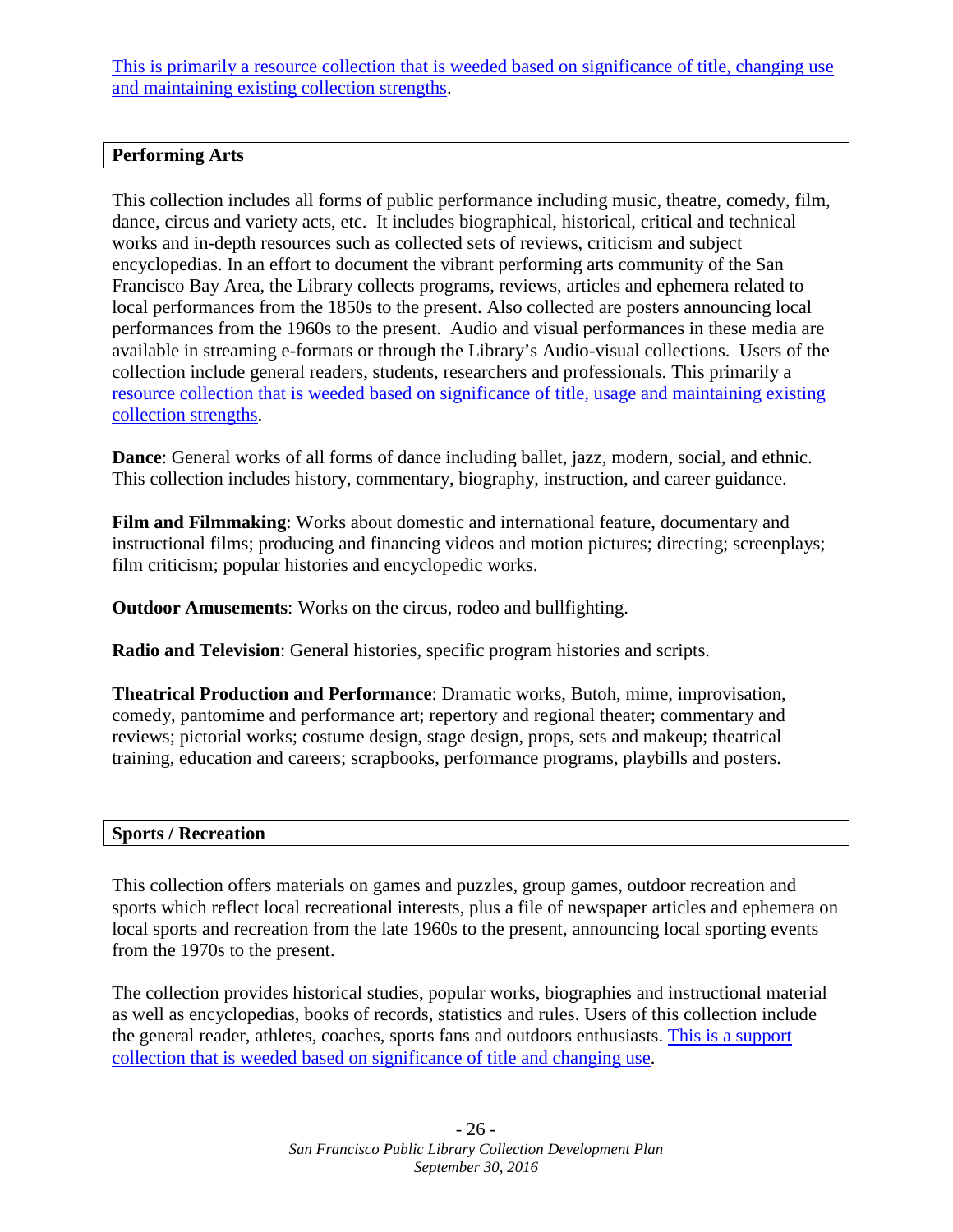This is primarily a resource collection that is weeded based on significance of title, changing use and maintaining existing collection strengths.

## Performing Arts

This collection includes all forms of public performance including music, theatre, comedy, film, dance, circus and variety acts, etc. It includes biographical, historical, critical and technical works and in-depth resources such as collected sets of reviews, criticism and subject encyclopedias. In an effort to document the vibrant performing arts community of the San Francisco Bay Area, the Library collects programs, reviews, articles and ephemera related to local performances from the 1850s to the present. Also collected are posters announcing local performances from the 1960s to the present. Audio and visual performances in these media are available in streaming e-formats or through the Library's Audio-visual collections. Users of the collection include general readers, students, researchers and professionals. This primarily a resource collection that is weeded based on significance of title, usage and maintaining existing collection strengths.

**Dance**: General works of all forms of dance including ballet, jazz, modern, social, and ethnic. This collection includes history, commentary, biography, instruction, and career guidance.

**Film and Filmmaking**: Works about domestic and international feature, documentary and instructional films; producing and financing videos and motion pictures; directing; screenplays; film criticism; popular histories and encyclopedic works.

**Outdoor Amusements**: Works on the circus, rodeo and bullfighting.

**Radio and Television**: General histories, specific program histories and scripts.

**Theatrical Production and Performance**: Dramatic works, Butoh, mime, improvisation, comedy, pantomime and performance art; repertory and regional theater; commentary and reviews; pictorial works; costume design, stage design, props, sets and makeup; theatrical training, education and careers; scrapbooks, performance programs, playbills and posters.

## Sports / Recreation

This collection offers materials on games and puzzles, group games, outdoor recreation and sports which reflect local recreational interests, plus a file of newspaper articles and ephemera on local sports and recreation from the late 1960s to the present, announcing local sporting events from the 1970s to the present.

The collection provides historical studies, popular works, biographies and instructional material as well as encyclopedias, books of records, statistics and rules. Users of this collection include the general reader, athletes, coaches, sports fans and outdoors enthusiasts. This is a support collection that is weeded based on significance of title and changing use.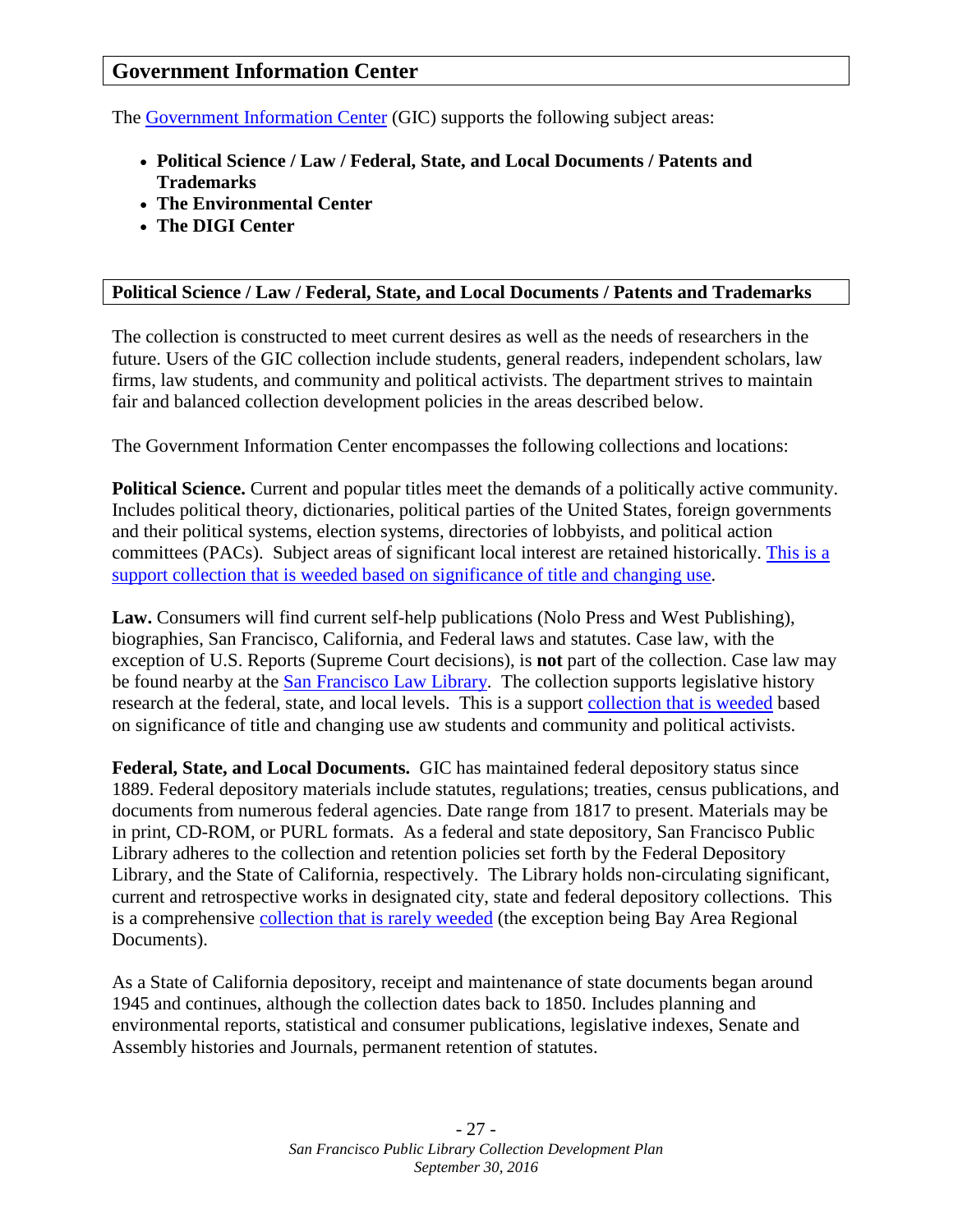## Government Information Center

The Government Information Center (GIC) supports the following subject areas:

- **Political Science / Law / Federal, State, and Local Documents / Patents and Trademarks**
- **The Environmental Center**
- **The DIGI Center**

### Political Science / Law / Federal, State, and Local Documents / Patents and Trademarks

The collection is constructed to meet current desires as well as the needs of researchers in the future. Users of the GIC collection include students, general readers, independent scholars, law firms, law students, and community and political activists. The department strives to maintain fair and balanced collection development policies in the areas described below.

The Government Information Center encompasses the following collections and locations:

**Political Science.** Current and popular titles meet the demands of a politically active community. Includes political theory, dictionaries, political parties of the United States, foreign governments and their political systems, election systems, directories of lobbyists, and political action committees (PACs). Subject areas of significant local interest are retained historically. This is a support collection that is weeded based on significance of title and changing use.

**Law.** Consumers will find current self-help publications (Nolo Press and West Publishing), biographies, San Francisco, California, and Federal laws and statutes. Case law, with the exception of U.S. Reports (Supreme Court decisions), is **not** part of the collection. Case law may be found nearby at the San Francisco Law Library. The collection supports legislative history research at the federal, state, and local levels. This is a support collection that is weeded based on significance of title and changing use aw students and community and political activists.

**Federal, State, and Local Documents.** GIC has maintained federal depository status since 1889. Federal depository materials include statutes, regulations; treaties, census publications, and documents from numerous federal agencies. Date range from 1817 to present. Materials may be in print, CD-ROM, or PURL formats. As a federal and state depository, San Francisco Public Library adheres to the collection and retention policies set forth by the Federal Depository Library, and the State of California, respectively. The Library holds non-circulating significant, current and retrospective works in designated city, state and federal depository collections. This is a comprehensive collection that is rarely weeded (the exception being Bay Area Regional Documents).

As a State of California depository, receipt and maintenance of state documents began around 1945 and continues, although the collection dates back to 1850. Includes planning and environmental reports, statistical and consumer publications, legislative indexes, Senate and Assembly histories and Journals, permanent retention of statutes.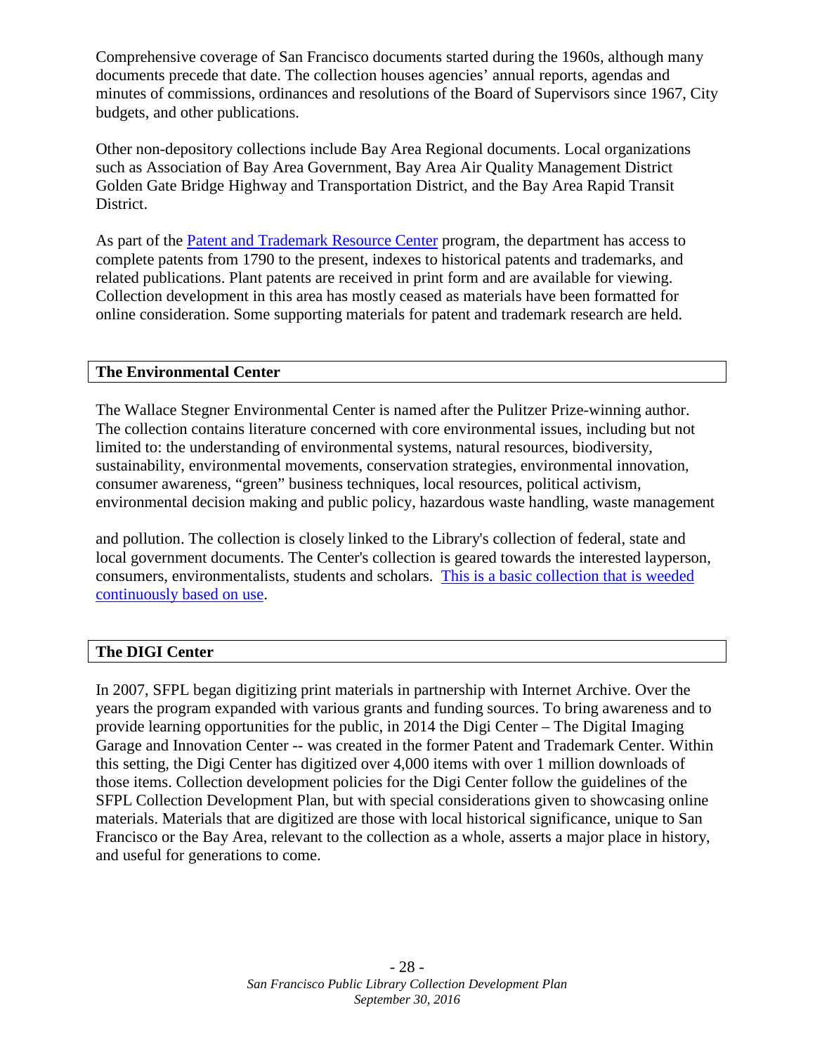Comprehensive coverage of San Francisco documents started during the 1960s, although many documents precede that date. The collection houses agencies' annual reports, agendas and minutes of commissions, ordinances and resolutions of the Board of Supervisors since 1967, City budgets, and other publications.

Other non-depository collections include Bay Area Regional documents. Local organizations such as Association of Bay Area Government, Bay Area Air Quality Management District Golden Gate Bridge Highway and Transportation District, and the Bay Area Rapid Transit District.

As part of the Patent and Trademark Resource Center program, the department has access to complete patents from 1790 to the present, indexes to historical patents and trademarks, and related publications. Plant patents are received in print form and are available for viewing. Collection development in this area has mostly ceased as materials have been formatted for online consideration. Some supporting materials for patent and trademark research are held.

## The Environmental Center

The Wallace Stegner Environmental Center is named after the Pulitzer Prize-winning author. The collection contains literature concerned with core environmental issues, including but not limited to: the understanding of environmental systems, natural resources, biodiversity, sustainability, environmental movements, conservation strategies, environmental innovation, consumer awareness, "green" business techniques, local resources, political activism, environmental decision making and public policy, hazardous waste handling, waste management and pollution. The collection is closely linked to the Library's collection of federal, state and local government documents. The Center's collection is geared towards the interested layperson, consumers, environmentalists, students and scholars. This is a basic collection that is weeded continuously based on use.

## The DIGI Center

In 2007, SFPL began digitizing print materials in partnership with Internet Archive. Over the years the program expanded with various grants and funding sources. To bring awareness and to provide learning opportunities for the public, in 2014 the Digi Center – The Digital Imaging Garage and Innovation Center -- was created in the former Patent and Trademark Center. Within this setting, the Digi Center has digitized over 4,000 items with over 1 million downloads of those items. Collection development policies for the Digi Center follow the guidelines of the SFPL Collection Development Plan, but with special considerations given to showcasing online materials. Materials that are digitized are those with local historical significance, unique to San Francisco or the Bay Area, relevant to the collection as a whole, asserts a major place in history, and useful for generations to come.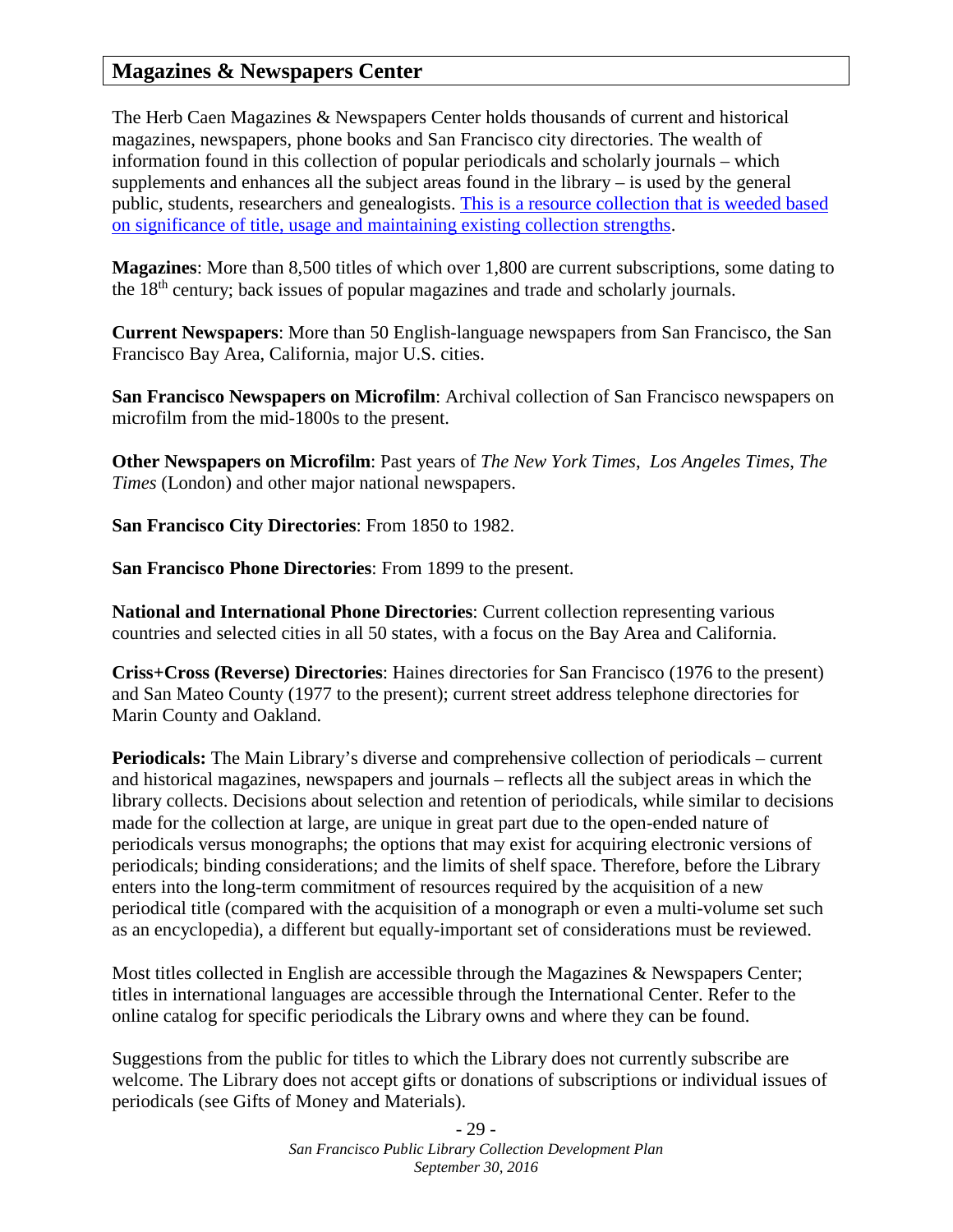## Magazines & Newspapers Center

The Herb Caen Magazines & Newspapers Center holds thousands of current and historical magazines, newspapers, phone books and San Francisco city directories. The wealth of information found in this collection of popular periodicals and scholarly journals – which supplements and enhances all the subject areas found in the library – is used by the general public, students, researchers and genealogists. This is a resource collection that is weeded based on significance of title, usage and maintaining existing collection strengths.

**Magazines**: More than 8,500 titles of which over 1,800 are current subscriptions, some dating to the 18th century; back issues of popular magazines and trade and scholarly journals.

**Current Newspapers**: More than 50 English-language newspapers from San Francisco, the San Francisco Bay Area, California, major U.S. cities.

**San Francisco Newspapers on Microfilm**: Archival collection of San Francisco newspapers on microfilm from the mid-1800s to the present.

**Other Newspapers on Microfilm**: Past years of *The New York Times*, *Los Angeles Times*, *The Times* (London) and other major national newspapers.

**San Francisco City Directories**: From 1850 to 1982.

**San Francisco Phone Directories**: From 1899 to the present.

**National and International Phone Directories**: Current collection representing various countries and selected cities in all 50 states, with a focus on the Bay Area and California.

**Criss+Cross (Reverse) Directories**: Haines directories for San Francisco (1976 to the present) and San Mateo County (1977 to the present); current street address telephone directories for Marin County and Oakland.

**Periodicals:** The Main Library's diverse and comprehensive collection of periodicals – current and historical magazines, newspapers and journals – reflects all the subject areas in which the library collects. Decisions about selection and retention of periodicals, while similar to decisions made for the collection at large, are unique in great part due to the open-ended nature of periodicals versus monographs; the options that may exist for acquiring electronic versions of periodicals; binding considerations; and the limits of shelf space. Therefore, before the Library enters into the long-term commitment of resources required by the acquisition of a new periodical title (compared with the acquisition of a monograph or even a multi-volume set such as an encyclopedia), a different but equally-important set of considerations must be reviewed.

Most titles collected in English are accessible through the Magazines & Newspapers Center; titles in international languages are accessible through the International Center. Refer to the online catalog for specific periodicals the Library owns and where they can be found.

Suggestions from the public for titles to which the Library does not currently subscribe are welcome. The Library does not accept gifts or donations of subscriptions or individual issues of periodicals (see Gifts of Money and Materials).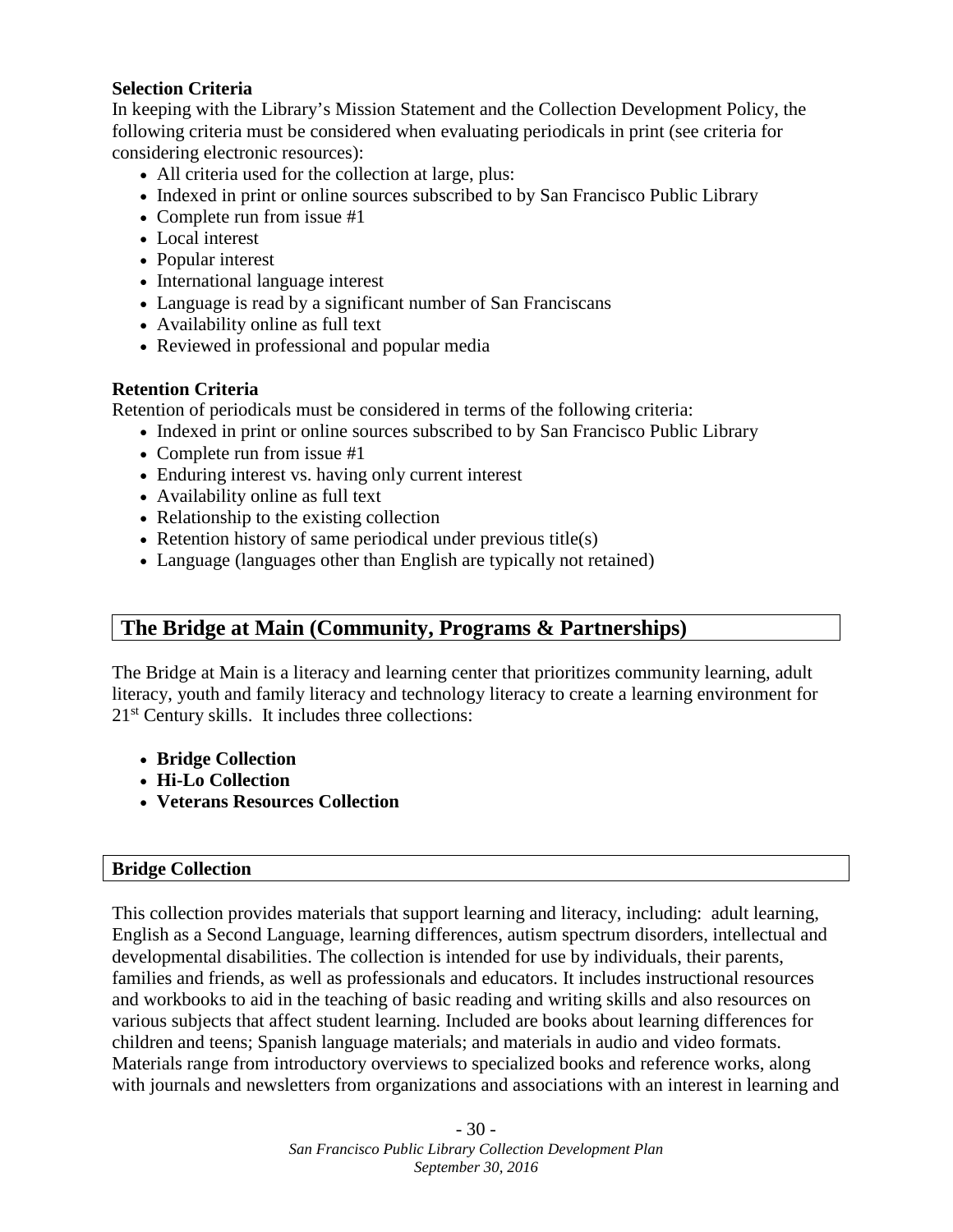**Selection Criteria**

In keeping with the Library's Mission Statement and the Collection Development Policy, the following criteria must be considered when evaluating periodicals in print (see criteria for considering electronic resources):

- All criteria used for the collection at large, plus:
- Indexed in print or online sources subscribed to by San Francisco Public Library
- Complete run from issue #1
- Local interest
- Popular interest
- International language interest
- Language is read by a significant number of San Franciscans
- Availability online as full text
- Reviewed in professional and popular media

**Retention Criteria**

Retention of periodicals must be considered in terms of the following criteria:

- Indexed in print or online sources subscribed to by San Francisco Public Library
- Complete run from issue #1
- Enduring interest vs. having only current interest
- Availability online as full text
- Relationship to the existing collection
- Retention history of same periodical under previous title(s)
- Language (languages other than English are typically not retained)

## The Bridge at Main (Community, Programs & Partnerships)

The Bridge at Main is a literacy and learning center that prioritizes community learning, adult literacy, youth and family literacy and technology literacy to create a learning environment for 21st Century skills. It includes three collections:

- **Bridge Collection**
- **Hi-Lo Collection**
- **Veterans Resources Collection**

### Bridge Collection

This collection provides materials that support learning and literacy, including: adult learning, English as a Second Language, learning differences, autism spectrum disorders, intellectual and developmental disabilities. The collection is intended for use by individuals, their parents, families and friends, as well as professionals and educators. It includes instructional resources and workbooks to aid in the teaching of basic reading and writing skills and also resources on various subjects that affect student learning. Included are books about learning differences for children and teens; Spanish language materials; and materials in audio and video formats. Materials range from introductory overviews to specialized books and reference works, along with journals and newsletters from organizations and associations with an interest in learning and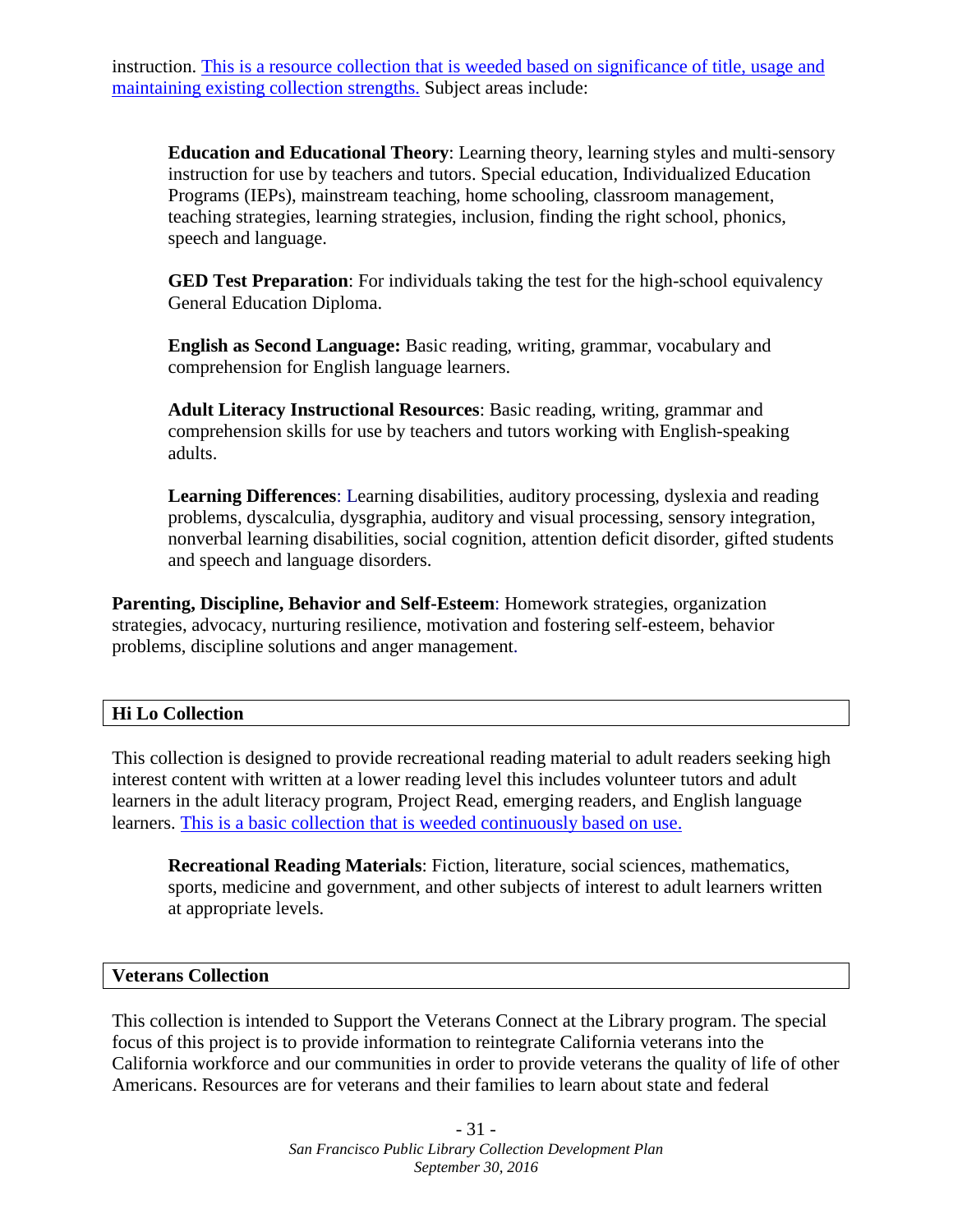instruction. This is a resource collection that is weeded based on significance of title, usage and maintaining existing collection strengths. Subject areas include:

**Education and Educational Theory**: Learning theory, learning styles and multi-sensory instruction for use by teachers and tutors. Special education, Individualized Education Programs (IEPs), mainstream teaching, home schooling, classroom management, teaching strategies, learning strategies, inclusion, finding the right school, phonics, speech and language.

**GED Test Preparation**: For individuals taking the test for the high-school equivalency General Education Diploma.

**English as Second Language:** Basic reading, writing, grammar, vocabulary and comprehension for English language learners.

**Adult Literacy Instructional Resources**: Basic reading, writing, grammar and comprehension skills for use by teachers and tutors working with English-speaking adults.

**Learning Differences**: Learning disabilities, auditory processing, dyslexia and reading problems, dyscalculia, dysgraphia, auditory and visual processing, sensory integration, nonverbal learning disabilities, social cognition, attention deficit disorder, gifted students and speech and language disorders.

**Parenting, Discipline, Behavior and Self-Esteem**: Homework strategies, organization strategies, advocacy, nurturing resilience, motivation and fostering self-esteem, behavior problems, discipline solutions and anger management.

## Hi Lo Collection

This collection is designed to provide recreational reading material to adult readers seeking high interest content with written at a lower reading level this includes volunteer tutors and adult learners in the adult literacy program, Project Read, emerging readers, and English language learners. This is a basic collection that is weeded continuously based on use.

**Recreational Reading Materials**: Fiction, literature, social sciences, mathematics, sports, medicine and government, and other subjects of interest to adult learners written at appropriate levels.

## Veterans Collection

This collection is intended to Support the Veterans Connect at the Library program. The special focus of this project is to provide information to reintegrate California veterans into the California workforce and our communities in order to provide veterans the quality of life of other Americans. Resources are for veterans and their families to learn about state and federal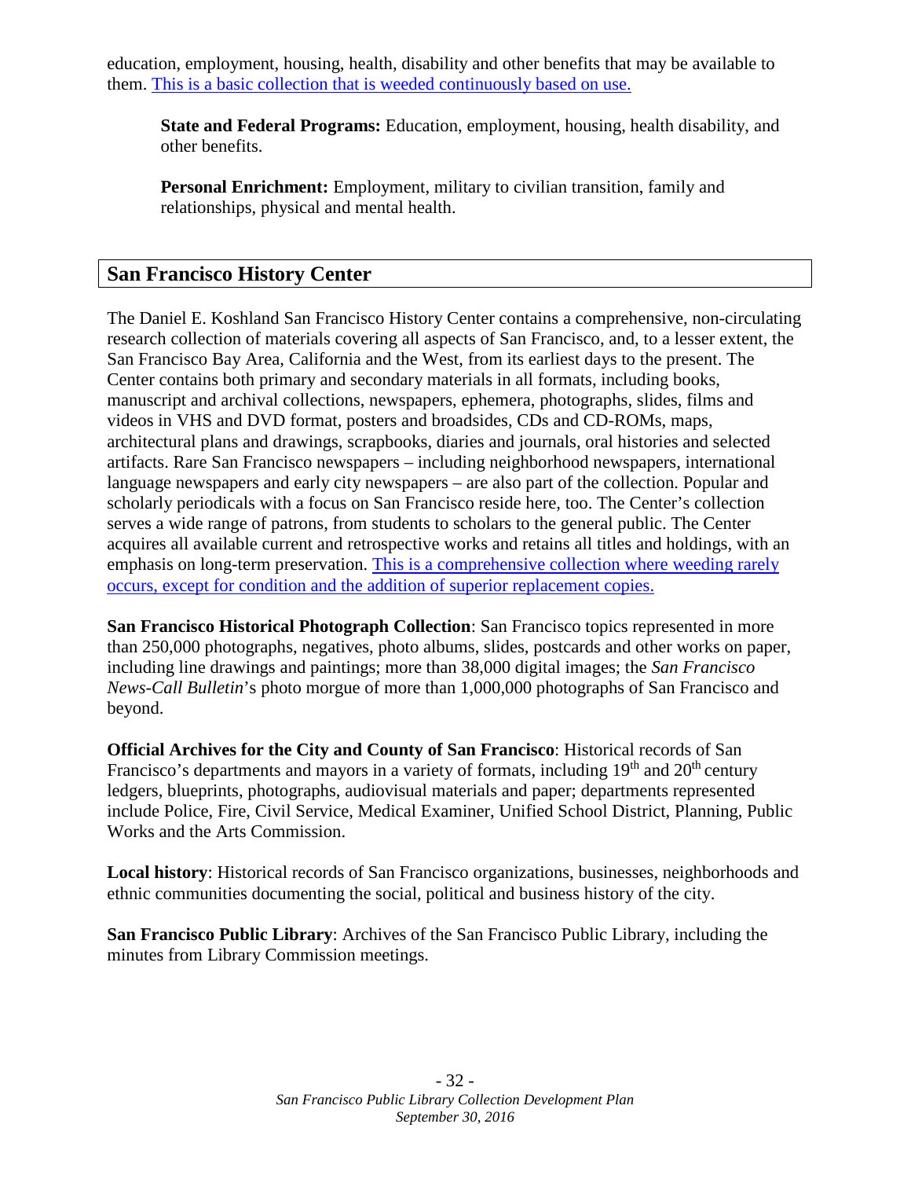education, employment, housing, health, disability and other benefits that may be available to them. This is a basic collection that is weeded continuously based on use.

**State and Federal Programs:** Education, employment, housing, health disability, and other benefits.

**Personal Enrichment:** Employment, military to civilian transition, family and relationships, physical and mental health.

## San Francisco History Center

The Daniel E. Koshland San Francisco History Center contains a comprehensive, non-circulating research collection of materials covering all aspects of San Francisco, and, to a lesser extent, the San Francisco Bay Area, California and the West, from its earliest days to the present. The Center contains both primary and secondary materials in all formats, including books, manuscript and archival collections, newspapers, ephemera, photographs, slides, films and videos in VHS and DVD format, posters and broadsides, CDs and CD-ROMs, maps, architectural plans and drawings, scrapbooks, diaries and journals, oral histories and selected artifacts. Rare San Francisco newspapers – including neighborhood newspapers, international language newspapers and early city newspapers – are also part of the collection. Popular and scholarly periodicals with a focus on San Francisco reside here, too. The Center's collection serves a wide range of patrons, from students to scholars to the general public. The Center acquires all available current and retrospective works and retains all titles and holdings, with an emphasis on long-term preservation. This is a comprehensive collection where weeding rarely occurs, except for condition and the addition of superior replacement copies.

**San Francisco Historical Photograph Collection**: San Francisco topics represented in more than 250,000 photographs, negatives, photo albums, slides, postcards and other works on paper, including line drawings and paintings; more than 38,000 digital images; the *San Francisco News-Call Bulletin*'s photo morgue of more than 1,000,000 photographs of San Francisco and beyond.

**Official Archives for the City and County of San Francisco**: Historical records of San Francisco's departments and mayors in a variety of formats, including 19th and 20th century ledgers, blueprints, photographs, audiovisual materials and paper; departments represented include Police, Fire, Civil Service, Medical Examiner, Unified School District, Planning, Public Works and the Arts Commission.

**Local history**: Historical records of San Francisco organizations, businesses, neighborhoods and ethnic communities documenting the social, political and business history of the city.

**San Francisco Public Library**: Archives of the San Francisco Public Library, including the minutes from Library Commission meetings.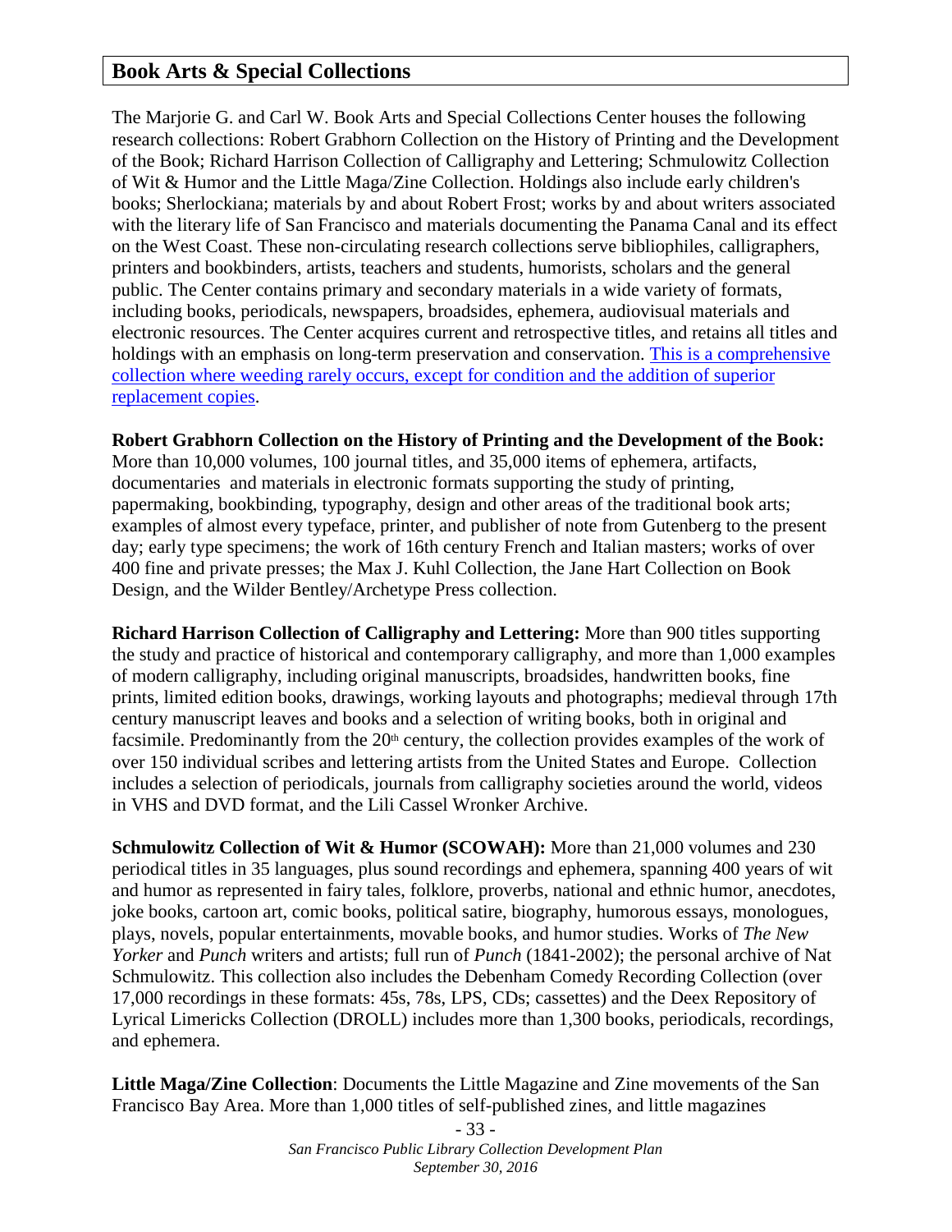## Book Arts & Special Collections

The Marjorie G. and Carl W. Book Arts and Special Collections Center houses the following research collections: Robert Grabhorn Collection on the History of Printing and the Development of the Book; Richard Harrison Collection of Calligraphy and Lettering; Schmulowitz Collection of Wit & Humor and the Little Maga/Zine Collection. Holdings also include early children's books; Sherlockiana; materials by and about Robert Frost; works by and about writers associated with the literary life of San Francisco and materials documenting the Panama Canal and its effect on the West Coast. These non-circulating research collections serve bibliophiles, calligraphers, printers and bookbinders, artists, teachers and students, humorists, scholars and the general public. The Center contains primary and secondary materials in a wide variety of formats, including books, periodicals, newspapers, broadsides, ephemera, audiovisual materials and electronic resources. The Center acquires current and retrospective titles, and retains all titles and holdings with an emphasis on long-term preservation and conservation. This is a comprehensive collection where weeding rarely occurs, except for condition and the addition of superior replacement copies.

**Robert Grabhorn Collection on the History of Printing and the Development of the Book:** More than 10,000 volumes, 100 journal titles, and 35,000 items of ephemera, artifacts, documentaries and materials in electronic formats supporting the study of printing, papermaking, bookbinding, typography, design and other areas of the traditional book arts; examples of almost every typeface, printer, and publisher of note from Gutenberg to the present day; early type specimens; the work of 16th century French and Italian masters; works of over 400 fine and private presses; the Max J. Kuhl Collection, the Jane Hart Collection on Book Design, and the Wilder Bentley/Archetype Press collection.

**Richard Harrison Collection of Calligraphy and Lettering:** More than 900 titles supporting the study and practice of historical and contemporary calligraphy, and more than 1,000 examples of modern calligraphy, including original manuscripts, broadsides, handwritten books, fine prints, limited edition books, drawings, working layouts and photographs; medieval through 17th century manuscript leaves and books and a selection of writing books, both in original and facsimile. Predominantly from the 20th century, the collection provides examples of the work of over 150 individual scribes and lettering artists from the United States and Europe. Collection includes a selection of periodicals, journals from calligraphy societies around the world, videos in VHS and DVD format, and the Lili Cassel Wronker Archive.

**Schmulowitz Collection of Wit & Humor (SCOWAH):** More than 21,000 volumes and 230 periodical titles in 35 languages, plus sound recordings and ephemera, spanning 400 years of wit and humor as represented in fairy tales, folklore, proverbs, national and ethnic humor, anecdotes, joke books, cartoon art, comic books, political satire, biography, humorous essays, monologues, plays, novels, popular entertainments, movable books, and humor studies. Works of *The New Yorker* and *Punch* writers and artists; full run of *Punch* (1841-2002); the personal archive of Nat Schmulowitz. This collection also includes the Debenham Comedy Recording Collection (over 17,000 recordings in these formats: 45s, 78s, LPS, CDs; cassettes) and the Deex Repository of Lyrical Limericks Collection (DROLL) includes more than 1,300 books, periodicals, recordings, and ephemera.

**Little Maga/Zine Collection**: Documents the Little Magazine and Zine movements of the San Francisco Bay Area. More than 1,000 titles of self-published zines, and little magazines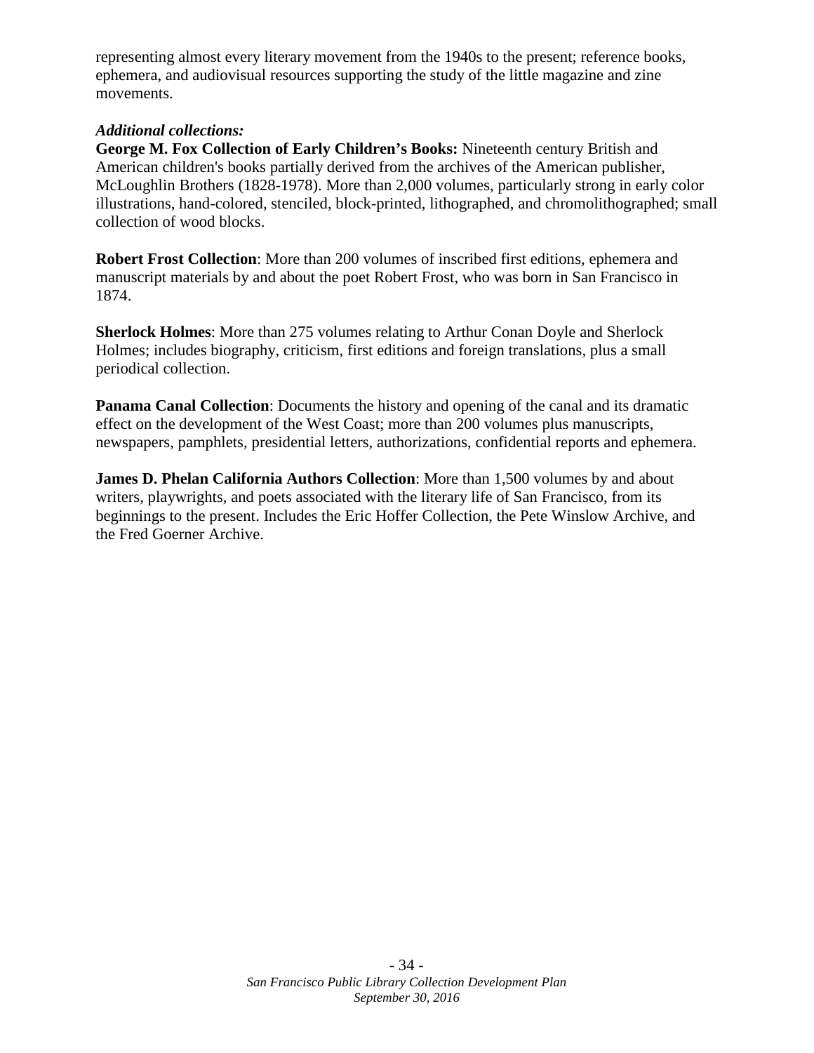representing almost every literary movement from the 1940s to the present; reference books, ephemera, and audiovisual resources supporting the study of the little magazine and zine movements.

***Additional collections:***

**George M. Fox Collection of Early Children's Books:** Nineteenth century British and American children's books partially derived from the archives of the American publisher, McLoughlin Brothers (1828-1978). More than 2,000 volumes, particularly strong in early color illustrations, hand-colored, stenciled, block-printed, lithographed, and chromolithographed; small collection of wood blocks.

**Robert Frost Collection**: More than 200 volumes of inscribed first editions, ephemera and manuscript materials by and about the poet Robert Frost, who was born in San Francisco in 1874.

**Sherlock Holmes**: More than 275 volumes relating to Arthur Conan Doyle and Sherlock Holmes; includes biography, criticism, first editions and foreign translations, plus a small periodical collection.

**Panama Canal Collection**: Documents the history and opening of the canal and its dramatic effect on the development of the West Coast; more than 200 volumes plus manuscripts, newspapers, pamphlets, presidential letters, authorizations, confidential reports and ephemera.

**James D. Phelan California Authors Collection**: More than 1,500 volumes by and about writers, playwrights, and poets associated with the literary life of San Francisco, from its beginnings to the present. Includes the Eric Hoffer Collection, the Pete Winslow Archive, and the Fred Goerner Archive.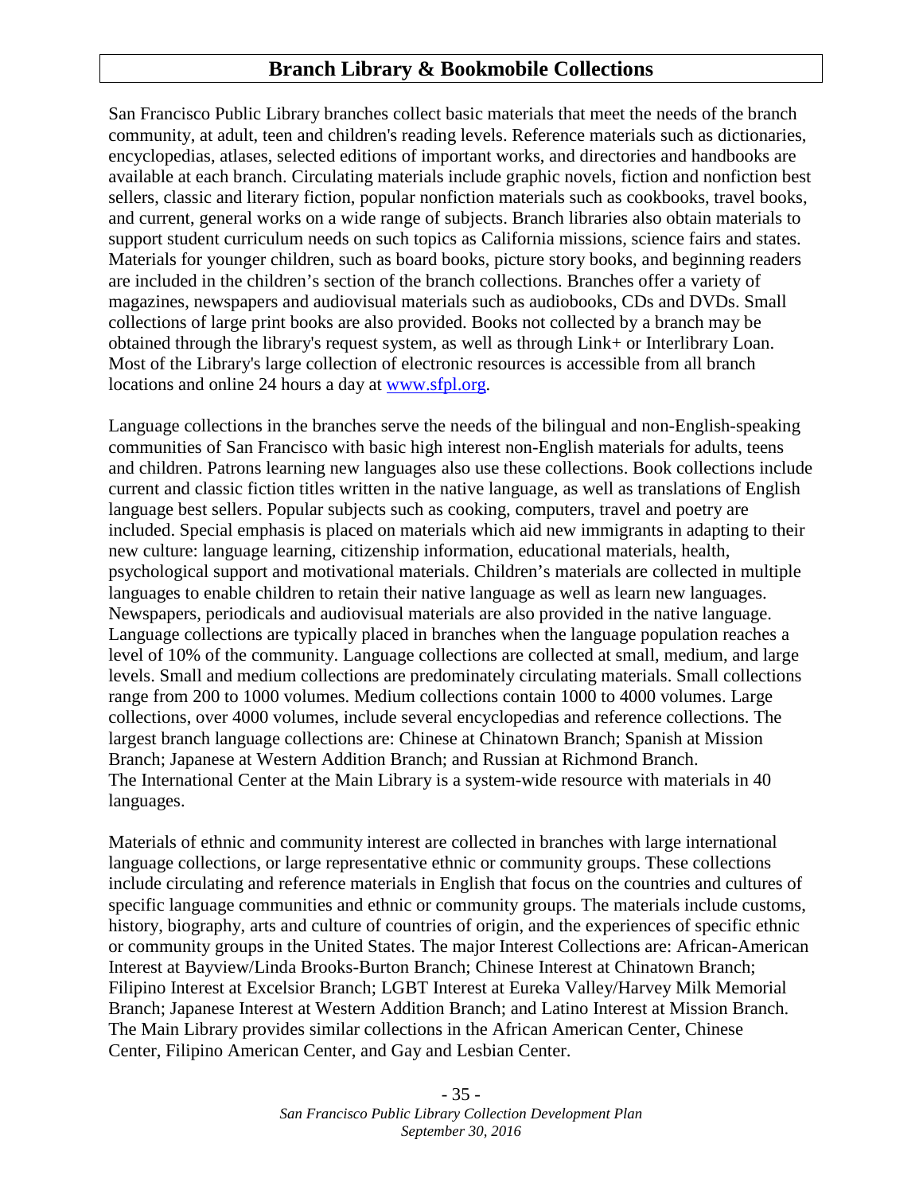## Branch Library & Bookmobile Collections

San Francisco Public Library branches collect basic materials that meet the needs of the branch community, at adult, teen and children's reading levels. Reference materials such as dictionaries, encyclopedias, atlases, selected editions of important works, and directories and handbooks are available at each branch. Circulating materials include graphic novels, fiction and nonfiction best sellers, classic and literary fiction, popular nonfiction materials such as cookbooks, travel books, and current, general works on a wide range of subjects. Branch libraries also obtain materials to support student curriculum needs on such topics as California missions, science fairs and states. Materials for younger children, such as board books, picture story books, and beginning readers are included in the children's section of the branch collections. Branches offer a variety of magazines, newspapers and audiovisual materials such as audiobooks, CDs and DVDs. Small collections of large print books are also provided. Books not collected by a branch may be obtained through the library's request system, as well as through Link+ or Interlibrary Loan. Most of the Library's large collection of electronic resources is accessible from all branch locations and online 24 hours a day at [www.sfpl.org](http://www.sfpl.org).

Language collections in the branches serve the needs of the bilingual and non-English-speaking communities of San Francisco with basic high interest non-English materials for adults, teens and children. Patrons learning new languages also use these collections. Book collections include current and classic fiction titles written in the native language, as well as translations of English language best sellers. Popular subjects such as cooking, computers, travel and poetry are included. Special emphasis is placed on materials which aid new immigrants in adapting to their new culture: language learning, citizenship information, educational materials, health, psychological support and motivational materials. Children's materials are collected in multiple languages to enable children to retain their native language as well as learn new languages. Newspapers, periodicals and audiovisual materials are also provided in the native language. Language collections are typically placed in branches when the language population reaches a level of 10% of the community. Language collections are collected at small, medium, and large levels. Small and medium collections are predominately circulating materials. Small collections range from 200 to 1000 volumes. Medium collections contain 1000 to 4000 volumes. Large collections, over 4000 volumes, include several encyclopedias and reference collections. The largest branch language collections are: Chinese at Chinatown Branch; Spanish at Mission Branch; Japanese at Western Addition Branch; and Russian at Richmond Branch.
The International Center at the Main Library is a system-wide resource with materials in 40 languages.

Materials of ethnic and community interest are collected in branches with large international language collections, or large representative ethnic or community groups. These collections include circulating and reference materials in English that focus on the countries and cultures of specific language communities and ethnic or community groups. The materials include customs, history, biography, arts and culture of countries of origin, and the experiences of specific ethnic or community groups in the United States. The major Interest Collections are: African-American Interest at Bayview/Linda Brooks-Burton Branch; Chinese Interest at Chinatown Branch; Filipino Interest at Excelsior Branch; LGBT Interest at Eureka Valley/Harvey Milk Memorial Branch; Japanese Interest at Western Addition Branch; and Latino Interest at Mission Branch. The Main Library provides similar collections in the African American Center, Chinese Center, Filipino American Center, and Gay and Lesbian Center.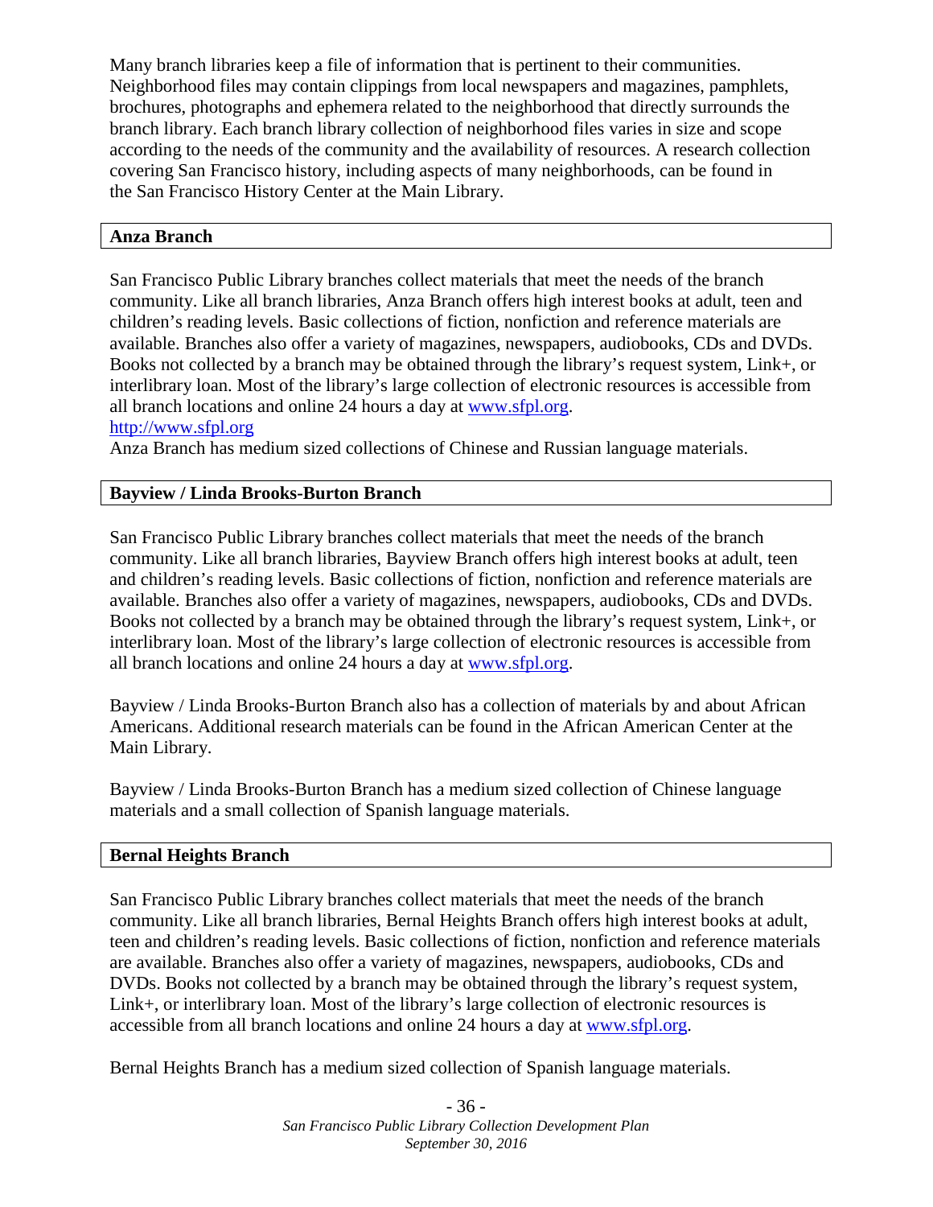Many branch libraries keep a file of information that is pertinent to their communities. Neighborhood files may contain clippings from local newspapers and magazines, pamphlets, brochures, photographs and ephemera related to the neighborhood that directly surrounds the branch library. Each branch library collection of neighborhood files varies in size and scope according to the needs of the community and the availability of resources. A research collection covering San Francisco history, including aspects of many neighborhoods, can be found in the San Francisco History Center at the Main Library.

**Anza Branch**

San Francisco Public Library branches collect materials that meet the needs of the branch community. Like all branch libraries, Anza Branch offers high interest books at adult, teen and children's reading levels. Basic collections of fiction, nonfiction and reference materials are available. Branches also offer a variety of magazines, newspapers, audiobooks, CDs and DVDs. Books not collected by a branch may be obtained through the library's request system, Link+, or interlibrary loan. Most of the library's large collection of electronic resources is accessible from all branch locations and online 24 hours a day at [www.sfpl.org](http://www.sfpl.org).
[http://www.sfpl.org](http://www.sfpl.org)
Anza Branch has medium sized collections of Chinese and Russian language materials.

**Bayview / Linda Brooks-Burton Branch**

San Francisco Public Library branches collect materials that meet the needs of the branch community. Like all branch libraries, Bayview Branch offers high interest books at adult, teen and children's reading levels. Basic collections of fiction, nonfiction and reference materials are available. Branches also offer a variety of magazines, newspapers, audiobooks, CDs and DVDs. Books not collected by a branch may be obtained through the library's request system, Link+, or interlibrary loan. Most of the library's large collection of electronic resources is accessible from all branch locations and online 24 hours a day at [www.sfpl.org](http://www.sfpl.org).

Bayview / Linda Brooks-Burton Branch also has a collection of materials by and about African Americans. Additional research materials can be found in the African American Center at the Main Library.

Bayview / Linda Brooks-Burton Branch has a medium sized collection of Chinese language materials and a small collection of Spanish language materials.

**Bernal Heights Branch**

San Francisco Public Library branches collect materials that meet the needs of the branch community. Like all branch libraries, Bernal Heights Branch offers high interest books at adult, teen and children's reading levels. Basic collections of fiction, nonfiction and reference materials are available. Branches also offer a variety of magazines, newspapers, audiobooks, CDs and DVDs. Books not collected by a branch may be obtained through the library's request system, Link+, or interlibrary loan. Most of the library's large collection of electronic resources is accessible from all branch locations and online 24 hours a day at [www.sfpl.org](http://www.sfpl.org).

Bernal Heights Branch has a medium sized collection of Spanish language materials.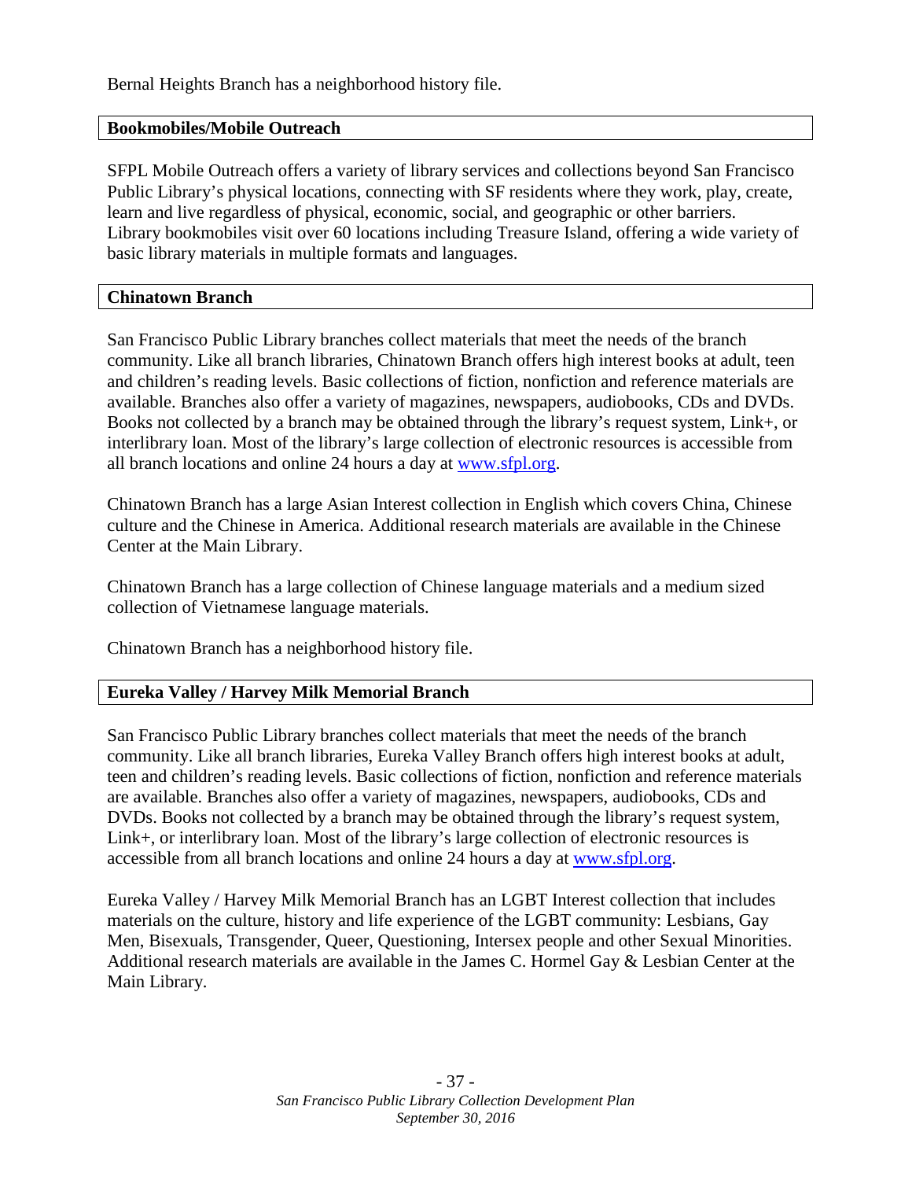Bernal Heights Branch has a neighborhood history file.

## Bookmobiles/Mobile Outreach

SFPL Mobile Outreach offers a variety of library services and collections beyond San Francisco Public Library's physical locations, connecting with SF residents where they work, play, create, learn and live regardless of physical, economic, social, and geographic or other barriers. Library bookmobiles visit over 60 locations including Treasure Island, offering a wide variety of basic library materials in multiple formats and languages.

## Chinatown Branch

San Francisco Public Library branches collect materials that meet the needs of the branch community. Like all branch libraries, Chinatown Branch offers high interest books at adult, teen and children's reading levels. Basic collections of fiction, nonfiction and reference materials are available. Branches also offer a variety of magazines, newspapers, audiobooks, CDs and DVDs. Books not collected by a branch may be obtained through the library's request system, Link+, or interlibrary loan. Most of the library's large collection of electronic resources is accessible from all branch locations and online 24 hours a day at [www.sfpl.org](http://www.sfpl.org).

Chinatown Branch has a large Asian Interest collection in English which covers China, Chinese culture and the Chinese in America. Additional research materials are available in the Chinese Center at the Main Library.

Chinatown Branch has a large collection of Chinese language materials and a medium sized collection of Vietnamese language materials.

Chinatown Branch has a neighborhood history file.

## Eureka Valley / Harvey Milk Memorial Branch

San Francisco Public Library branches collect materials that meet the needs of the branch community. Like all branch libraries, Eureka Valley Branch offers high interest books at adult, teen and children's reading levels. Basic collections of fiction, nonfiction and reference materials are available. Branches also offer a variety of magazines, newspapers, audiobooks, CDs and DVDs. Books not collected by a branch may be obtained through the library's request system, Link+, or interlibrary loan. Most of the library's large collection of electronic resources is accessible from all branch locations and online 24 hours a day at [www.sfpl.org](http://www.sfpl.org).

Eureka Valley / Harvey Milk Memorial Branch has an LGBT Interest collection that includes materials on the culture, history and life experience of the LGBT community: Lesbians, Gay Men, Bisexuals, Transgender, Queer, Questioning, Intersex people and other Sexual Minorities. Additional research materials are available in the James C. Hormel Gay & Lesbian Center at the Main Library.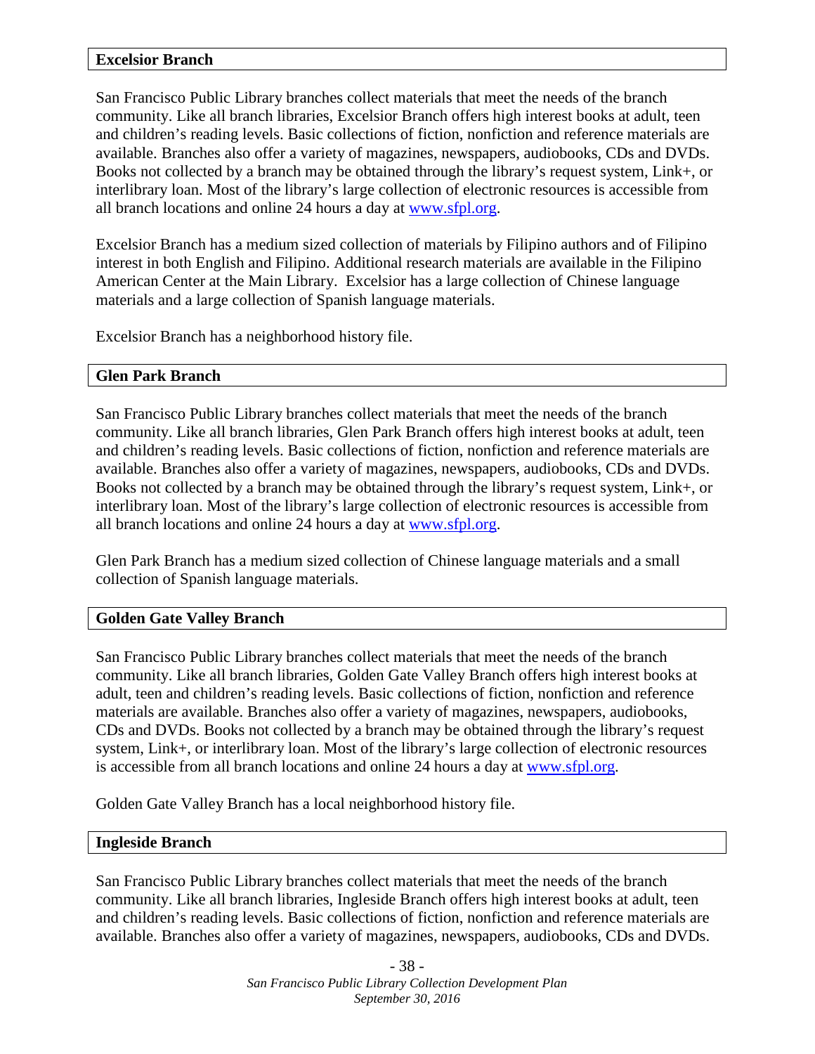### Excelsior Branch

San Francisco Public Library branches collect materials that meet the needs of the branch community. Like all branch libraries, Excelsior Branch offers high interest books at adult, teen and children's reading levels. Basic collections of fiction, nonfiction and reference materials are available. Branches also offer a variety of magazines, newspapers, audiobooks, CDs and DVDs. Books not collected by a branch may be obtained through the library's request system, Link+, or interlibrary loan. Most of the library's large collection of electronic resources is accessible from all branch locations and online 24 hours a day at [www.sfpl.org](http://www.sfpl.org).

Excelsior Branch has a medium sized collection of materials by Filipino authors and of Filipino interest in both English and Filipino. Additional research materials are available in the Filipino American Center at the Main Library. Excelsior has a large collection of Chinese language materials and a large collection of Spanish language materials.

Excelsior Branch has a neighborhood history file.

### Glen Park Branch

San Francisco Public Library branches collect materials that meet the needs of the branch community. Like all branch libraries, Glen Park Branch offers high interest books at adult, teen and children's reading levels. Basic collections of fiction, nonfiction and reference materials are available. Branches also offer a variety of magazines, newspapers, audiobooks, CDs and DVDs. Books not collected by a branch may be obtained through the library's request system, Link+, or interlibrary loan. Most of the library's large collection of electronic resources is accessible from all branch locations and online 24 hours a day at [www.sfpl.org](http://www.sfpl.org).

Glen Park Branch has a medium sized collection of Chinese language materials and a small collection of Spanish language materials.

### Golden Gate Valley Branch

San Francisco Public Library branches collect materials that meet the needs of the branch community. Like all branch libraries, Golden Gate Valley Branch offers high interest books at adult, teen and children's reading levels. Basic collections of fiction, nonfiction and reference materials are available. Branches also offer a variety of magazines, newspapers, audiobooks, CDs and DVDs. Books not collected by a branch may be obtained through the library's request system, Link+, or interlibrary loan. Most of the library's large collection of electronic resources is accessible from all branch locations and online 24 hours a day at [www.sfpl.org](http://www.sfpl.org).

Golden Gate Valley Branch has a local neighborhood history file.

### Ingleside Branch

San Francisco Public Library branches collect materials that meet the needs of the branch community. Like all branch libraries, Ingleside Branch offers high interest books at adult, teen and children's reading levels. Basic collections of fiction, nonfiction and reference materials are available. Branches also offer a variety of magazines, newspapers, audiobooks, CDs and DVDs.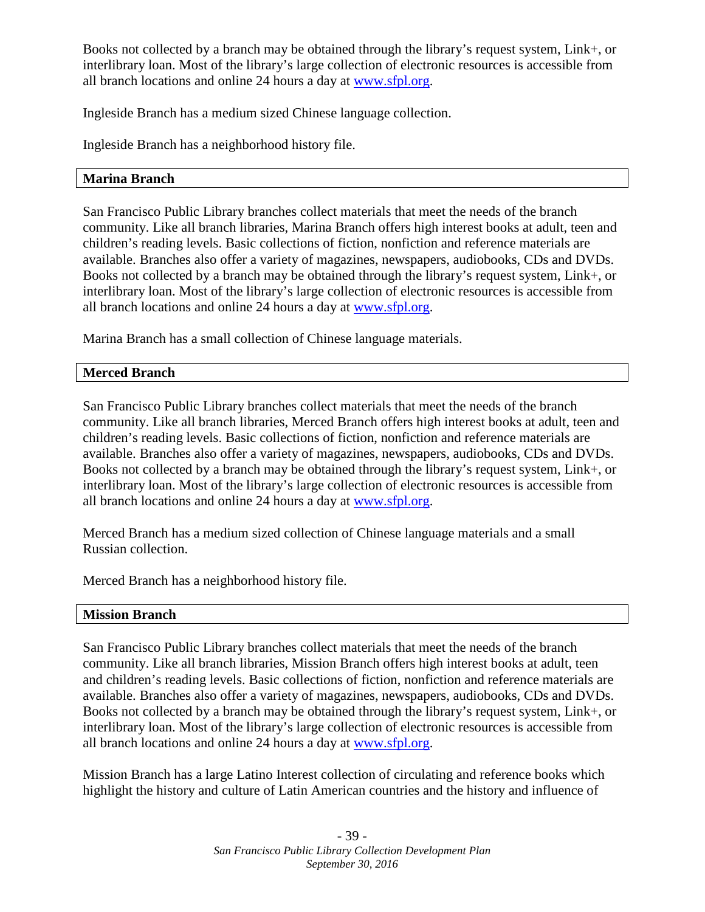Books not collected by a branch may be obtained through the library's request system, Link+, or interlibrary loan. Most of the library's large collection of electronic resources is accessible from all branch locations and online 24 hours a day at [www.sfpl.org](http://www.sfpl.org).

Ingleside Branch has a medium sized Chinese language collection.

Ingleside Branch has a neighborhood history file.

### Marina Branch

San Francisco Public Library branches collect materials that meet the needs of the branch community. Like all branch libraries, Marina Branch offers high interest books at adult, teen and children's reading levels. Basic collections of fiction, nonfiction and reference materials are available. Branches also offer a variety of magazines, newspapers, audiobooks, CDs and DVDs. Books not collected by a branch may be obtained through the library's request system, Link+, or interlibrary loan. Most of the library's large collection of electronic resources is accessible from all branch locations and online 24 hours a day at [www.sfpl.org](http://www.sfpl.org).

Marina Branch has a small collection of Chinese language materials.

### Merced Branch

San Francisco Public Library branches collect materials that meet the needs of the branch community. Like all branch libraries, Merced Branch offers high interest books at adult, teen and children's reading levels. Basic collections of fiction, nonfiction and reference materials are available. Branches also offer a variety of magazines, newspapers, audiobooks, CDs and DVDs. Books not collected by a branch may be obtained through the library's request system, Link+, or interlibrary loan. Most of the library's large collection of electronic resources is accessible from all branch locations and online 24 hours a day at [www.sfpl.org](http://www.sfpl.org).

Merced Branch has a medium sized collection of Chinese language materials and a small Russian collection.

Merced Branch has a neighborhood history file.

### Mission Branch

San Francisco Public Library branches collect materials that meet the needs of the branch community. Like all branch libraries, Mission Branch offers high interest books at adult, teen and children's reading levels. Basic collections of fiction, nonfiction and reference materials are available. Branches also offer a variety of magazines, newspapers, audiobooks, CDs and DVDs. Books not collected by a branch may be obtained through the library's request system, Link+, or interlibrary loan. Most of the library's large collection of electronic resources is accessible from all branch locations and online 24 hours a day at [www.sfpl.org](http://www.sfpl.org).

Mission Branch has a large Latino Interest collection of circulating and reference books which highlight the history and culture of Latin American countries and the history and influence of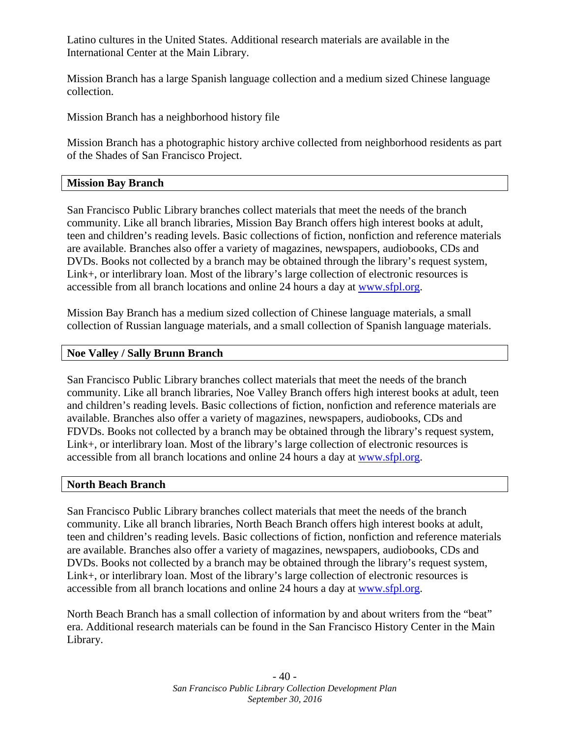Latino cultures in the United States. Additional research materials are available in the International Center at the Main Library.

Mission Branch has a large Spanish language collection and a medium sized Chinese language collection.

Mission Branch has a neighborhood history file

Mission Branch has a photographic history archive collected from neighborhood residents as part of the Shades of San Francisco Project.

### Mission Bay Branch

San Francisco Public Library branches collect materials that meet the needs of the branch community. Like all branch libraries, Mission Bay Branch offers high interest books at adult, teen and children's reading levels. Basic collections of fiction, nonfiction and reference materials are available. Branches also offer a variety of magazines, newspapers, audiobooks, CDs and DVDs. Books not collected by a branch may be obtained through the library's request system, Link+, or interlibrary loan. Most of the library's large collection of electronic resources is accessible from all branch locations and online 24 hours a day at [www.sfpl.org](http://www.sfpl.org).

Mission Bay Branch has a medium sized collection of Chinese language materials, a small collection of Russian language materials, and a small collection of Spanish language materials.

### Noe Valley / Sally Brunn Branch

San Francisco Public Library branches collect materials that meet the needs of the branch community. Like all branch libraries, Noe Valley Branch offers high interest books at adult, teen and children's reading levels. Basic collections of fiction, nonfiction and reference materials are available. Branches also offer a variety of magazines, newspapers, audiobooks, CDs and FDVDs. Books not collected by a branch may be obtained through the library's request system, Link+, or interlibrary loan. Most of the library's large collection of electronic resources is accessible from all branch locations and online 24 hours a day at [www.sfpl.org](http://www.sfpl.org).

### North Beach Branch

San Francisco Public Library branches collect materials that meet the needs of the branch community. Like all branch libraries, North Beach Branch offers high interest books at adult, teen and children's reading levels. Basic collections of fiction, nonfiction and reference materials are available. Branches also offer a variety of magazines, newspapers, audiobooks, CDs and DVDs. Books not collected by a branch may be obtained through the library's request system, Link+, or interlibrary loan. Most of the library's large collection of electronic resources is accessible from all branch locations and online 24 hours a day at [www.sfpl.org](http://www.sfpl.org).

North Beach Branch has a small collection of information by and about writers from the "beat" era. Additional research materials can be found in the San Francisco History Center in the Main Library.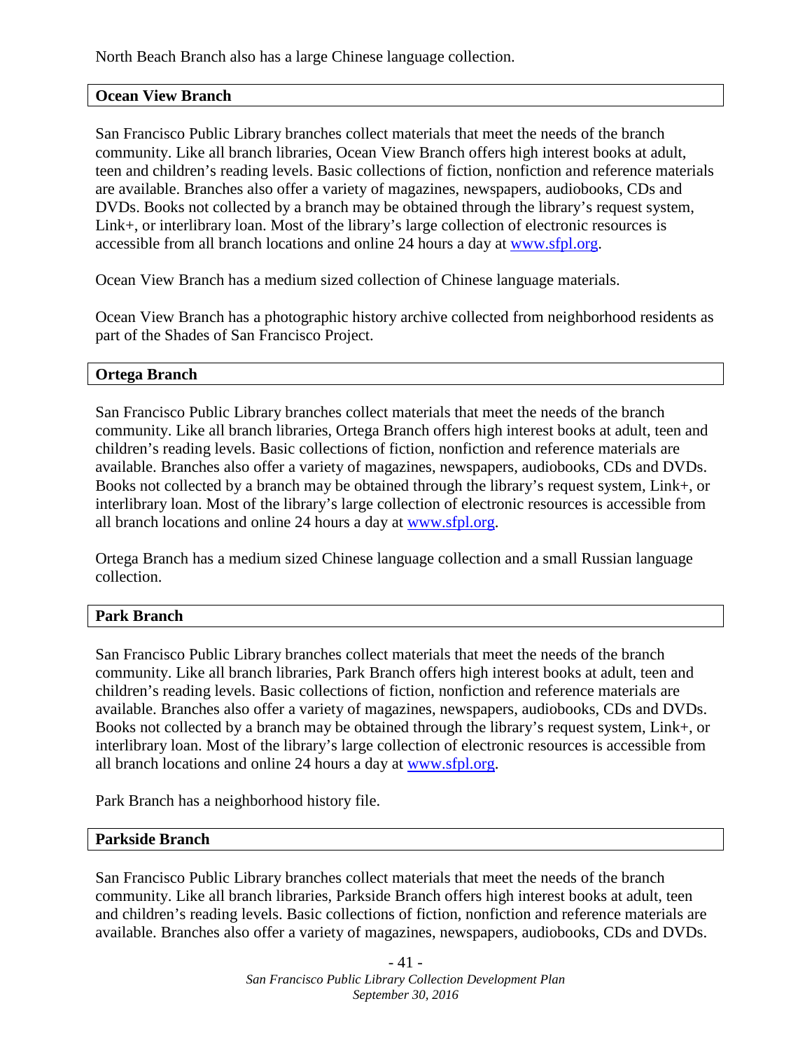North Beach Branch also has a large Chinese language collection.

### Ocean View Branch

San Francisco Public Library branches collect materials that meet the needs of the branch community. Like all branch libraries, Ocean View Branch offers high interest books at adult, teen and children's reading levels. Basic collections of fiction, nonfiction and reference materials are available. Branches also offer a variety of magazines, newspapers, audiobooks, CDs and DVDs. Books not collected by a branch may be obtained through the library's request system, Link+, or interlibrary loan. Most of the library's large collection of electronic resources is accessible from all branch locations and online 24 hours a day at [www.sfpl.org](http://www.sfpl.org).

Ocean View Branch has a medium sized collection of Chinese language materials.

Ocean View Branch has a photographic history archive collected from neighborhood residents as part of the Shades of San Francisco Project.

### Ortega Branch

San Francisco Public Library branches collect materials that meet the needs of the branch community. Like all branch libraries, Ortega Branch offers high interest books at adult, teen and children's reading levels. Basic collections of fiction, nonfiction and reference materials are available. Branches also offer a variety of magazines, newspapers, audiobooks, CDs and DVDs. Books not collected by a branch may be obtained through the library's request system, Link+, or interlibrary loan. Most of the library's large collection of electronic resources is accessible from all branch locations and online 24 hours a day at [www.sfpl.org](http://www.sfpl.org).

Ortega Branch has a medium sized Chinese language collection and a small Russian language collection.

### Park Branch

San Francisco Public Library branches collect materials that meet the needs of the branch community. Like all branch libraries, Park Branch offers high interest books at adult, teen and children's reading levels. Basic collections of fiction, nonfiction and reference materials are available. Branches also offer a variety of magazines, newspapers, audiobooks, CDs and DVDs. Books not collected by a branch may be obtained through the library's request system, Link+, or interlibrary loan. Most of the library's large collection of electronic resources is accessible from all branch locations and online 24 hours a day at [www.sfpl.org](http://www.sfpl.org).

Park Branch has a neighborhood history file.

### Parkside Branch

San Francisco Public Library branches collect materials that meet the needs of the branch community. Like all branch libraries, Parkside Branch offers high interest books at adult, teen and children's reading levels. Basic collections of fiction, nonfiction and reference materials are available. Branches also offer a variety of magazines, newspapers, audiobooks, CDs and DVDs.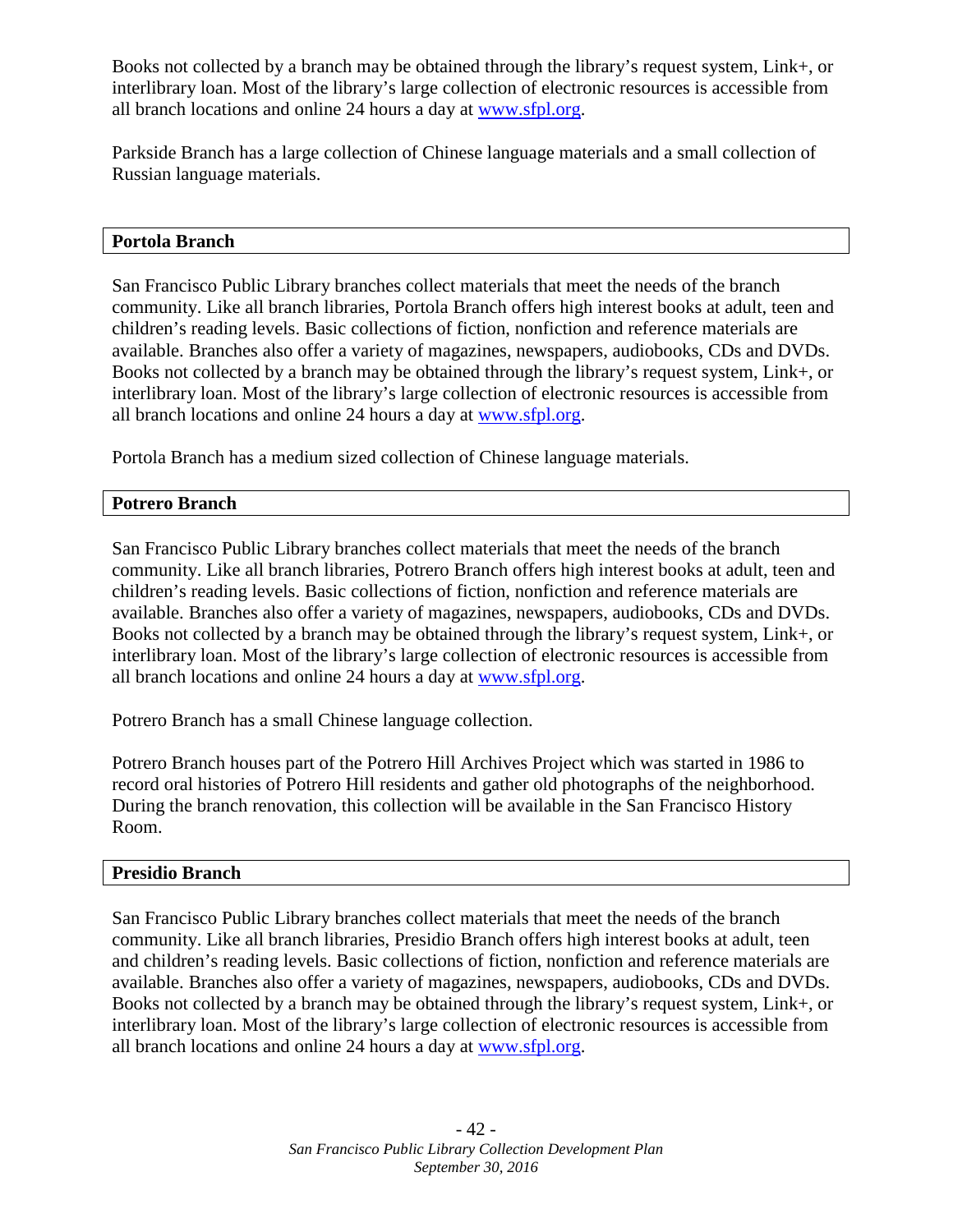Books not collected by a branch may be obtained through the library's request system, Link+, or interlibrary loan. Most of the library's large collection of electronic resources is accessible from all branch locations and online 24 hours a day at [www.sfpl.org](http://www.sfpl.org).

Parkside Branch has a large collection of Chinese language materials and a small collection of Russian language materials.

## Portola Branch

San Francisco Public Library branches collect materials that meet the needs of the branch community. Like all branch libraries, Portola Branch offers high interest books at adult, teen and children's reading levels. Basic collections of fiction, nonfiction and reference materials are available. Branches also offer a variety of magazines, newspapers, audiobooks, CDs and DVDs. Books not collected by a branch may be obtained through the library's request system, Link+, or interlibrary loan. Most of the library's large collection of electronic resources is accessible from all branch locations and online 24 hours a day at [www.sfpl.org](http://www.sfpl.org).

Portola Branch has a medium sized collection of Chinese language materials.

## Potrero Branch

San Francisco Public Library branches collect materials that meet the needs of the branch community. Like all branch libraries, Potrero Branch offers high interest books at adult, teen and children's reading levels. Basic collections of fiction, nonfiction and reference materials are available. Branches also offer a variety of magazines, newspapers, audiobooks, CDs and DVDs. Books not collected by a branch may be obtained through the library's request system, Link+, or interlibrary loan. Most of the library's large collection of electronic resources is accessible from all branch locations and online 24 hours a day at [www.sfpl.org](http://www.sfpl.org).

Potrero Branch has a small Chinese language collection.

Potrero Branch houses part of the Potrero Hill Archives Project which was started in 1986 to record oral histories of Potrero Hill residents and gather old photographs of the neighborhood. During the branch renovation, this collection will be available in the San Francisco History Room.

## Presidio Branch

San Francisco Public Library branches collect materials that meet the needs of the branch community. Like all branch libraries, Presidio Branch offers high interest books at adult, teen and children's reading levels. Basic collections of fiction, nonfiction and reference materials are available. Branches also offer a variety of magazines, newspapers, audiobooks, CDs and DVDs. Books not collected by a branch may be obtained through the library's request system, Link+, or interlibrary loan. Most of the library's large collection of electronic resources is accessible from all branch locations and online 24 hours a day at [www.sfpl.org](http://www.sfpl.org).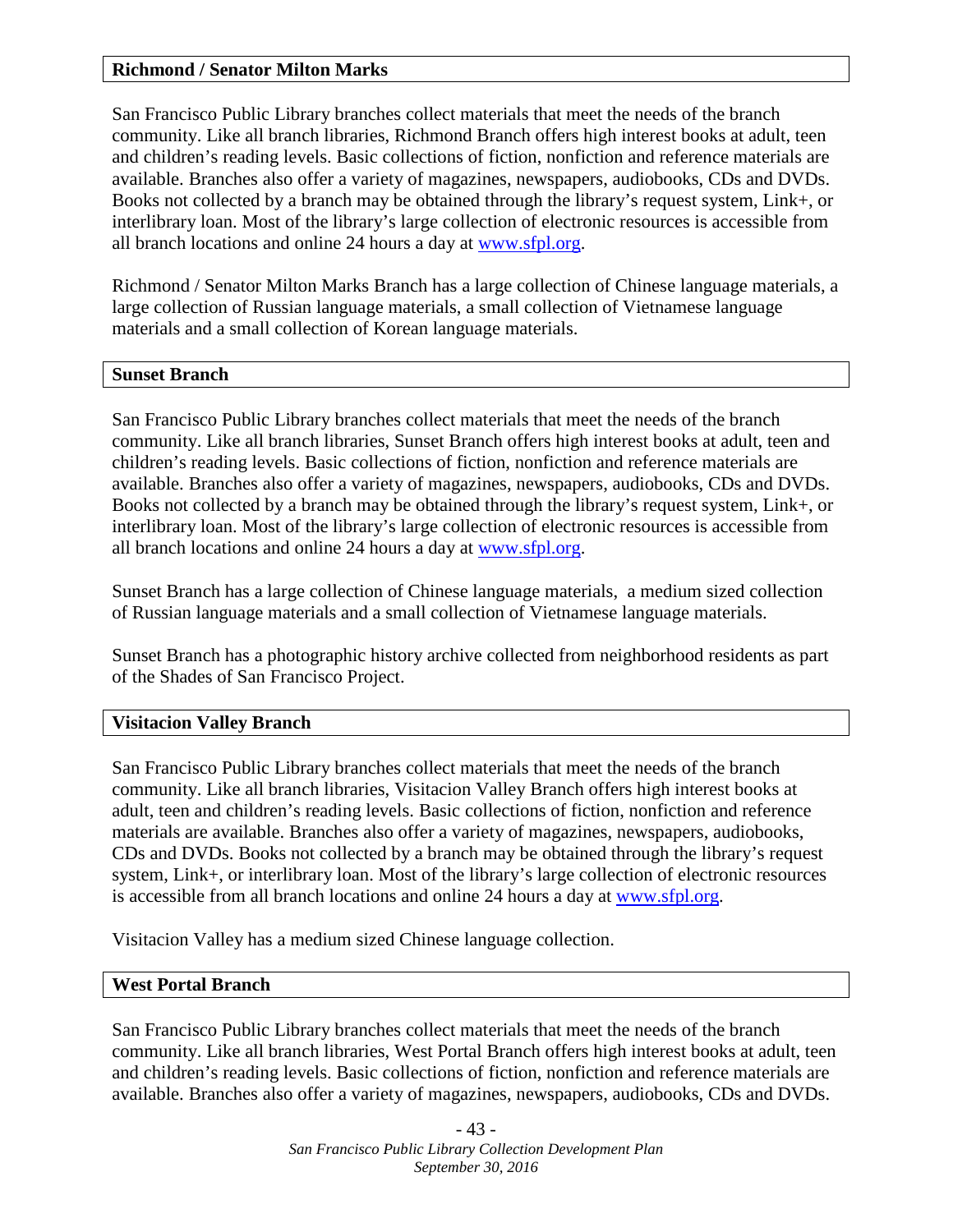## Richmond / Senator Milton Marks

San Francisco Public Library branches collect materials that meet the needs of the branch community. Like all branch libraries, Richmond Branch offers high interest books at adult, teen and children's reading levels. Basic collections of fiction, nonfiction and reference materials are available. Branches also offer a variety of magazines, newspapers, audiobooks, CDs and DVDs. Books not collected by a branch may be obtained through the library's request system, Link+, or interlibrary loan. Most of the library's large collection of electronic resources is accessible from all branch locations and online 24 hours a day at [www.sfpl.org](http://www.sfpl.org).

Richmond / Senator Milton Marks Branch has a large collection of Chinese language materials, a large collection of Russian language materials, a small collection of Vietnamese language materials and a small collection of Korean language materials.

## Sunset Branch

San Francisco Public Library branches collect materials that meet the needs of the branch community. Like all branch libraries, Sunset Branch offers high interest books at adult, teen and children's reading levels. Basic collections of fiction, nonfiction and reference materials are available. Branches also offer a variety of magazines, newspapers, audiobooks, CDs and DVDs. Books not collected by a branch may be obtained through the library's request system, Link+, or interlibrary loan. Most of the library's large collection of electronic resources is accessible from all branch locations and online 24 hours a day at [www.sfpl.org](http://www.sfpl.org).

Sunset Branch has a large collection of Chinese language materials, a medium sized collection of Russian language materials and a small collection of Vietnamese language materials.

Sunset Branch has a photographic history archive collected from neighborhood residents as part of the Shades of San Francisco Project.

## Visitacion Valley Branch

San Francisco Public Library branches collect materials that meet the needs of the branch community. Like all branch libraries, Visitacion Valley Branch offers high interest books at adult, teen and children's reading levels. Basic collections of fiction, nonfiction and reference materials are available. Branches also offer a variety of magazines, newspapers, audiobooks, CDs and DVDs. Books not collected by a branch may be obtained through the library's request system, Link+, or interlibrary loan. Most of the library's large collection of electronic resources is accessible from all branch locations and online 24 hours a day at [www.sfpl.org](http://www.sfpl.org).

Visitacion Valley has a medium sized Chinese language collection.

## West Portal Branch

San Francisco Public Library branches collect materials that meet the needs of the branch community. Like all branch libraries, West Portal Branch offers high interest books at adult, teen and children's reading levels. Basic collections of fiction, nonfiction and reference materials are available. Branches also offer a variety of magazines, newspapers, audiobooks, CDs and DVDs.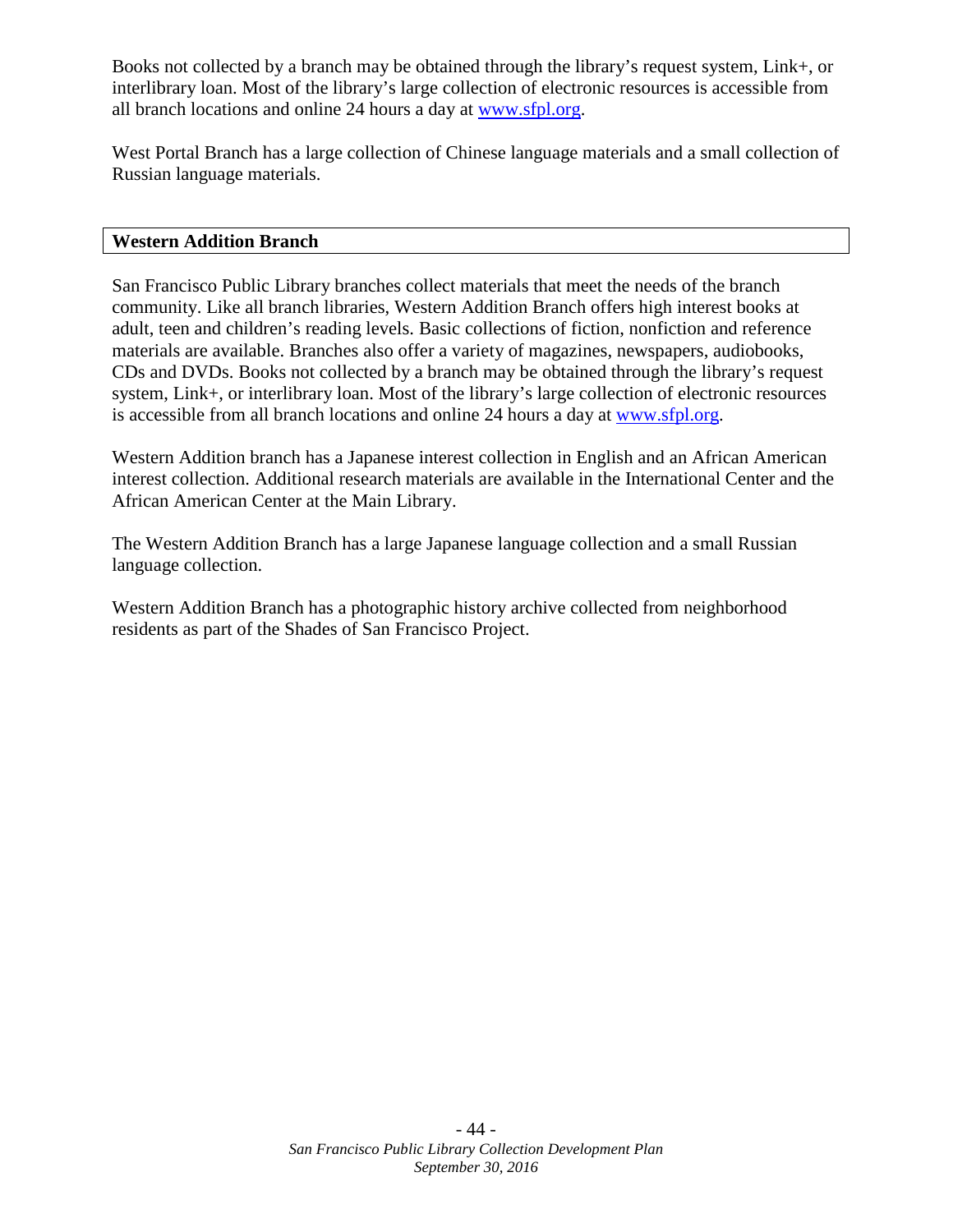Books not collected by a branch may be obtained through the library's request system, Link+, or interlibrary loan. Most of the library's large collection of electronic resources is accessible from all branch locations and online 24 hours a day at www.sfpl.org.

West Portal Branch has a large collection of Chinese language materials and a small collection of Russian language materials.

## Western Addition Branch

San Francisco Public Library branches collect materials that meet the needs of the branch community. Like all branch libraries, Western Addition Branch offers high interest books at adult, teen and children's reading levels. Basic collections of fiction, nonfiction and reference materials are available. Branches also offer a variety of magazines, newspapers, audiobooks, CDs and DVDs. Books not collected by a branch may be obtained through the library's request system, Link+, or interlibrary loan. Most of the library's large collection of electronic resources is accessible from all branch locations and online 24 hours a day at www.sfpl.org.

Western Addition branch has a Japanese interest collection in English and an African American interest collection. Additional research materials are available in the International Center and the African American Center at the Main Library.

The Western Addition Branch has a large Japanese language collection and a small Russian language collection.

Western Addition Branch has a photographic history archive collected from neighborhood residents as part of the Shades of San Francisco Project.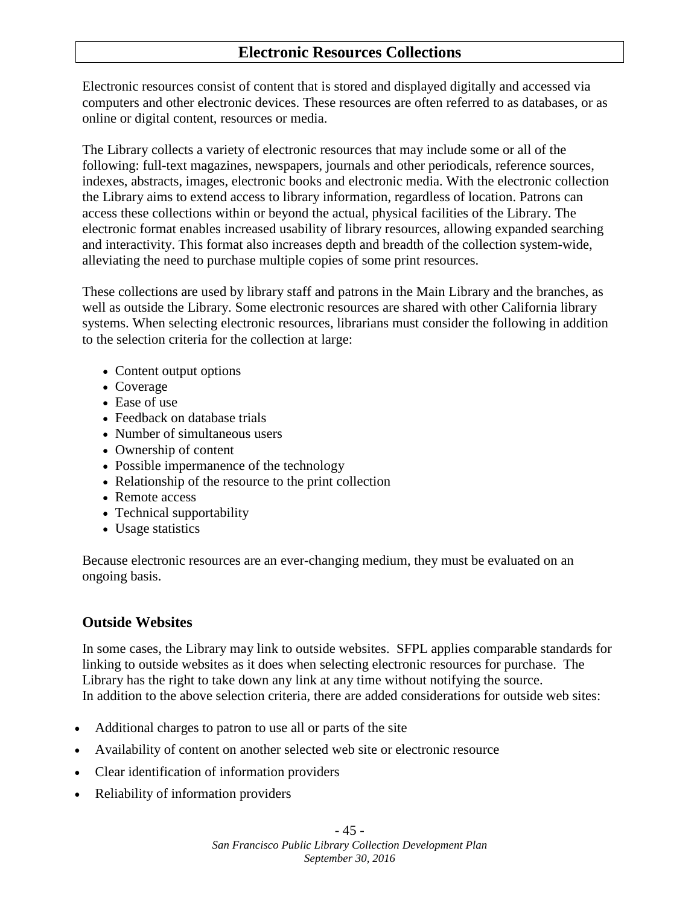## Electronic Resources Collections

Electronic resources consist of content that is stored and displayed digitally and accessed via computers and other electronic devices. These resources are often referred to as databases, or as online or digital content, resources or media.

The Library collects a variety of electronic resources that may include some or all of the following: full-text magazines, newspapers, journals and other periodicals, reference sources, indexes, abstracts, images, electronic books and electronic media. With the electronic collection the Library aims to extend access to library information, regardless of location. Patrons can access these collections within or beyond the actual, physical facilities of the Library. The electronic format enables increased usability of library resources, allowing expanded searching and interactivity. This format also increases depth and breadth of the collection system-wide, alleviating the need to purchase multiple copies of some print resources.

These collections are used by library staff and patrons in the Main Library and the branches, as well as outside the Library. Some electronic resources are shared with other California library systems. When selecting electronic resources, librarians must consider the following in addition to the selection criteria for the collection at large:

- Content output options
- Coverage
- Ease of use
- Feedback on database trials
- Number of simultaneous users
- Ownership of content
- Possible impermanence of the technology
- Relationship of the resource to the print collection
- Remote access
- Technical supportability
- Usage statistics

Because electronic resources are an ever-changing medium, they must be evaluated on an ongoing basis.

### Outside Websites

In some cases, the Library may link to outside websites. SFPL applies comparable standards for linking to outside websites as it does when selecting electronic resources for purchase. The Library has the right to take down any link at any time without notifying the source.
In addition to the above selection criteria, there are added considerations for outside web sites:

- Additional charges to patron to use all or parts of the site
- Availability of content on another selected web site or electronic resource
- Clear identification of information providers
- Reliability of information providers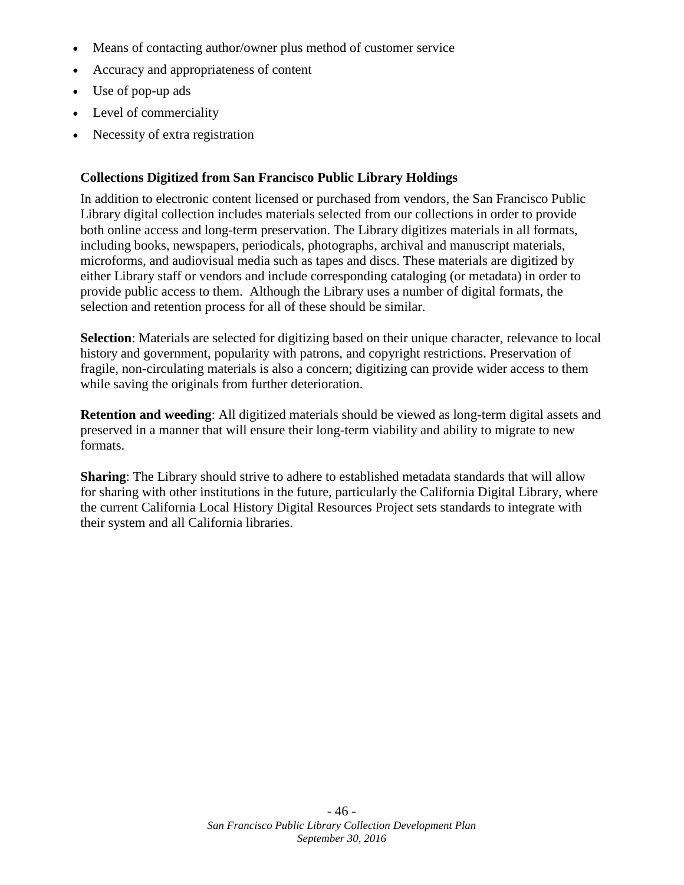- Means of contacting author/owner plus method of customer service
- Accuracy and appropriateness of content
- Use of pop-up ads
- Level of commerciality
- Necessity of extra registration

**Collections Digitized from San Francisco Public Library Holdings**

In addition to electronic content licensed or purchased from vendors, the San Francisco Public Library digital collection includes materials selected from our collections in order to provide both online access and long-term preservation. The Library digitizes materials in all formats, including books, newspapers, periodicals, photographs, archival and manuscript materials, microforms, and audiovisual media such as tapes and discs. These materials are digitized by either Library staff or vendors and include corresponding cataloging (or metadata) in order to provide public access to them. Although the Library uses a number of digital formats, the selection and retention process for all of these should be similar.

**Selection**: Materials are selected for digitizing based on their unique character, relevance to local history and government, popularity with patrons, and copyright restrictions. Preservation of fragile, non-circulating materials is also a concern; digitizing can provide wider access to them while saving the originals from further deterioration.

**Retention and weeding**: All digitized materials should be viewed as long-term digital assets and preserved in a manner that will ensure their long-term viability and ability to migrate to new formats.

**Sharing**: The Library should strive to adhere to established metadata standards that will allow for sharing with other institutions in the future, particularly the California Digital Library, where the current California Local History Digital Resources Project sets standards to integrate with their system and all California libraries.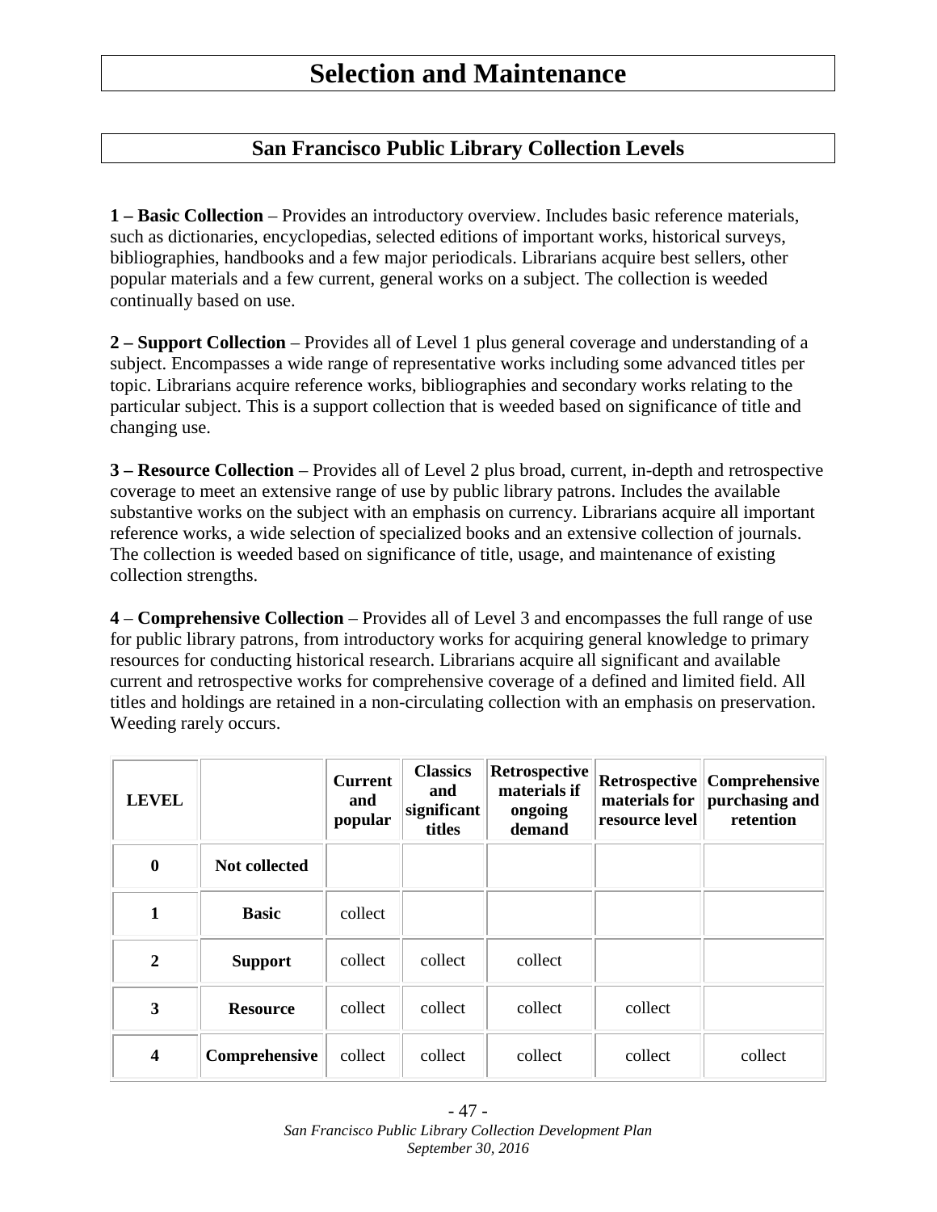# Selection and Maintenance

## San Francisco Public Library Collection Levels

**1 – Basic Collection** – Provides an introductory overview. Includes basic reference materials, such as dictionaries, encyclopedias, selected editions of important works, historical surveys, bibliographies, handbooks and a few major periodicals. Librarians acquire best sellers, other popular materials and a few current, general works on a subject. The collection is weeded continually based on use.

**2 – Support Collection** – Provides all of Level 1 plus general coverage and understanding of a subject. Encompasses a wide range of representative works including some advanced titles per topic. Librarians acquire reference works, bibliographies and secondary works relating to the particular subject. This is a support collection that is weeded based on significance of title and changing use.

**3 – Resource Collection** – Provides all of Level 2 plus broad, current, in-depth and retrospective coverage to meet an extensive range of use by public library patrons. Includes the available substantive works on the subject with an emphasis on currency. Librarians acquire all important reference works, a wide selection of specialized books and an extensive collection of journals. The collection is weeded based on significance of title, usage, and maintenance of existing collection strengths.

**4** – **Comprehensive Collection** – Provides all of Level 3 and encompasses the full range of use for public library patrons, from introductory works for acquiring general knowledge to primary resources for conducting historical research. Librarians acquire all significant and available current and retrospective works for comprehensive coverage of a defined and limited field. All titles and holdings are retained in a non-circulating collection with an emphasis on preservation. Weeding rarely occurs.

| LEVEL | | Current and popular | Classics and significant titles | Retrospective materials if ongoing demand | Retrospective materials for resource level | Comprehensive purchasing and retention |
|---|---|---|---|---|---|---|
| **0** | **Not collected** | | | | | |
| **1** | **Basic** | collect | | | | |
| **2** | **Support** | collect | collect | collect | | |
| **3** | **Resource** | collect | collect | collect | collect | |
| **4** | **Comprehensive** | collect | collect | collect | collect | collect |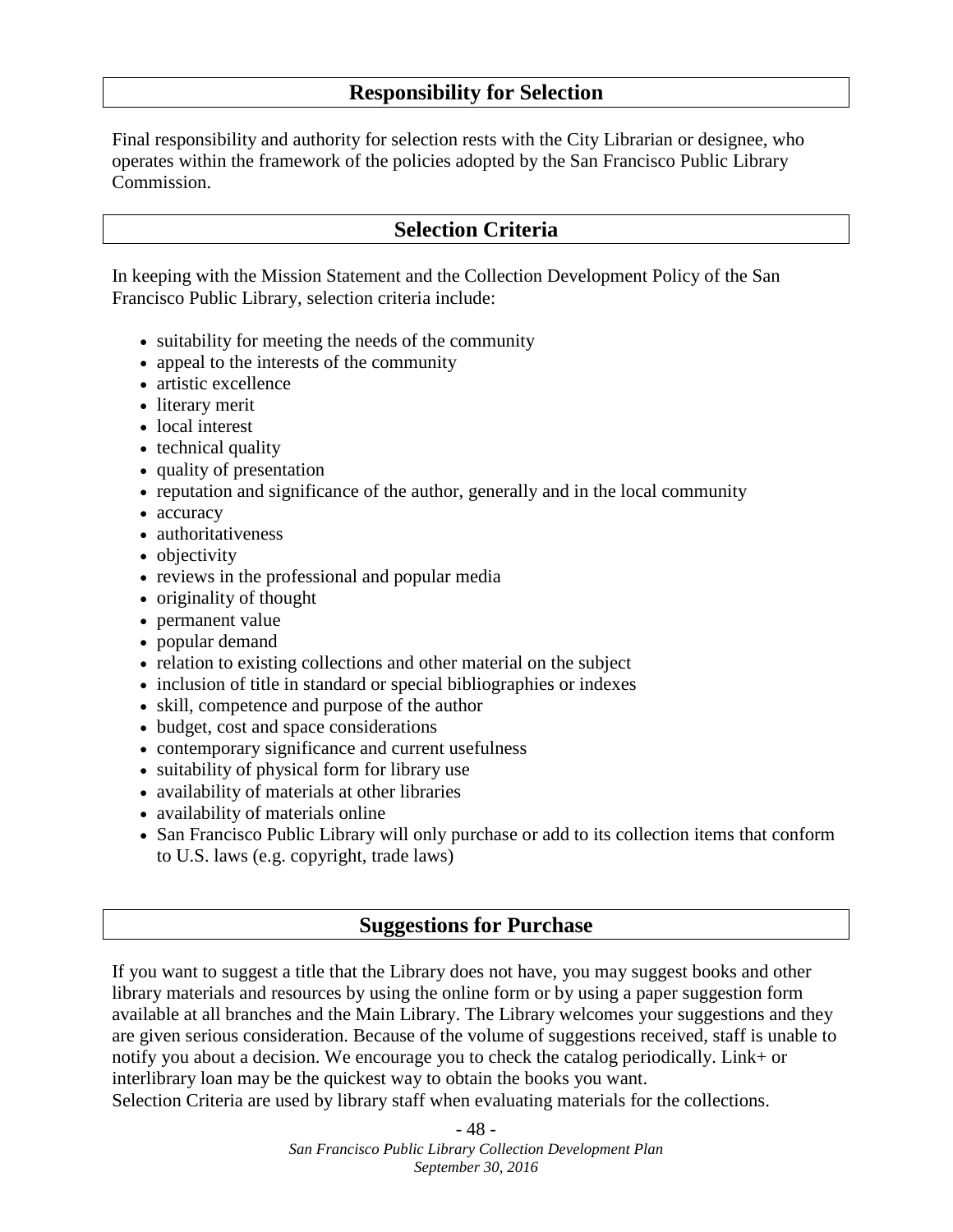## Responsibility for Selection

Final responsibility and authority for selection rests with the City Librarian or designee, who operates within the framework of the policies adopted by the San Francisco Public Library Commission.

## Selection Criteria

In keeping with the Mission Statement and the Collection Development Policy of the San Francisco Public Library, selection criteria include:

- suitability for meeting the needs of the community
- appeal to the interests of the community
- artistic excellence
- literary merit
- local interest
- technical quality
- quality of presentation
- reputation and significance of the author, generally and in the local community
- accuracy
- authoritativeness
- objectivity
- reviews in the professional and popular media
- originality of thought
- permanent value
- popular demand
- relation to existing collections and other material on the subject
- inclusion of title in standard or special bibliographies or indexes
- skill, competence and purpose of the author
- budget, cost and space considerations
- contemporary significance and current usefulness
- suitability of physical form for library use
- availability of materials at other libraries
- availability of materials online
- San Francisco Public Library will only purchase or add to its collection items that conform to U.S. laws (e.g. copyright, trade laws)

## Suggestions for Purchase

If you want to suggest a title that the Library does not have, you may suggest books and other library materials and resources by using the online form or by using a paper suggestion form available at all branches and the Main Library. The Library welcomes your suggestions and they are given serious consideration. Because of the volume of suggestions received, staff is unable to notify you about a decision. We encourage you to check the catalog periodically. Link+ or interlibrary loan may be the quickest way to obtain the books you want.
Selection Criteria are used by library staff when evaluating materials for the collections.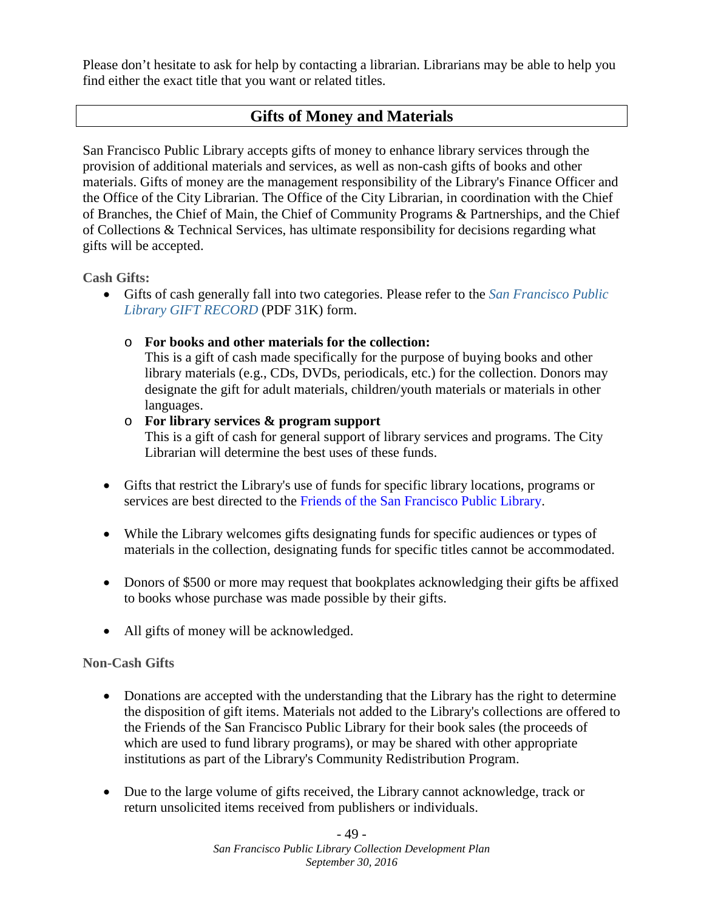Please don't hesitate to ask for help by contacting a librarian. Librarians may be able to help you find either the exact title that you want or related titles.

## Gifts of Money and Materials

San Francisco Public Library accepts gifts of money to enhance library services through the provision of additional materials and services, as well as non-cash gifts of books and other materials. Gifts of money are the management responsibility of the Library's Finance Officer and the Office of the City Librarian. The Office of the City Librarian, in coordination with the Chief of Branches, the Chief of Main, the Chief of Community Programs & Partnerships, and the Chief of Collections & Technical Services, has ultimate responsibility for decisions regarding what gifts will be accepted.

### Cash Gifts:

- Gifts of cash generally fall into two categories. Please refer to the *San Francisco Public Library GIFT RECORD* (PDF 31K) form.
  - **For books and other materials for the collection:**
    This is a gift of cash made specifically for the purpose of buying books and other library materials (e.g., CDs, DVDs, periodicals, etc.) for the collection. Donors may designate the gift for adult materials, children/youth materials or materials in other languages.
  - **For library services & program support**
    This is a gift of cash for general support of library services and programs. The City Librarian will determine the best uses of these funds.
- Gifts that restrict the Library's use of funds for specific library locations, programs or services are best directed to the Friends of the San Francisco Public Library.
- While the Library welcomes gifts designating funds for specific audiences or types of materials in the collection, designating funds for specific titles cannot be accommodated.
- Donors of $500 or more may request that bookplates acknowledging their gifts be affixed to books whose purchase was made possible by their gifts.
- All gifts of money will be acknowledged.

### Non-Cash Gifts

- Donations are accepted with the understanding that the Library has the right to determine the disposition of gift items. Materials not added to the Library's collections are offered to the Friends of the San Francisco Public Library for their book sales (the proceeds of which are used to fund library programs), or may be shared with other appropriate institutions as part of the Library's Community Redistribution Program.
- Due to the large volume of gifts received, the Library cannot acknowledge, track or return unsolicited items received from publishers or individuals.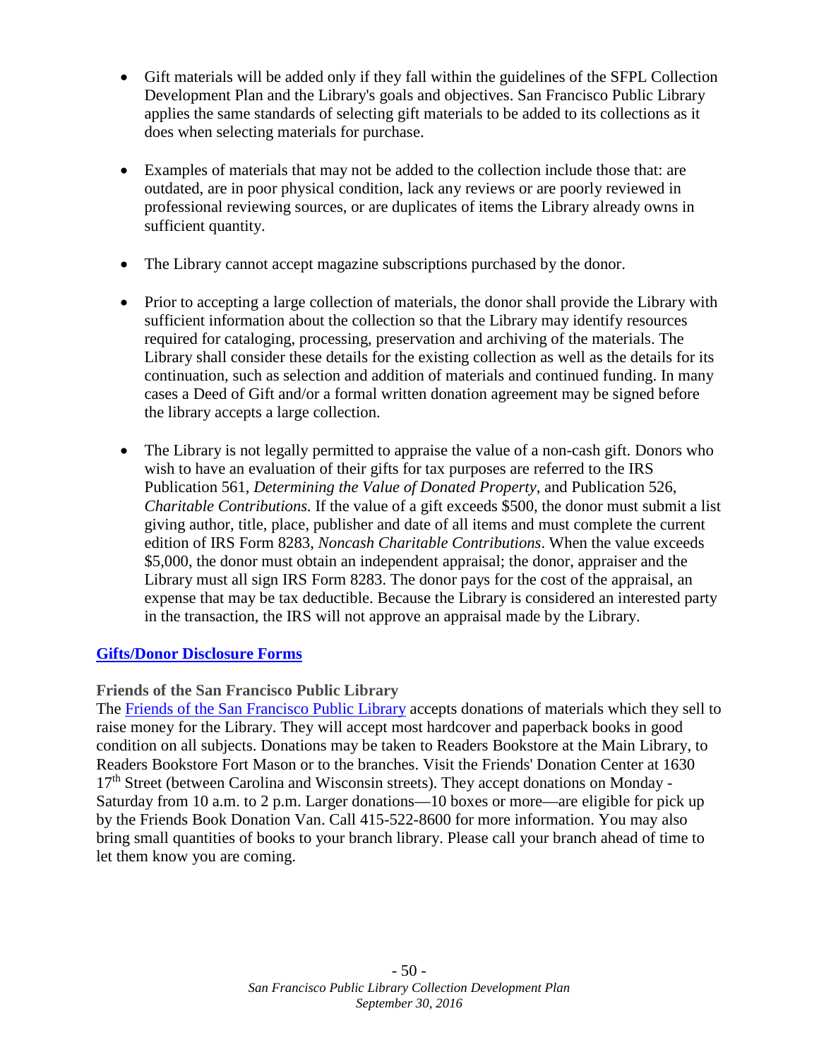- Gift materials will be added only if they fall within the guidelines of the SFPL Collection Development Plan and the Library's goals and objectives. San Francisco Public Library applies the same standards of selecting gift materials to be added to its collections as it does when selecting materials for purchase.

- Examples of materials that may not be added to the collection include those that: are outdated, are in poor physical condition, lack any reviews or are poorly reviewed in professional reviewing sources, or are duplicates of items the Library already owns in sufficient quantity.

- The Library cannot accept magazine subscriptions purchased by the donor.

- Prior to accepting a large collection of materials, the donor shall provide the Library with sufficient information about the collection so that the Library may identify resources required for cataloging, processing, preservation and archiving of the materials. The Library shall consider these details for the existing collection as well as the details for its continuation, such as selection and addition of materials and continued funding. In many cases a Deed of Gift and/or a formal written donation agreement may be signed before the library accepts a large collection.

- The Library is not legally permitted to appraise the value of a non-cash gift. Donors who wish to have an evaluation of their gifts for tax purposes are referred to the IRS Publication 561, *Determining the Value of Donated Property*, and Publication 526, *Charitable Contributions*. If the value of a gift exceeds $500, the donor must submit a list giving author, title, place, publisher and date of all items and must complete the current edition of IRS Form 8283, *Noncash Charitable Contributions*. When the value exceeds $5,000, the donor must obtain an independent appraisal; the donor, appraiser and the Library must all sign IRS Form 8283. The donor pays for the cost of the appraisal, an expense that may be tax deductible. Because the Library is considered an interested party in the transaction, the IRS will not approve an appraisal made by the Library.

**Gifts/Donor Disclosure Forms**

### Friends of the San Francisco Public Library

The Friends of the San Francisco Public Library accepts donations of materials which they sell to raise money for the Library. They will accept most hardcover and paperback books in good condition on all subjects. Donations may be taken to Readers Bookstore at the Main Library, to Readers Bookstore Fort Mason or to the branches. Visit the Friends' Donation Center at 1630 17th Street (between Carolina and Wisconsin streets). They accept donations on Monday - Saturday from 10 a.m. to 2 p.m. Larger donations—10 boxes or more—are eligible for pick up by the Friends Book Donation Van. Call 415-522-8600 for more information. You may also bring small quantities of books to your branch library. Please call your branch ahead of time to let them know you are coming.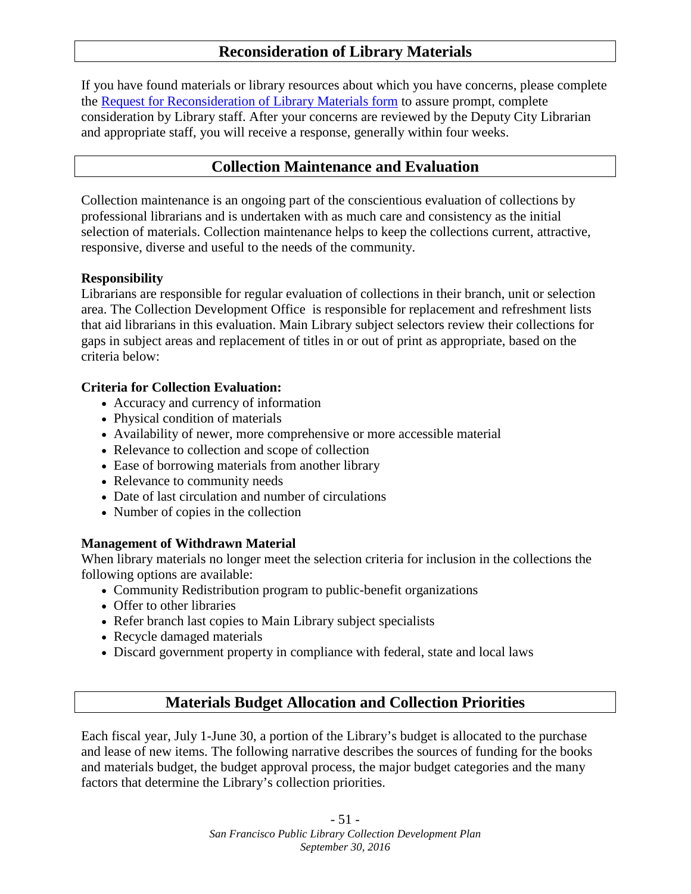## Reconsideration of Library Materials

If you have found materials or library resources about which you have concerns, please complete the [Request for Reconsideration of Library Materials form](#) to assure prompt, complete consideration by Library staff. After your concerns are reviewed by the Deputy City Librarian and appropriate staff, you will receive a response, generally within four weeks.

## Collection Maintenance and Evaluation

Collection maintenance is an ongoing part of the conscientious evaluation of collections by professional librarians and is undertaken with as much care and consistency as the initial selection of materials. Collection maintenance helps to keep the collections current, attractive, responsive, diverse and useful to the needs of the community.

**Responsibility**
Librarians are responsible for regular evaluation of collections in their branch, unit or selection area. The Collection Development Office is responsible for replacement and refreshment lists that aid librarians in this evaluation. Main Library subject selectors review their collections for gaps in subject areas and replacement of titles in or out of print as appropriate, based on the criteria below:

**Criteria for Collection Evaluation:**

- Accuracy and currency of information
- Physical condition of materials
- Availability of newer, more comprehensive or more accessible material
- Relevance to collection and scope of collection
- Ease of borrowing materials from another library
- Relevance to community needs
- Date of last circulation and number of circulations
- Number of copies in the collection

**Management of Withdrawn Material**
When library materials no longer meet the selection criteria for inclusion in the collections the following options are available:

- Community Redistribution program to public-benefit organizations
- Offer to other libraries
- Refer branch last copies to Main Library subject specialists
- Recycle damaged materials
- Discard government property in compliance with federal, state and local laws

## Materials Budget Allocation and Collection Priorities

Each fiscal year, July 1-June 30, a portion of the Library's budget is allocated to the purchase and lease of new items. The following narrative describes the sources of funding for the books and materials budget, the budget approval process, the major budget categories and the many factors that determine the Library's collection priorities.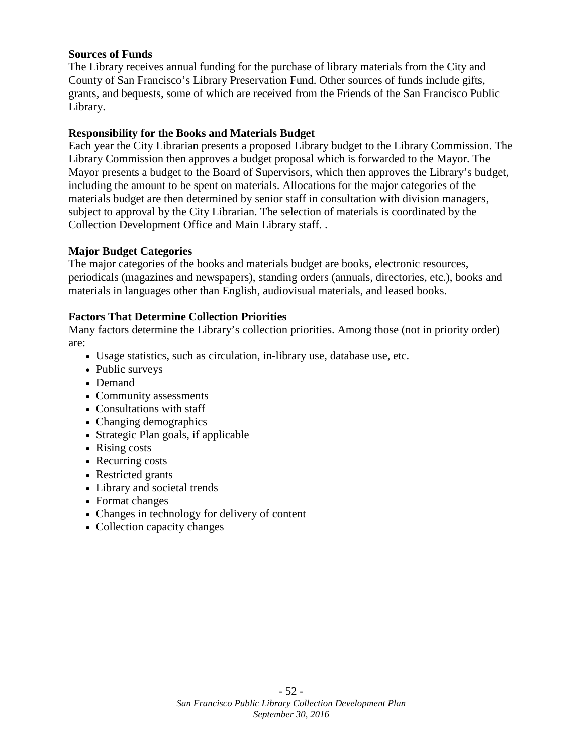**Sources of Funds**

The Library receives annual funding for the purchase of library materials from the City and County of San Francisco's Library Preservation Fund. Other sources of funds include gifts, grants, and bequests, some of which are received from the Friends of the San Francisco Public Library.

**Responsibility for the Books and Materials Budget**

Each year the City Librarian presents a proposed Library budget to the Library Commission. The Library Commission then approves a budget proposal which is forwarded to the Mayor. The Mayor presents a budget to the Board of Supervisors, which then approves the Library's budget, including the amount to be spent on materials. Allocations for the major categories of the materials budget are then determined by senior staff in consultation with division managers, subject to approval by the City Librarian. The selection of materials is coordinated by the Collection Development Office and Main Library staff. .

**Major Budget Categories**

The major categories of the books and materials budget are books, electronic resources, periodicals (magazines and newspapers), standing orders (annuals, directories, etc.), books and materials in languages other than English, audiovisual materials, and leased books.

**Factors That Determine Collection Priorities**

Many factors determine the Library's collection priorities. Among those (not in priority order) are:

- Usage statistics, such as circulation, in-library use, database use, etc.
- Public surveys
- Demand
- Community assessments
- Consultations with staff
- Changing demographics
- Strategic Plan goals, if applicable
- Rising costs
- Recurring costs
- Restricted grants
- Library and societal trends
- Format changes
- Changes in technology for delivery of content
- Collection capacity changes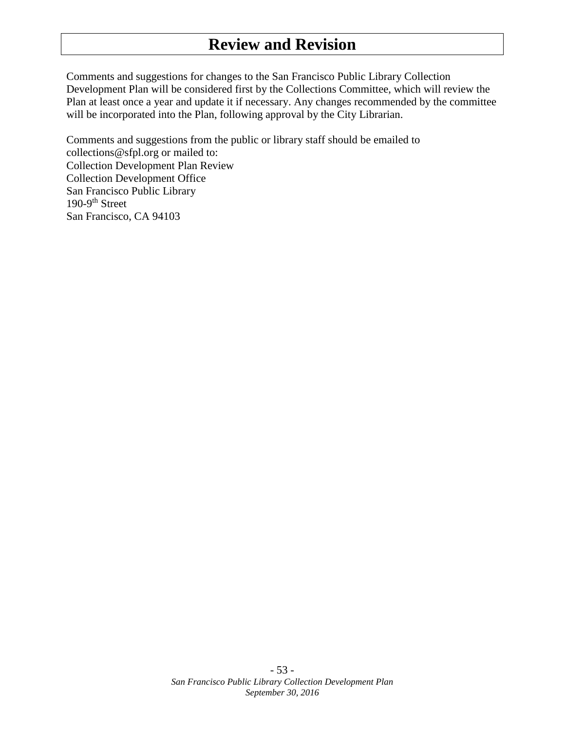# Review and Revision

Comments and suggestions for changes to the San Francisco Public Library Collection Development Plan will be considered first by the Collections Committee, which will review the Plan at least once a year and update it if necessary. Any changes recommended by the committee will be incorporated into the Plan, following approval by the City Librarian.

Comments and suggestions from the public or library staff should be emailed to collections@sfpl.org or mailed to:
Collection Development Plan Review
Collection Development Office
San Francisco Public Library
190-9th Street
San Francisco, CA 94103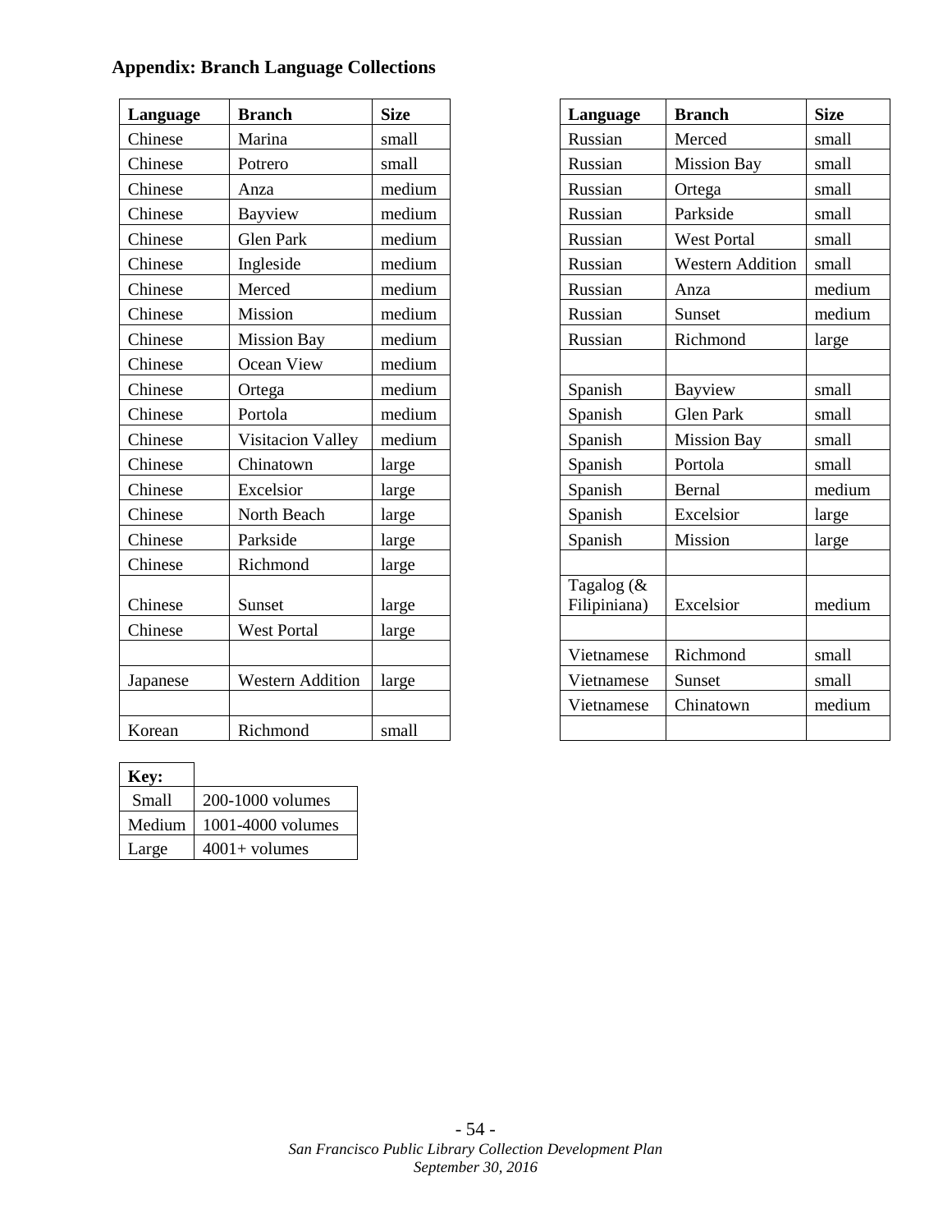**Appendix: Branch Language Collections**

| Language | Branch | Size |
|---|---|---|
| Chinese | Marina | small |
| Chinese | Potrero | small |
| Chinese | Anza | medium |
| Chinese | Bayview | medium |
| Chinese | Glen Park | medium |
| Chinese | Ingleside | medium |
| Chinese | Merced | medium |
| Chinese | Mission | medium |
| Chinese | Mission Bay | medium |
| Chinese | Ocean View | medium |
| Chinese | Ortega | medium |
| Chinese | Portola | medium |
| Chinese | Visitacion Valley | medium |
| Chinese | Chinatown | large |
| Chinese | Excelsior | large |
| Chinese | North Beach | large |
| Chinese | Parkside | large |
| Chinese | Richmond | large |
| Chinese | Sunset | large |
| Chinese | West Portal | large |
| | | |
| Japanese | Western Addition | large |
| | | |
| Korean | Richmond | small |

| Language | Branch | Size |
|---|---|---|
| Russian | Merced | small |
| Russian | Mission Bay | small |
| Russian | Ortega | small |
| Russian | Parkside | small |
| Russian | West Portal | small |
| Russian | Western Addition | small |
| Russian | Anza | medium |
| Russian | Sunset | medium |
| Russian | Richmond | large |
| | | |
| Spanish | Bayview | small |
| Spanish | Glen Park | small |
| Spanish | Mission Bay | small |
| Spanish | Portola | small |
| Spanish | Bernal | medium |
| Spanish | Excelsior | large |
| Spanish | Mission | large |
| | | |
| Tagalog (& Filipiniana) | Excelsior | medium |
| | | |
| Vietnamese | Richmond | small |
| Vietnamese | Sunset | small |
| Vietnamese | Chinatown | medium |
| | | |

| Key: | |
|---|---|
| Small | 200-1000 volumes |
| Medium | 1001-4000 volumes |
| Large | 4001+ volumes |